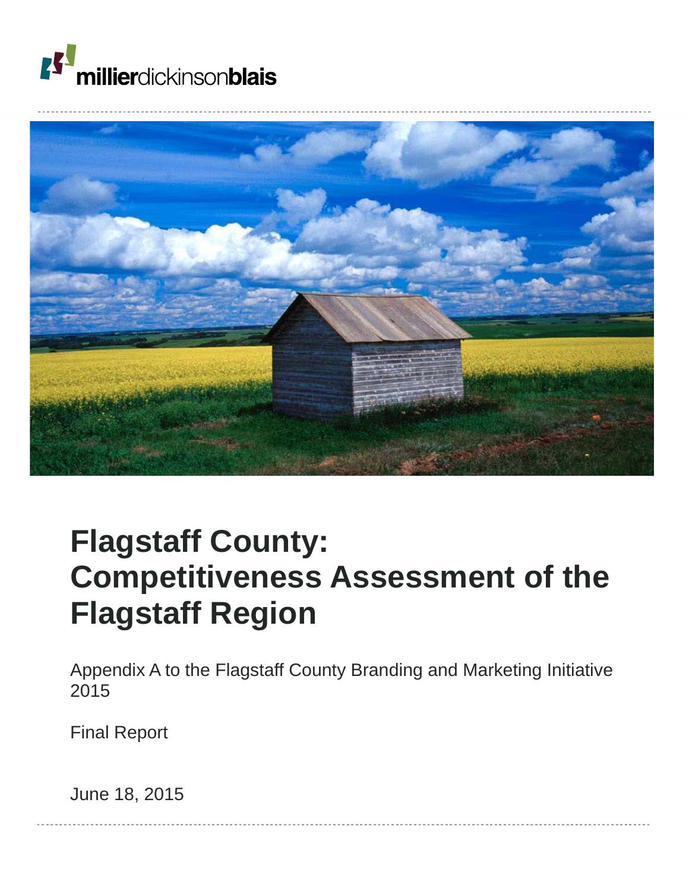millierdickinsonblais

# Flagstaff County: Competitiveness Assessment of the Flagstaff Region

Appendix A to the Flagstaff County Branding and Marketing Initiative 2015

Final Report

June 18, 2015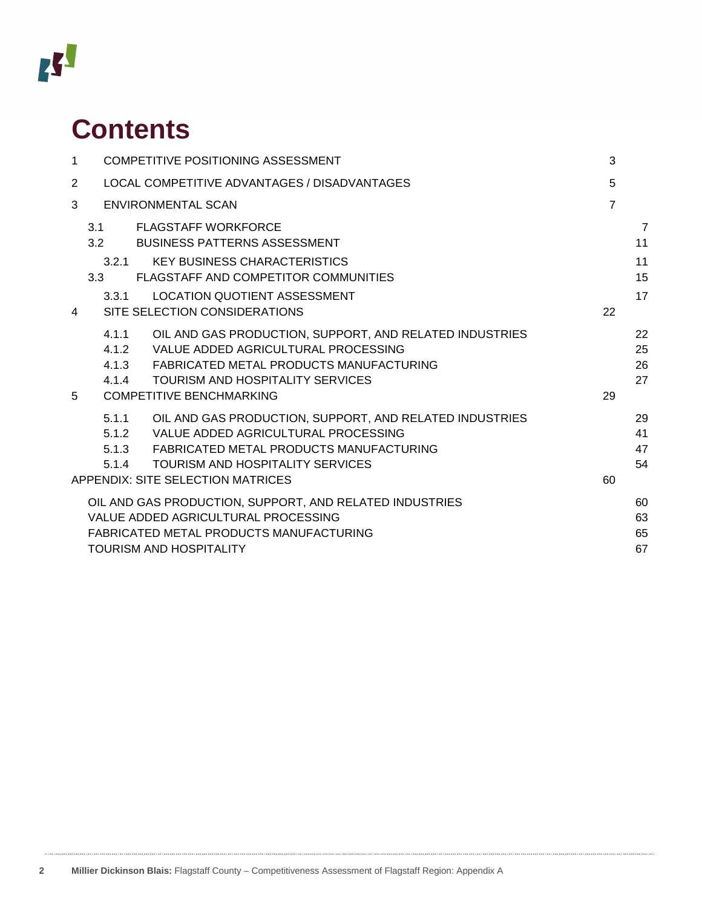# Contents

| | | |
|---|---|---|
| 1 | COMPETITIVE POSITIONING ASSESSMENT | 3 |
| 2 | LOCAL COMPETITIVE ADVANTAGES / DISADVANTAGES | 5 |
| 3 | ENVIRONMENTAL SCAN | 7 |
| 3.1 | FLAGSTAFF WORKFORCE | 7 |
| 3.2 | BUSINESS PATTERNS ASSESSMENT | 11 |
| 3.2.1 | KEY BUSINESS CHARACTERISTICS | 11 |
| 3.3 | FLAGSTAFF AND COMPETITOR COMMUNITIES | 15 |
| 3.3.1 | LOCATION QUOTIENT ASSESSMENT | 17 |
| 4 | SITE SELECTION CONSIDERATIONS | 22 |
| 4.1.1 | OIL AND GAS PRODUCTION, SUPPORT, AND RELATED INDUSTRIES | 22 |
| 4.1.2 | VALUE ADDED AGRICULTURAL PROCESSING | 25 |
| 4.1.3 | FABRICATED METAL PRODUCTS MANUFACTURING | 26 |
| 4.1.4 | TOURISM AND HOSPITALITY SERVICES | 27 |
| 5 | COMPETITIVE BENCHMARKING | 29 |
| 5.1.1 | OIL AND GAS PRODUCTION, SUPPORT, AND RELATED INDUSTRIES | 29 |
| 5.1.2 | VALUE ADDED AGRICULTURAL PROCESSING | 41 |
| 5.1.3 | FABRICATED METAL PRODUCTS MANUFACTURING | 47 |
| 5.1.4 | TOURISM AND HOSPITALITY SERVICES | 54 |
| | APPENDIX: SITE SELECTION MATRICES | 60 |
| | OIL AND GAS PRODUCTION, SUPPORT, AND RELATED INDUSTRIES | 60 |
| | VALUE ADDED AGRICULTURAL PROCESSING | 63 |
| | FABRICATED METAL PRODUCTS MANUFACTURING | 65 |
| | TOURISM AND HOSPITALITY | 67 |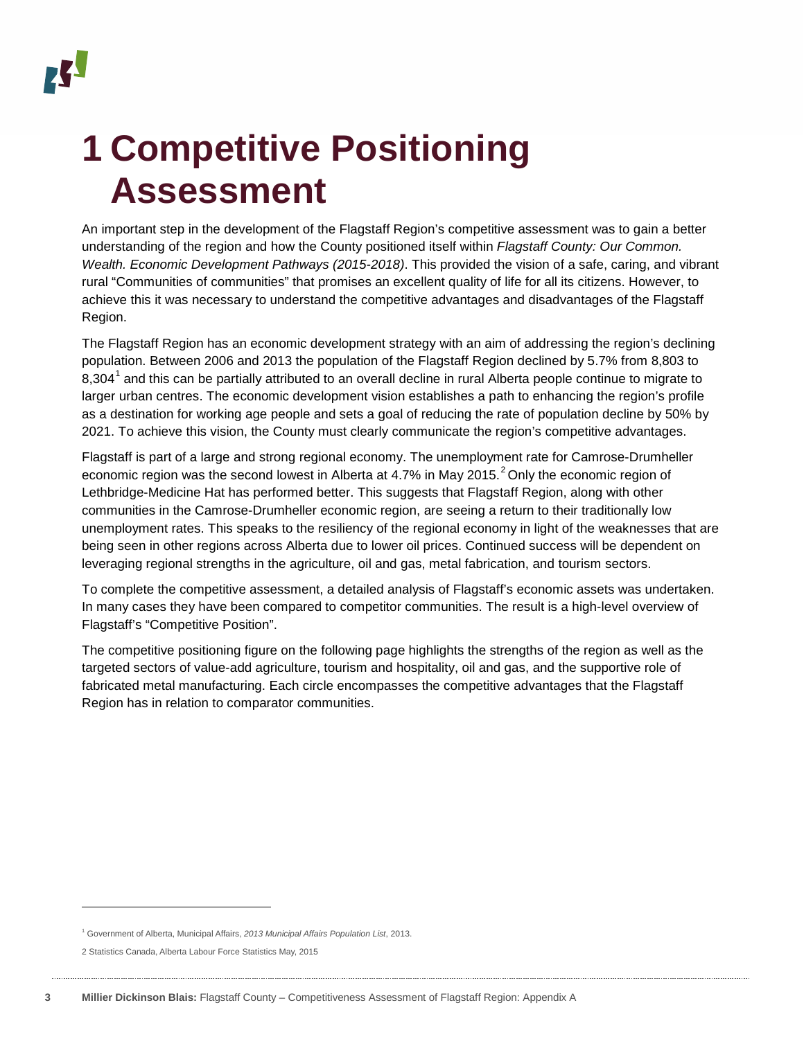# 1 Competitive Positioning Assessment

An important step in the development of the Flagstaff Region's competitive assessment was to gain a better understanding of the region and how the County positioned itself within *Flagstaff County: Our Common. Wealth. Economic Development Pathways (2015-2018)*. This provided the vision of a safe, caring, and vibrant rural "Communities of communities" that promises an excellent quality of life for all its citizens. However, to achieve this it was necessary to understand the competitive advantages and disadvantages of the Flagstaff Region.

The Flagstaff Region has an economic development strategy with an aim of addressing the region's declining population. Between 2006 and 2013 the population of the Flagstaff Region declined by 5.7% from 8,803 to 8,304[1] and this can be partially attributed to an overall decline in rural Alberta people continue to migrate to larger urban centres. The economic development vision establishes a path to enhancing the region's profile as a destination for working age people and sets a goal of reducing the rate of population decline by 50% by 2021. To achieve this vision, the County must clearly communicate the region's competitive advantages.

Flagstaff is part of a large and strong regional economy. The unemployment rate for Camrose-Drumheller economic region was the second lowest in Alberta at 4.7% in May 2015.[2] Only the economic region of Lethbridge-Medicine Hat has performed better. This suggests that Flagstaff Region, along with other communities in the Camrose-Drumheller economic region, are seeing a return to their traditionally low unemployment rates. This speaks to the resiliency of the regional economy in light of the weaknesses that are being seen in other regions across Alberta due to lower oil prices. Continued success will be dependent on leveraging regional strengths in the agriculture, oil and gas, metal fabrication, and tourism sectors.

To complete the competitive assessment, a detailed analysis of Flagstaff's economic assets was undertaken. In many cases they have been compared to competitor communities. The result is a high-level overview of Flagstaff's "Competitive Position".

The competitive positioning figure on the following page highlights the strengths of the region as well as the targeted sectors of value-add agriculture, tourism and hospitality, oil and gas, and the supportive role of fabricated metal manufacturing. Each circle encompasses the competitive advantages that the Flagstaff Region has in relation to comparator communities.

---

[1] Government of Alberta, Municipal Affairs, *2013 Municipal Affairs Population List*, 2013.

2 Statistics Canada, Alberta Labour Force Statistics May, 2015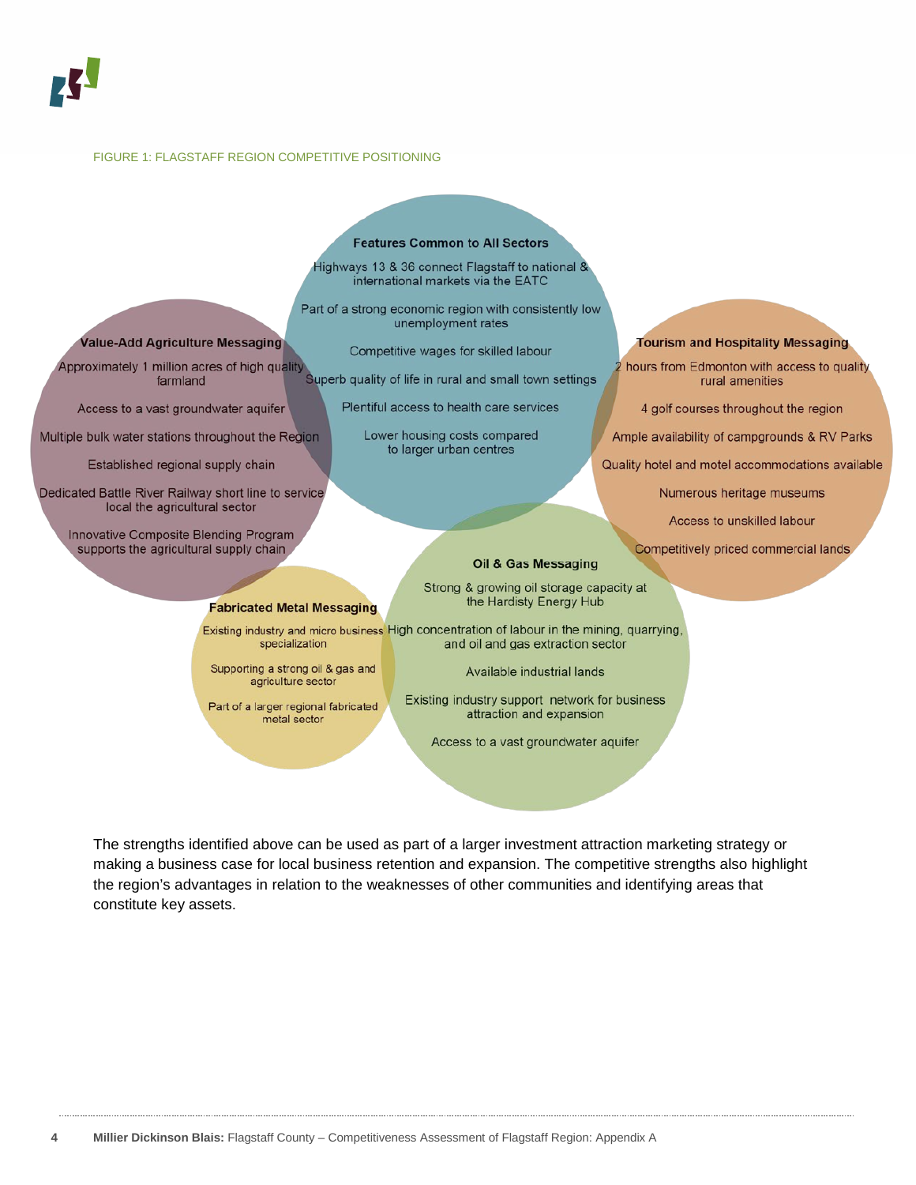FIGURE 1: FLAGSTAFF REGION COMPETITIVE POSITIONING

**Features Common to All Sectors**

- Highways 13 & 36 connect Flagstaff to national & international markets via the EATC
- Part of a strong economic region with consistently low unemployment rates
- Competitive wages for skilled labour
- Superb quality of life in rural and small town settings
- Plentiful access to health care services
- Lower housing costs compared to larger urban centres

**Value-Add Agriculture Messaging**

- Approximately 1 million acres of high quality farmland
- Access to a vast groundwater aquifer
- Multiple bulk water stations throughout the Region
- Established regional supply chain
- Dedicated Battle River Railway short line to service local the agricultural sector
- Innovative Composite Blending Program supports the agricultural supply chain

**Tourism and Hospitality Messaging**

- 2 hours from Edmonton with access to quality rural amenities
- 4 golf courses throughout the region
- Ample availability of campgrounds & RV Parks
- Quality hotel and motel accommodations available
- Numerous heritage museums
- Access to unskilled labour
- Competitively priced commercial lands

**Fabricated Metal Messaging**

- Existing industry and micro business specialization
- Supporting a strong oil & gas and agriculture sector
- Part of a larger regional fabricated metal sector

**Oil & Gas Messaging**

- Strong & growing oil storage capacity at the Hardisty Energy Hub
- High concentration of labour in the mining, quarrying, and oil and gas extraction sector
- Available industrial lands
- Existing industry support network for business attraction and expansion
- Access to a vast groundwater aquifer

The strengths identified above can be used as part of a larger investment attraction marketing strategy or making a business case for local business retention and expansion. The competitive strengths also highlight the region's advantages in relation to the weaknesses of other communities and identifying areas that constitute key assets.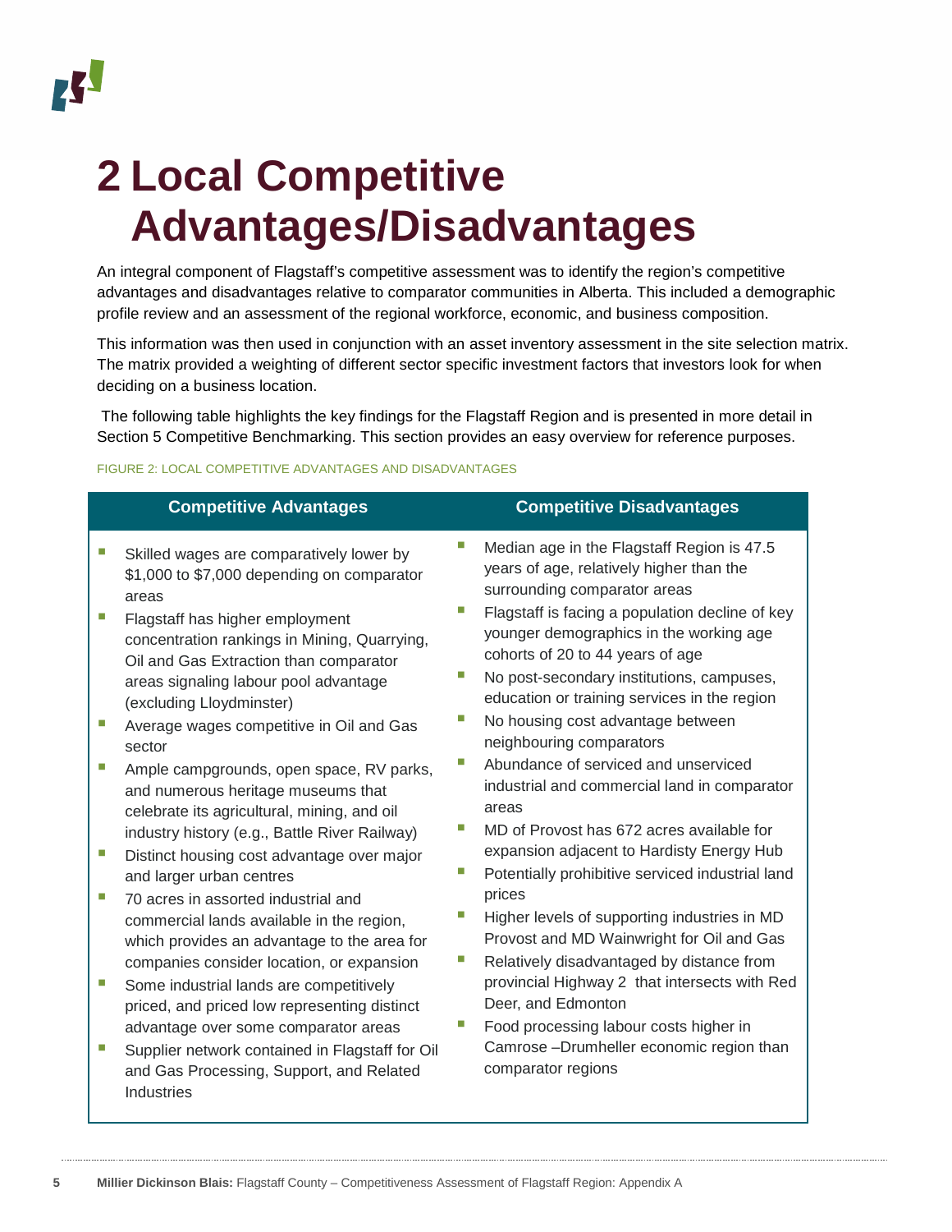# 2 Local Competitive Advantages/Disadvantages

An integral component of Flagstaff's competitive assessment was to identify the region's competitive advantages and disadvantages relative to comparator communities in Alberta. This included a demographic profile review and an assessment of the regional workforce, economic, and business composition.

This information was then used in conjunction with an asset inventory assessment in the site selection matrix. The matrix provided a weighting of different sector specific investment factors that investors look for when deciding on a business location.

The following table highlights the key findings for the Flagstaff Region and is presented in more detail in Section 5 Competitive Benchmarking. This section provides an easy overview for reference purposes.

FIGURE 2: LOCAL COMPETITIVE ADVANTAGES AND DISADVANTAGES

| Competitive Advantages | Competitive Disadvantages |
|---|---|
| • Skilled wages are comparatively lower by \$1,000 to \$7,000 depending on comparator areas<br>• Flagstaff has higher employment concentration rankings in Mining, Quarrying, Oil and Gas Extraction than comparator areas signaling labour pool advantage (excluding Lloydminster)<br>• Average wages competitive in Oil and Gas sector<br>• Ample campgrounds, open space, RV parks, and numerous heritage museums that celebrate its agricultural, mining, and oil industry history (e.g., Battle River Railway)<br>• Distinct housing cost advantage over major and larger urban centres<br>• 70 acres in assorted industrial and commercial lands available in the region, which provides an advantage to the area for companies consider location, or expansion<br>• Some industrial lands are competitively priced, and priced low representing distinct advantage over some comparator areas<br>• Supplier network contained in Flagstaff for Oil and Gas Processing, Support, and Related Industries | • Median age in the Flagstaff Region is 47.5 years of age, relatively higher than the surrounding comparator areas<br>• Flagstaff is facing a population decline of key younger demographics in the working age cohorts of 20 to 44 years of age<br>• No post-secondary institutions, campuses, education or training services in the region<br>• No housing cost advantage between neighbouring comparators<br>• Abundance of serviced and unserviced industrial and commercial land in comparator areas<br>• MD of Provost has 672 acres available for expansion adjacent to Hardisty Energy Hub<br>• Potentially prohibitive serviced industrial land prices<br>• Higher levels of supporting industries in MD Provost and MD Wainwright for Oil and Gas<br>• Relatively disadvantaged by distance from provincial Highway 2 that intersects with Red Deer, and Edmonton<br>• Food processing labour costs higher in Camrose –Drumheller economic region than comparator regions |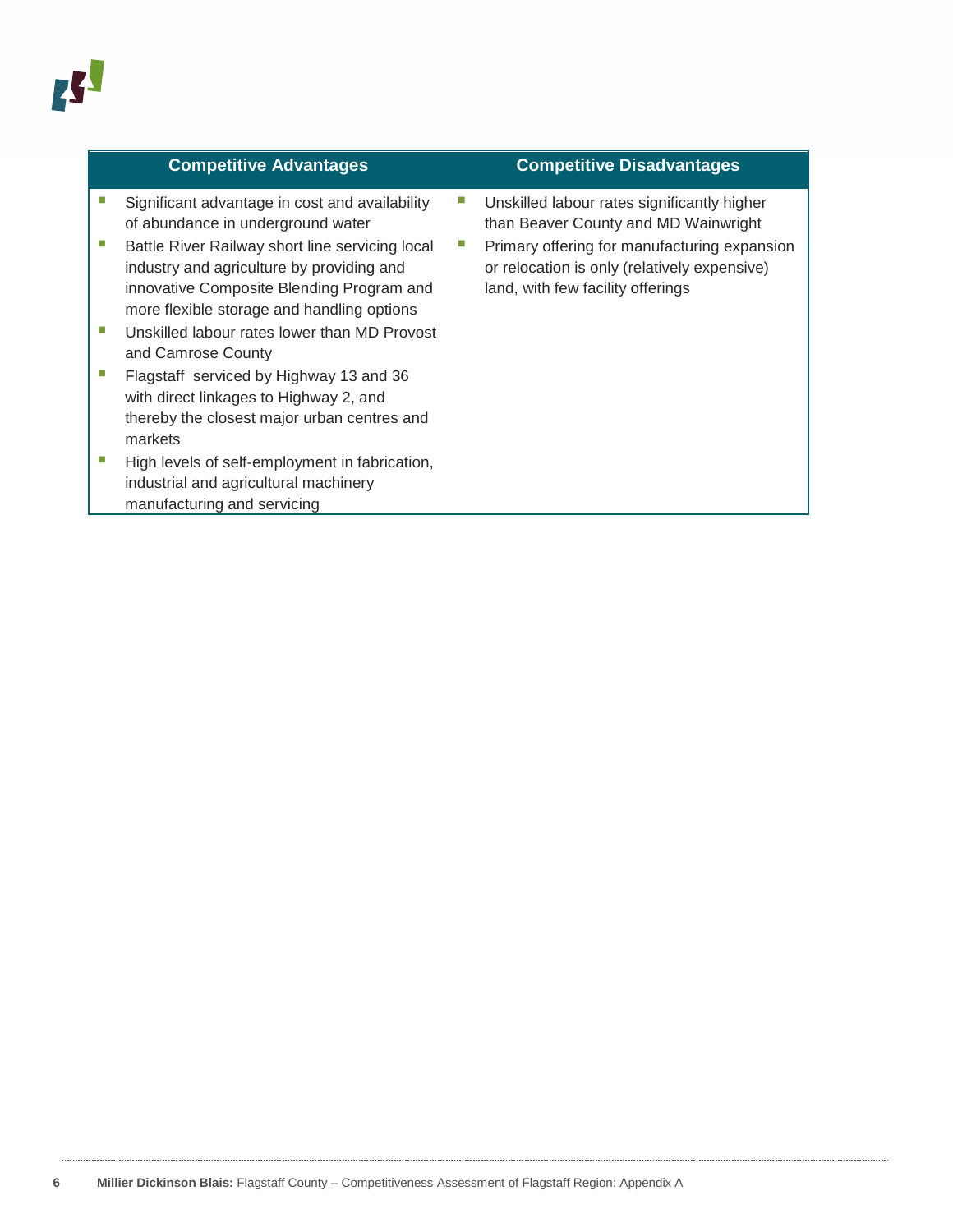| Competitive Advantages | Competitive Disadvantages |
| --- | --- |
| <ul><li>Significant advantage in cost and availability of abundance in underground water</li><li>Battle River Railway short line servicing local industry and agriculture by providing and innovative Composite Blending Program and more flexible storage and handling options</li><li>Unskilled labour rates lower than MD Provost and Camrose County</li><li>Flagstaff serviced by Highway 13 and 36 with direct linkages to Highway 2, and thereby the closest major urban centres and markets</li><li>High levels of self-employment in fabrication, industrial and agricultural machinery manufacturing and servicing</li></ul> | <ul><li>Unskilled labour rates significantly higher than Beaver County and MD Wainwright</li><li>Primary offering for manufacturing expansion or relocation is only (relatively expensive) land, with few facility offerings</li></ul> |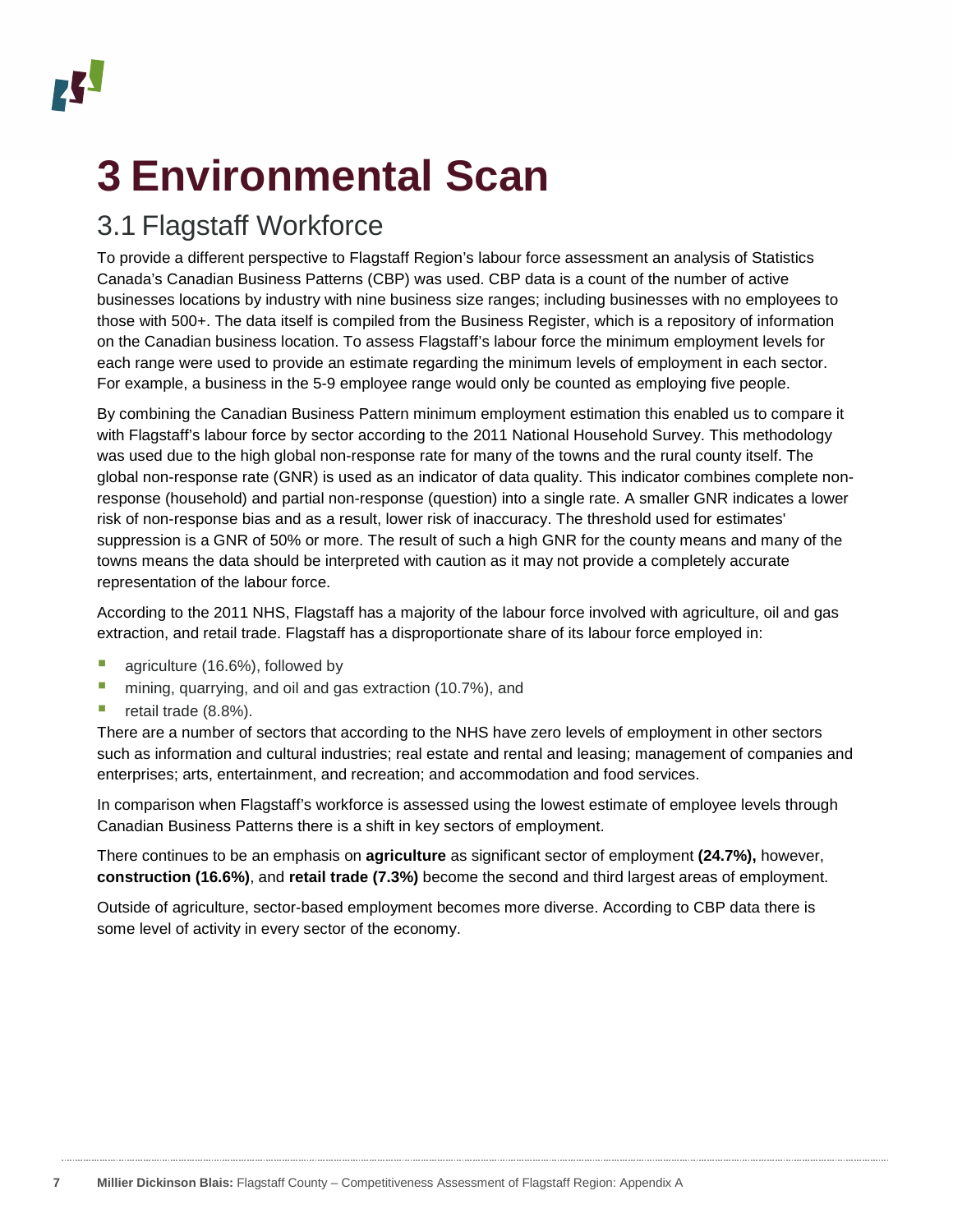# 3 Environmental Scan

## 3.1 Flagstaff Workforce

To provide a different perspective to Flagstaff Region's labour force assessment an analysis of Statistics Canada's Canadian Business Patterns (CBP) was used. CBP data is a count of the number of active businesses locations by industry with nine business size ranges; including businesses with no employees to those with 500+. The data itself is compiled from the Business Register, which is a repository of information on the Canadian business location. To assess Flagstaff's labour force the minimum employment levels for each range were used to provide an estimate regarding the minimum levels of employment in each sector. For example, a business in the 5-9 employee range would only be counted as employing five people.

By combining the Canadian Business Pattern minimum employment estimation this enabled us to compare it with Flagstaff's labour force by sector according to the 2011 National Household Survey. This methodology was used due to the high global non-response rate for many of the towns and the rural county itself. The global non-response rate (GNR) is used as an indicator of data quality. This indicator combines complete non-response (household) and partial non-response (question) into a single rate. A smaller GNR indicates a lower risk of non-response bias and as a result, lower risk of inaccuracy. The threshold used for estimates' suppression is a GNR of 50% or more. The result of such a high GNR for the county means and many of the towns means the data should be interpreted with caution as it may not provide a completely accurate representation of the labour force.

According to the 2011 NHS, Flagstaff has a majority of the labour force involved with agriculture, oil and gas extraction, and retail trade. Flagstaff has a disproportionate share of its labour force employed in:

- agriculture (16.6%), followed by
- mining, quarrying, and oil and gas extraction (10.7%), and
- retail trade (8.8%).

There are a number of sectors that according to the NHS have zero levels of employment in other sectors such as information and cultural industries; real estate and rental and leasing; management of companies and enterprises; arts, entertainment, and recreation; and accommodation and food services.

In comparison when Flagstaff's workforce is assessed using the lowest estimate of employee levels through Canadian Business Patterns there is a shift in key sectors of employment.

There continues to be an emphasis on **agriculture** as significant sector of employment **(24.7%),** however, **construction (16.6%)**, and **retail trade (7.3%)** become the second and third largest areas of employment.

Outside of agriculture, sector-based employment becomes more diverse. According to CBP data there is some level of activity in every sector of the economy.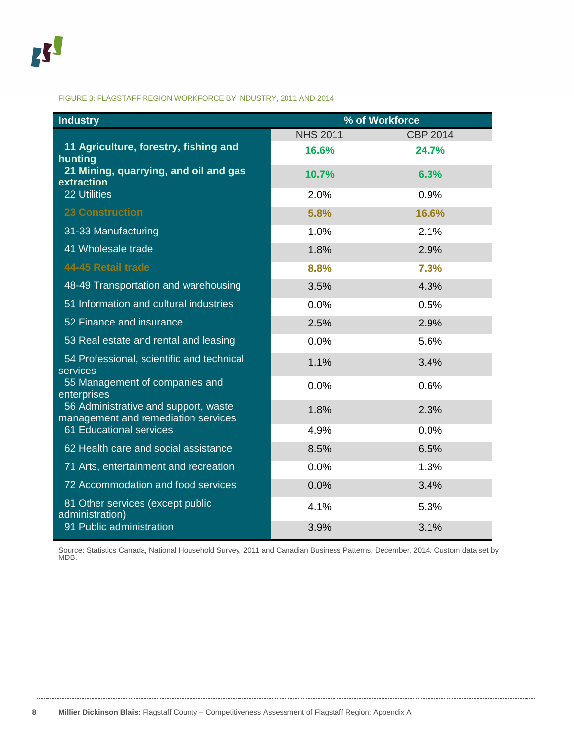FIGURE 3: FLAGSTAFF REGION WORKFORCE BY INDUSTRY, 2011 AND 2014

| Industry | % of Workforce | |
|---|---|---|
| | NHS 2011 | CBP 2014 |
| **11 Agriculture, forestry, fishing and hunting** | **16.6%** | **24.7%** |
| **21 Mining, quarrying, and oil and gas extraction** | **10.7%** | **6.3%** |
| 22 Utilities | 2.0% | 0.9% |
| **23 Construction** | **5.8%** | **16.6%** |
| 31-33 Manufacturing | 1.0% | 2.1% |
| 41 Wholesale trade | 1.8% | 2.9% |
| **44-45 Retail trade** | **8.8%** | **7.3%** |
| 48-49 Transportation and warehousing | 3.5% | 4.3% |
| 51 Information and cultural industries | 0.0% | 0.5% |
| 52 Finance and insurance | 2.5% | 2.9% |
| 53 Real estate and rental and leasing | 0.0% | 5.6% |
| 54 Professional, scientific and technical services | 1.1% | 3.4% |
| 55 Management of companies and enterprises | 0.0% | 0.6% |
| 56 Administrative and support, waste management and remediation services | 1.8% | 2.3% |
| 61 Educational services | 4.9% | 0.0% |
| 62 Health care and social assistance | 8.5% | 6.5% |
| 71 Arts, entertainment and recreation | 0.0% | 1.3% |
| 72 Accommodation and food services | 0.0% | 3.4% |
| 81 Other services (except public administration) | 4.1% | 5.3% |
| 91 Public administration | 3.9% | 3.1% |

Source: Statistics Canada, National Household Survey, 2011 and Canadian Business Patterns, December, 2014. Custom data set by MDB.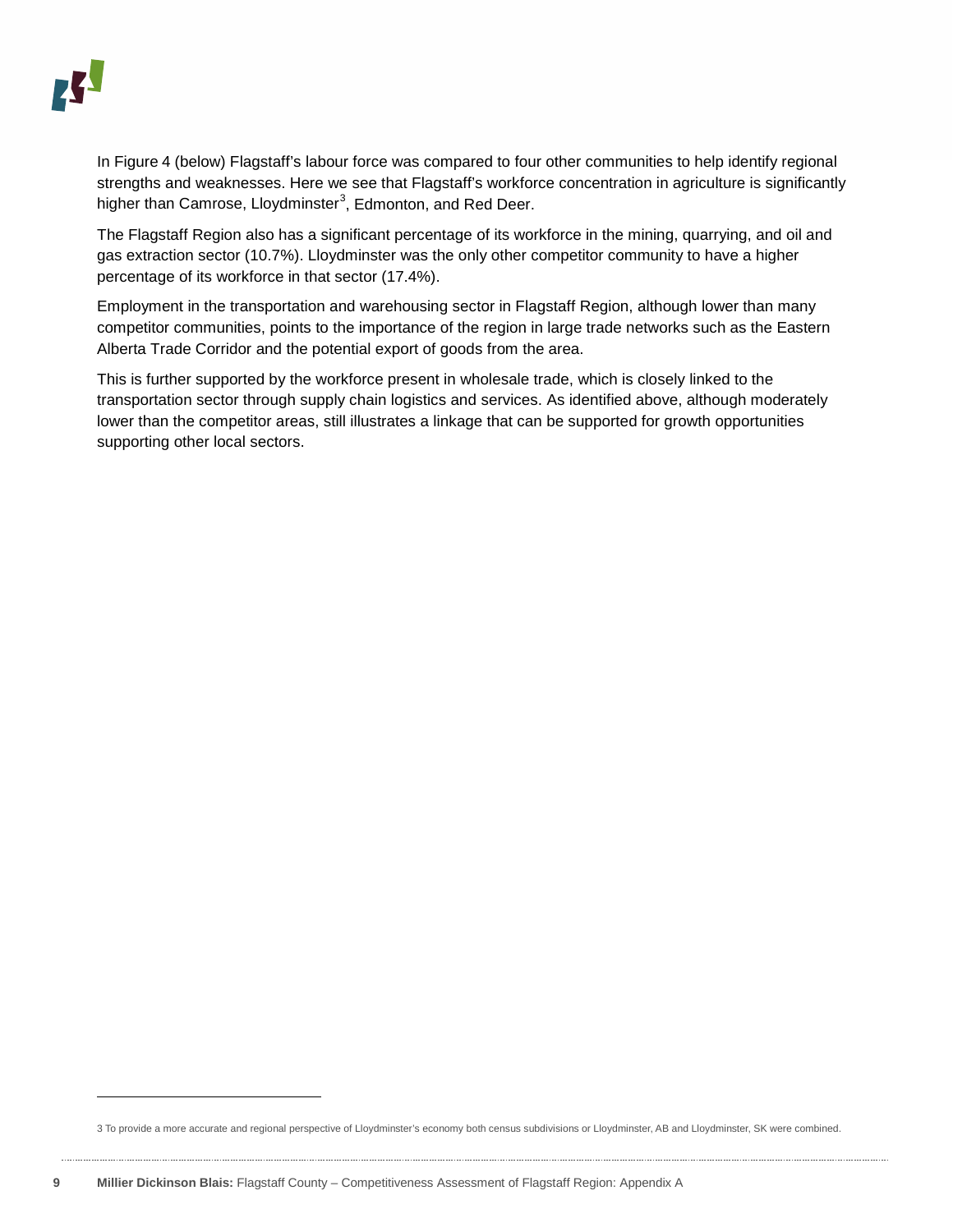In Figure 4 (below) Flagstaff's labour force was compared to four other communities to help identify regional strengths and weaknesses. Here we see that Flagstaff's workforce concentration in agriculture is significantly higher than Camrose, Lloydminster[3], Edmonton, and Red Deer.

The Flagstaff Region also has a significant percentage of its workforce in the mining, quarrying, and oil and gas extraction sector (10.7%). Lloydminster was the only other competitor community to have a higher percentage of its workforce in that sector (17.4%).

Employment in the transportation and warehousing sector in Flagstaff Region, although lower than many competitor communities, points to the importance of the region in large trade networks such as the Eastern Alberta Trade Corridor and the potential export of goods from the area.

This is further supported by the workforce present in wholesale trade, which is closely linked to the transportation sector through supply chain logistics and services. As identified above, although moderately lower than the competitor areas, still illustrates a linkage that can be supported for growth opportunities supporting other local sectors.

---

3 To provide a more accurate and regional perspective of Lloydminster's economy both census subdivisions or Lloydminster, AB and Lloydminster, SK were combined.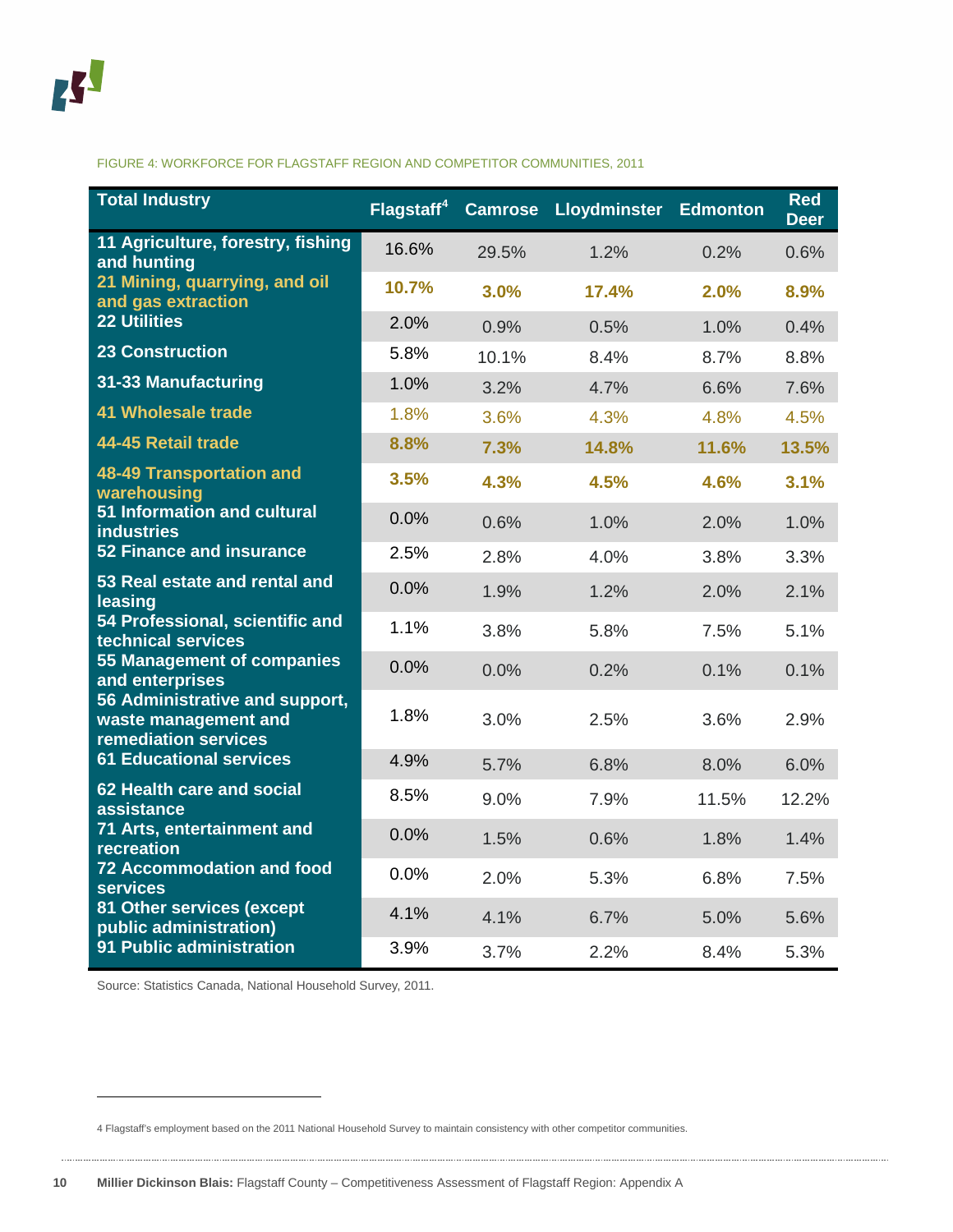FIGURE 4: WORKFORCE FOR FLAGSTAFF REGION AND COMPETITOR COMMUNITIES, 2011

| Total Industry | Flagstaff[4] | Camrose | Lloydminster | Edmonton | Red Deer |
|---|---|---|---|---|---|
| 11 Agriculture, forestry, fishing and hunting | 16.6% | 29.5% | 1.2% | 0.2% | 0.6% |
| **21 Mining, quarrying, and oil and gas extraction** | **10.7%** | **3.0%** | **17.4%** | **2.0%** | **8.9%** |
| 22 Utilities | 2.0% | 0.9% | 0.5% | 1.0% | 0.4% |
| 23 Construction | 5.8% | 10.1% | 8.4% | 8.7% | 8.8% |
| 31-33 Manufacturing | 1.0% | 3.2% | 4.7% | 6.6% | 7.6% |
| 41 Wholesale trade | 1.8% | 3.6% | 4.3% | 4.8% | 4.5% |
| **44-45 Retail trade** | **8.8%** | **7.3%** | **14.8%** | **11.6%** | **13.5%** |
| **48-49 Transportation and warehousing** | **3.5%** | **4.3%** | **4.5%** | **4.6%** | **3.1%** |
| 51 Information and cultural industries | 0.0% | 0.6% | 1.0% | 2.0% | 1.0% |
| 52 Finance and insurance | 2.5% | 2.8% | 4.0% | 3.8% | 3.3% |
| 53 Real estate and rental and leasing | 0.0% | 1.9% | 1.2% | 2.0% | 2.1% |
| 54 Professional, scientific and technical services | 1.1% | 3.8% | 5.8% | 7.5% | 5.1% |
| 55 Management of companies and enterprises | 0.0% | 0.0% | 0.2% | 0.1% | 0.1% |
| 56 Administrative and support, waste management and remediation services | 1.8% | 3.0% | 2.5% | 3.6% | 2.9% |
| 61 Educational services | 4.9% | 5.7% | 6.8% | 8.0% | 6.0% |
| 62 Health care and social assistance | 8.5% | 9.0% | 7.9% | 11.5% | 12.2% |
| 71 Arts, entertainment and recreation | 0.0% | 1.5% | 0.6% | 1.8% | 1.4% |
| 72 Accommodation and food services | 0.0% | 2.0% | 5.3% | 6.8% | 7.5% |
| 81 Other services (except public administration) | 4.1% | 4.1% | 6.7% | 5.0% | 5.6% |
| 91 Public administration | 3.9% | 3.7% | 2.2% | 8.4% | 5.3% |

Source: Statistics Canada, National Household Survey, 2011.

4 Flagstaff's employment based on the 2011 National Household Survey to maintain consistency with other competitor communities.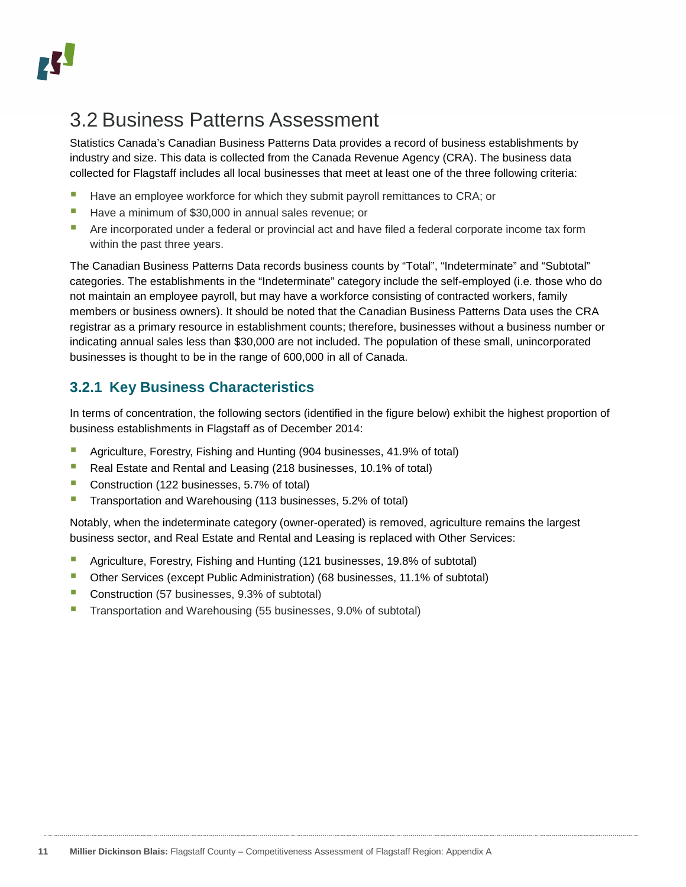## 3.2 Business Patterns Assessment

Statistics Canada's Canadian Business Patterns Data provides a record of business establishments by industry and size. This data is collected from the Canada Revenue Agency (CRA). The business data collected for Flagstaff includes all local businesses that meet at least one of the three following criteria:

- Have an employee workforce for which they submit payroll remittances to CRA; or
- Have a minimum of $30,000 in annual sales revenue; or
- Are incorporated under a federal or provincial act and have filed a federal corporate income tax form within the past three years.

The Canadian Business Patterns Data records business counts by "Total", "Indeterminate" and "Subtotal" categories. The establishments in the "Indeterminate" category include the self-employed (i.e. those who do not maintain an employee payroll, but may have a workforce consisting of contracted workers, family members or business owners). It should be noted that the Canadian Business Patterns Data uses the CRA registrar as a primary resource in establishment counts; therefore, businesses without a business number or indicating annual sales less than $30,000 are not included. The population of these small, unincorporated businesses is thought to be in the range of 600,000 in all of Canada.

### 3.2.1 Key Business Characteristics

In terms of concentration, the following sectors (identified in the figure below) exhibit the highest proportion of business establishments in Flagstaff as of December 2014:

- Agriculture, Forestry, Fishing and Hunting (904 businesses, 41.9% of total)
- Real Estate and Rental and Leasing (218 businesses, 10.1% of total)
- Construction (122 businesses, 5.7% of total)
- Transportation and Warehousing (113 businesses, 5.2% of total)

Notably, when the indeterminate category (owner-operated) is removed, agriculture remains the largest business sector, and Real Estate and Rental and Leasing is replaced with Other Services:

- Agriculture, Forestry, Fishing and Hunting (121 businesses, 19.8% of subtotal)
- Other Services (except Public Administration) (68 businesses, 11.1% of subtotal)
- Construction (57 businesses, 9.3% of subtotal)
- Transportation and Warehousing (55 businesses, 9.0% of subtotal)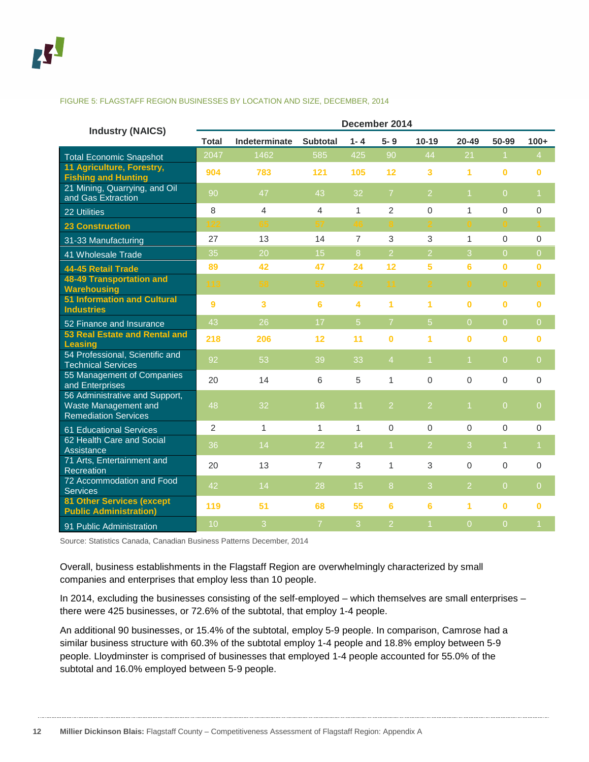FIGURE 5: FLAGSTAFF REGION BUSINESSES BY LOCATION AND SIZE, DECEMBER, 2014

| Industry (NAICS) | December 2014 | | | | | | | | |
|---|---|---|---|---|---|---|---|---|---|
| | Total | Indeterminate | Subtotal | 1- 4 | 5- 9 | 10-19 | 20-49 | 50-99 | 100+ |
| Total Economic Snapshot | 2047 | 1462 | 585 | 425 | 90 | 44 | 21 | 1 | 4 |
| **11 Agriculture, Forestry, Fishing and Hunting** | **904** | **783** | **121** | **105** | **12** | **3** | **1** | **0** | **0** |
| 21 Mining, Quarrying, and Oil and Gas Extraction | 90 | 47 | 43 | 32 | 7 | 2 | 1 | 0 | 1 |
| 22 Utilities | 8 | 4 | 4 | 1 | 2 | 0 | 1 | 0 | 0 |
| **23 Construction** | **122** | **65** | **57** | **46** | **8** | **2** | **0** | **0** | **1** |
| 31-33 Manufacturing | 27 | 13 | 14 | 7 | 3 | 3 | 1 | 0 | 0 |
| 41 Wholesale Trade | 35 | 20 | 15 | 8 | 2 | 2 | 3 | 0 | 0 |
| **44-45 Retail Trade** | **89** | **42** | **47** | **24** | **12** | **5** | **6** | **0** | **0** |
| **48-49 Transportation and Warehousing** | **113** | **58** | **55** | **42** | **11** | **2** | **0** | **0** | **0** |
| **51 Information and Cultural Industries** | **9** | **3** | **6** | **4** | **1** | **1** | **0** | **0** | **0** |
| 52 Finance and Insurance | 43 | 26 | 17 | 5 | 7 | 5 | 0 | 0 | 0 |
| **53 Real Estate and Rental and Leasing** | **218** | **206** | **12** | **11** | **0** | **1** | **0** | **0** | **0** |
| 54 Professional, Scientific and Technical Services | 92 | 53 | 39 | 33 | 4 | 1 | 1 | 0 | 0 |
| 55 Management of Companies and Enterprises | 20 | 14 | 6 | 5 | 1 | 0 | 0 | 0 | 0 |
| 56 Administrative and Support, Waste Management and Remediation Services | 48 | 32 | 16 | 11 | 2 | 2 | 1 | 0 | 0 |
| 61 Educational Services | 2 | 1 | 1 | 1 | 0 | 0 | 0 | 0 | 0 |
| 62 Health Care and Social Assistance | 36 | 14 | 22 | 14 | 1 | 2 | 3 | 1 | 1 |
| 71 Arts, Entertainment and Recreation | 20 | 13 | 7 | 3 | 1 | 3 | 0 | 0 | 0 |
| 72 Accommodation and Food Services | 42 | 14 | 28 | 15 | 8 | 3 | 2 | 0 | 0 |
| **81 Other Services (except Public Administration)** | **119** | **51** | **68** | **55** | **6** | **6** | **1** | **0** | **0** |
| 91 Public Administration | 10 | 3 | 7 | 3 | 2 | 1 | 0 | 0 | 1 |

Source: Statistics Canada, Canadian Business Patterns December, 2014

Overall, business establishments in the Flagstaff Region are overwhelmingly characterized by small companies and enterprises that employ less than 10 people.

In 2014, excluding the businesses consisting of the self-employed – which themselves are small enterprises – there were 425 businesses, or 72.6% of the subtotal, that employ 1-4 people.

An additional 90 businesses, or 15.4% of the subtotal, employ 5-9 people. In comparison, Camrose had a similar business structure with 60.3% of the subtotal employ 1-4 people and 18.8% employ between 5-9 people. Lloydminster is comprised of businesses that employed 1-4 people accounted for 55.0% of the subtotal and 16.0% employed between 5-9 people.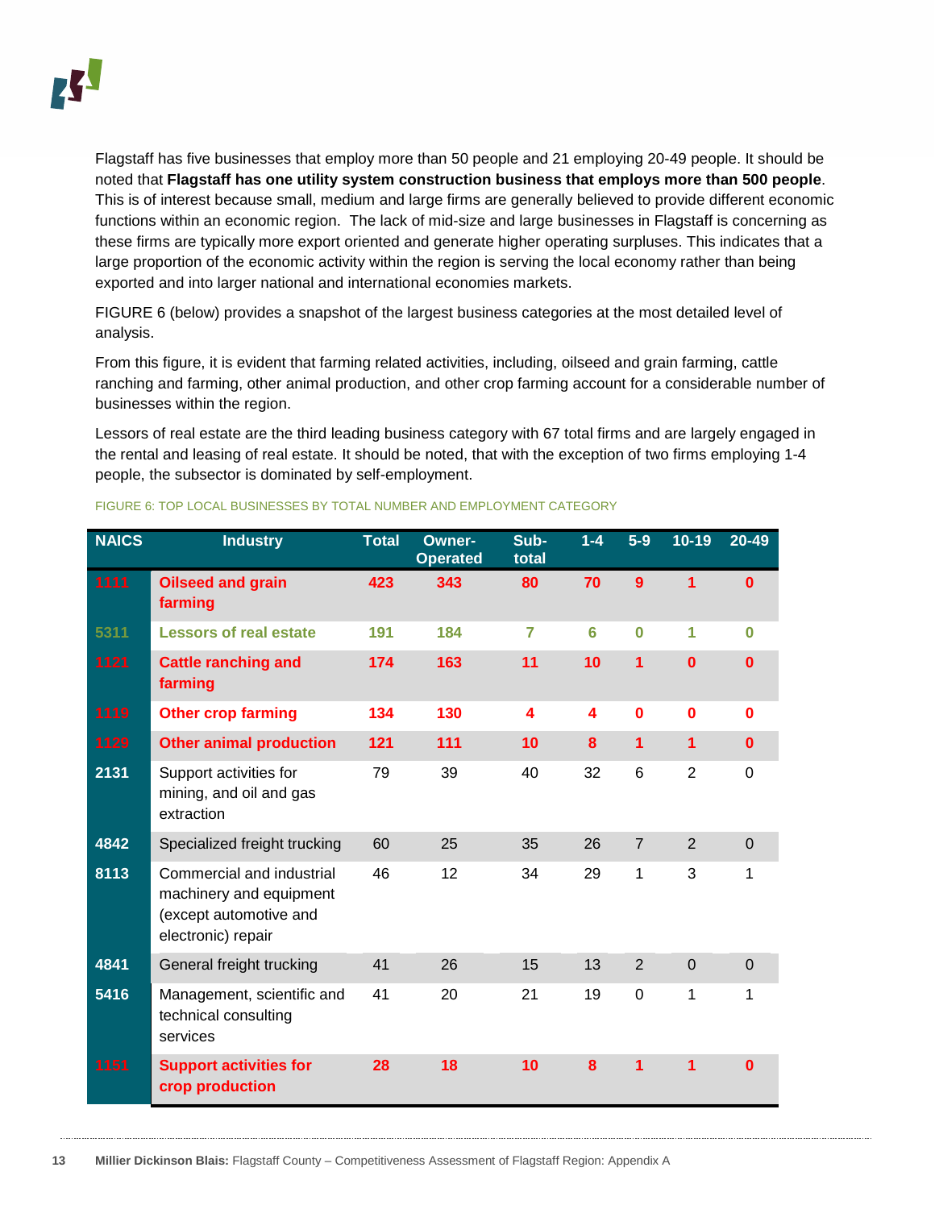Flagstaff has five businesses that employ more than 50 people and 21 employing 20-49 people. It should be noted that **Flagstaff has one utility system construction business that employs more than 500 people**. This is of interest because small, medium and large firms are generally believed to provide different economic functions within an economic region. The lack of mid-size and large businesses in Flagstaff is concerning as these firms are typically more export oriented and generate higher operating surpluses. This indicates that a large proportion of the economic activity within the region is serving the local economy rather than being exported and into larger national and international economies markets.

FIGURE 6 (below) provides a snapshot of the largest business categories at the most detailed level of analysis.

From this figure, it is evident that farming related activities, including, oilseed and grain farming, cattle ranching and farming, other animal production, and other crop farming account for a considerable number of businesses within the region.

Lessors of real estate are the third leading business category with 67 total firms and are largely engaged in the rental and leasing of real estate. It should be noted, that with the exception of two firms employing 1-4 people, the subsector is dominated by self-employment.

FIGURE 6: TOP LOCAL BUSINESSES BY TOTAL NUMBER AND EMPLOYMENT CATEGORY

| NAICS | Industry | Total | Owner-Operated | Sub-total | 1-4 | 5-9 | 10-19 | 20-49 |
|---|---|---|---|---|---|---|---|---|
| **1111** | **Oilseed and grain farming** | **423** | **343** | **80** | **70** | **9** | **1** | **0** |
| **5311** | **Lessors of real estate** | **191** | **184** | **7** | **6** | **0** | **1** | **0** |
| **1121** | **Cattle ranching and farming** | **174** | **163** | **11** | **10** | **1** | **0** | **0** |
| **1119** | **Other crop farming** | **134** | **130** | **4** | **4** | **0** | **0** | **0** |
| **1129** | **Other animal production** | **121** | **111** | **10** | **8** | **1** | **1** | **0** |
| **2131** | Support activities for mining, and oil and gas extraction | 79 | 39 | 40 | 32 | 6 | 2 | 0 |
| **4842** | Specialized freight trucking | 60 | 25 | 35 | 26 | 7 | 2 | 0 |
| **8113** | Commercial and industrial machinery and equipment (except automotive and electronic) repair | 46 | 12 | 34 | 29 | 1 | 3 | 1 |
| **4841** | General freight trucking | 41 | 26 | 15 | 13 | 2 | 0 | 0 |
| **5416** | Management, scientific and technical consulting services | 41 | 20 | 21 | 19 | 0 | 1 | 1 |
| **1151** | **Support activities for crop production** | **28** | **18** | **10** | **8** | **1** | **1** | **0** |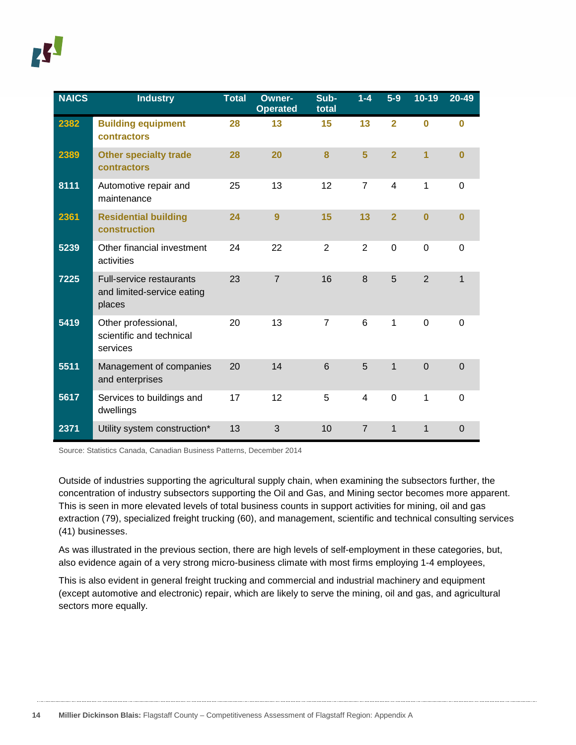| NAICS | Industry | Total | Owner-Operated | Sub-total | 1-4 | 5-9 | 10-19 | 20-49 |
|---|---|---|---|---|---|---|---|---|
| **2382** | **Building equipment contractors** | **28** | **13** | **15** | **13** | **2** | **0** | **0** |
| **2389** | **Other specialty trade contractors** | **28** | **20** | **8** | **5** | **2** | **1** | **0** |
| 8111 | Automotive repair and maintenance | 25 | 13 | 12 | 7 | 4 | 1 | 0 |
| **2361** | **Residential building construction** | **24** | **9** | **15** | **13** | **2** | **0** | **0** |
| 5239 | Other financial investment activities | 24 | 22 | 2 | 2 | 0 | 0 | 0 |
| 7225 | Full-service restaurants and limited-service eating places | 23 | 7 | 16 | 8 | 5 | 2 | 1 |
| 5419 | Other professional, scientific and technical services | 20 | 13 | 7 | 6 | 1 | 0 | 0 |
| 5511 | Management of companies and enterprises | 20 | 14 | 6 | 5 | 1 | 0 | 0 |
| 5617 | Services to buildings and dwellings | 17 | 12 | 5 | 4 | 0 | 1 | 0 |
| 2371 | Utility system construction* | 13 | 3 | 10 | 7 | 1 | 1 | 0 |

Source: Statistics Canada, Canadian Business Patterns, December 2014

Outside of industries supporting the agricultural supply chain, when examining the subsectors further, the concentration of industry subsectors supporting the Oil and Gas, and Mining sector becomes more apparent. This is seen in more elevated levels of total business counts in support activities for mining, oil and gas extraction (79), specialized freight trucking (60), and management, scientific and technical consulting services (41) businesses.

As was illustrated in the previous section, there are high levels of self-employment in these categories, but, also evidence again of a very strong micro-business climate with most firms employing 1-4 employees,

This is also evident in general freight trucking and commercial and industrial machinery and equipment (except automotive and electronic) repair, which are likely to serve the mining, oil and gas, and agricultural sectors more equally.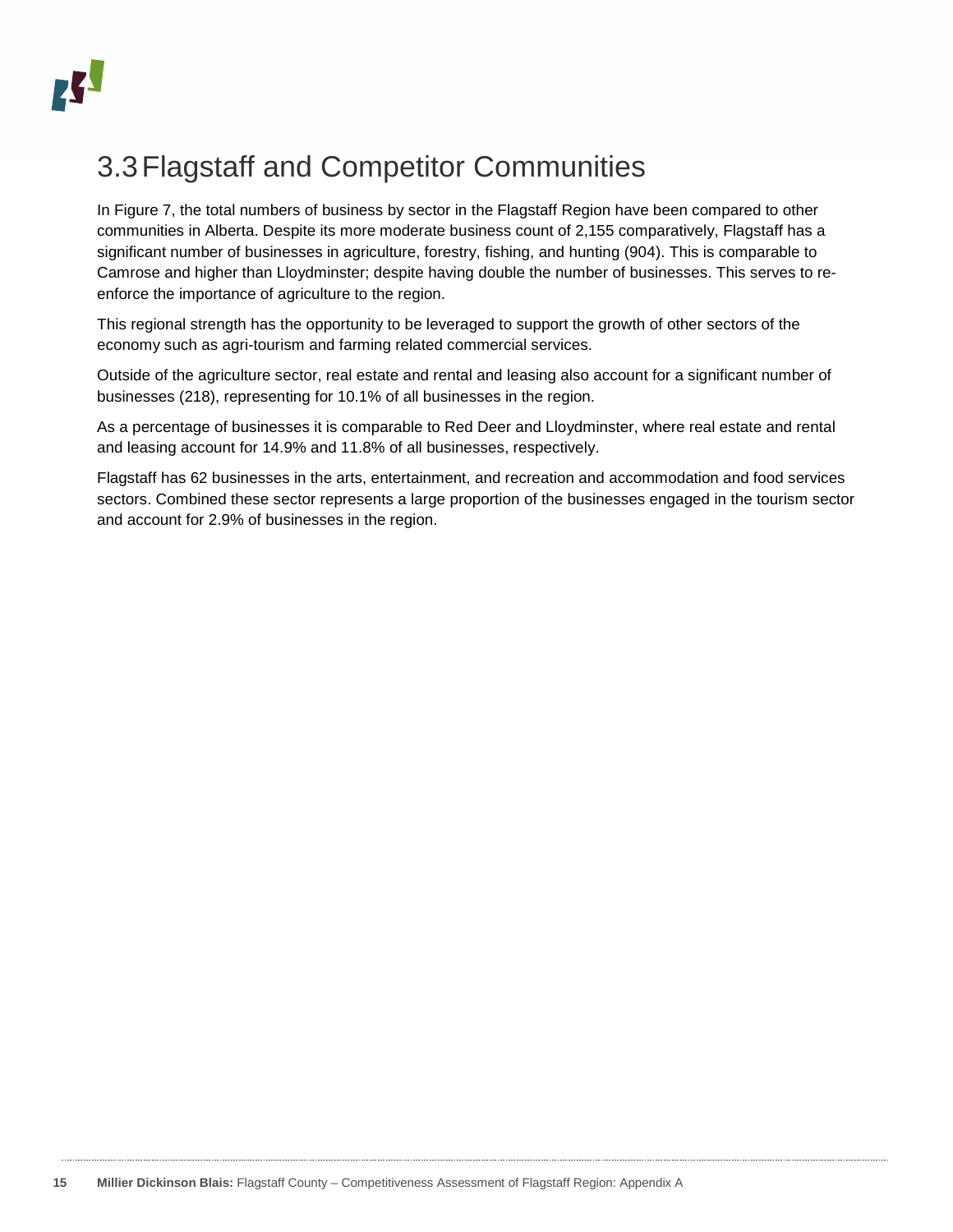## 3.3 Flagstaff and Competitor Communities

In Figure 7, the total numbers of business by sector in the Flagstaff Region have been compared to other communities in Alberta. Despite its more moderate business count of 2,155 comparatively, Flagstaff has a significant number of businesses in agriculture, forestry, fishing, and hunting (904). This is comparable to Camrose and higher than Lloydminster; despite having double the number of businesses. This serves to re-enforce the importance of agriculture to the region.

This regional strength has the opportunity to be leveraged to support the growth of other sectors of the economy such as agri-tourism and farming related commercial services.

Outside of the agriculture sector, real estate and rental and leasing also account for a significant number of businesses (218), representing for 10.1% of all businesses in the region.

As a percentage of businesses it is comparable to Red Deer and Lloydminster, where real estate and rental and leasing account for 14.9% and 11.8% of all businesses, respectively.

Flagstaff has 62 businesses in the arts, entertainment, and recreation and accommodation and food services sectors. Combined these sector represents a large proportion of the businesses engaged in the tourism sector and account for 2.9% of businesses in the region.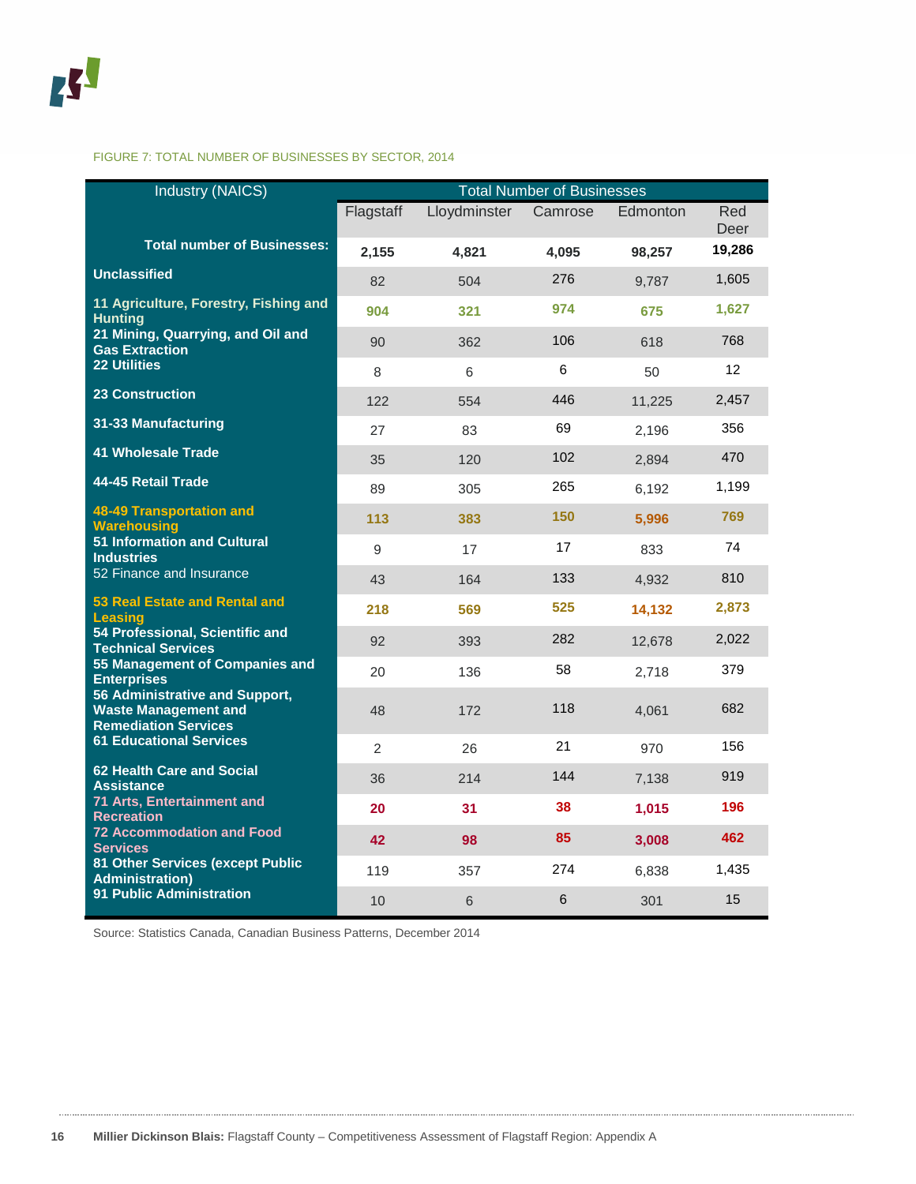FIGURE 7: TOTAL NUMBER OF BUSINESSES BY SECTOR, 2014

| Industry (NAICS) | Total Number of Businesses | | | | |
|---|---|---|---|---|---|
| | Flagstaff | Lloydminster | Camrose | Edmonton | Red Deer |
| **Total number of Businesses:** | **2,155** | **4,821** | **4,095** | **98,257** | **19,286** |
| **Unclassified** | 82 | 504 | 276 | 9,787 | 1,605 |
| **11 Agriculture, Forestry, Fishing and Hunting** | **904** | **321** | **974** | **675** | **1,627** |
| **21 Mining, Quarrying, and Oil and Gas Extraction** | 90 | 362 | 106 | 618 | 768 |
| **22 Utilities** | 8 | 6 | 6 | 50 | 12 |
| **23 Construction** | 122 | 554 | 446 | 11,225 | 2,457 |
| **31-33 Manufacturing** | 27 | 83 | 69 | 2,196 | 356 |
| **41 Wholesale Trade** | 35 | 120 | 102 | 2,894 | 470 |
| **44-45 Retail Trade** | 89 | 305 | 265 | 6,192 | 1,199 |
| **48-49 Transportation and Warehousing** | **113** | **383** | **150** | **5,996** | **769** |
| **51 Information and Cultural Industries** | 9 | 17 | 17 | 833 | 74 |
| 52 Finance and Insurance | 43 | 164 | 133 | 4,932 | 810 |
| **53 Real Estate and Rental and Leasing** | **218** | **569** | **525** | **14,132** | **2,873** |
| **54 Professional, Scientific and Technical Services** | 92 | 393 | 282 | 12,678 | 2,022 |
| **55 Management of Companies and Enterprises** | 20 | 136 | 58 | 2,718 | 379 |
| **56 Administrative and Support, Waste Management and Remediation Services** | 48 | 172 | 118 | 4,061 | 682 |
| **61 Educational Services** | 2 | 26 | 21 | 970 | 156 |
| **62 Health Care and Social Assistance** | 36 | 214 | 144 | 7,138 | 919 |
| **71 Arts, Entertainment and Recreation** | **20** | **31** | **38** | **1,015** | **196** |
| **72 Accommodation and Food Services** | **42** | **98** | **85** | **3,008** | **462** |
| **81 Other Services (except Public Administration)** | 119 | 357 | 274 | 6,838 | 1,435 |
| **91 Public Administration** | 10 | 6 | 6 | 301 | 15 |

Source: Statistics Canada, Canadian Business Patterns, December 2014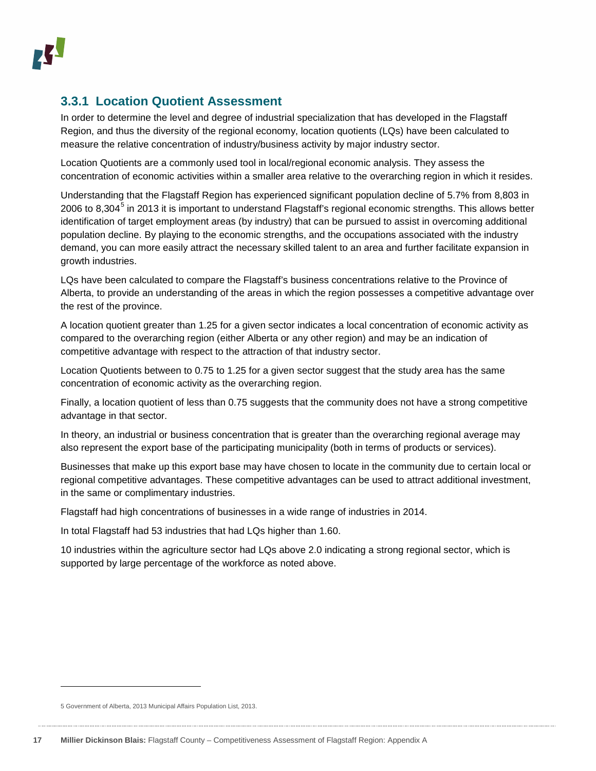### 3.3.1 Location Quotient Assessment

In order to determine the level and degree of industrial specialization that has developed in the Flagstaff Region, and thus the diversity of the regional economy, location quotients (LQs) have been calculated to measure the relative concentration of industry/business activity by major industry sector.

Location Quotients are a commonly used tool in local/regional economic analysis. They assess the concentration of economic activities within a smaller area relative to the overarching region in which it resides.

Understanding that the Flagstaff Region has experienced significant population decline of 5.7% from 8,803 in 2006 to 8,304[5] in 2013 it is important to understand Flagstaff's regional economic strengths. This allows better identification of target employment areas (by industry) that can be pursued to assist in overcoming additional population decline. By playing to the economic strengths, and the occupations associated with the industry demand, you can more easily attract the necessary skilled talent to an area and further facilitate expansion in growth industries.

LQs have been calculated to compare the Flagstaff's business concentrations relative to the Province of Alberta, to provide an understanding of the areas in which the region possesses a competitive advantage over the rest of the province.

A location quotient greater than 1.25 for a given sector indicates a local concentration of economic activity as compared to the overarching region (either Alberta or any other region) and may be an indication of competitive advantage with respect to the attraction of that industry sector.

Location Quotients between to 0.75 to 1.25 for a given sector suggest that the study area has the same concentration of economic activity as the overarching region.

Finally, a location quotient of less than 0.75 suggests that the community does not have a strong competitive advantage in that sector.

In theory, an industrial or business concentration that is greater than the overarching regional average may also represent the export base of the participating municipality (both in terms of products or services).

Businesses that make up this export base may have chosen to locate in the community due to certain local or regional competitive advantages. These competitive advantages can be used to attract additional investment, in the same or complimentary industries.

Flagstaff had high concentrations of businesses in a wide range of industries in 2014.

In total Flagstaff had 53 industries that had LQs higher than 1.60.

10 industries within the agriculture sector had LQs above 2.0 indicating a strong regional sector, which is supported by large percentage of the workforce as noted above.

---

5 Government of Alberta, 2013 Municipal Affairs Population List, 2013.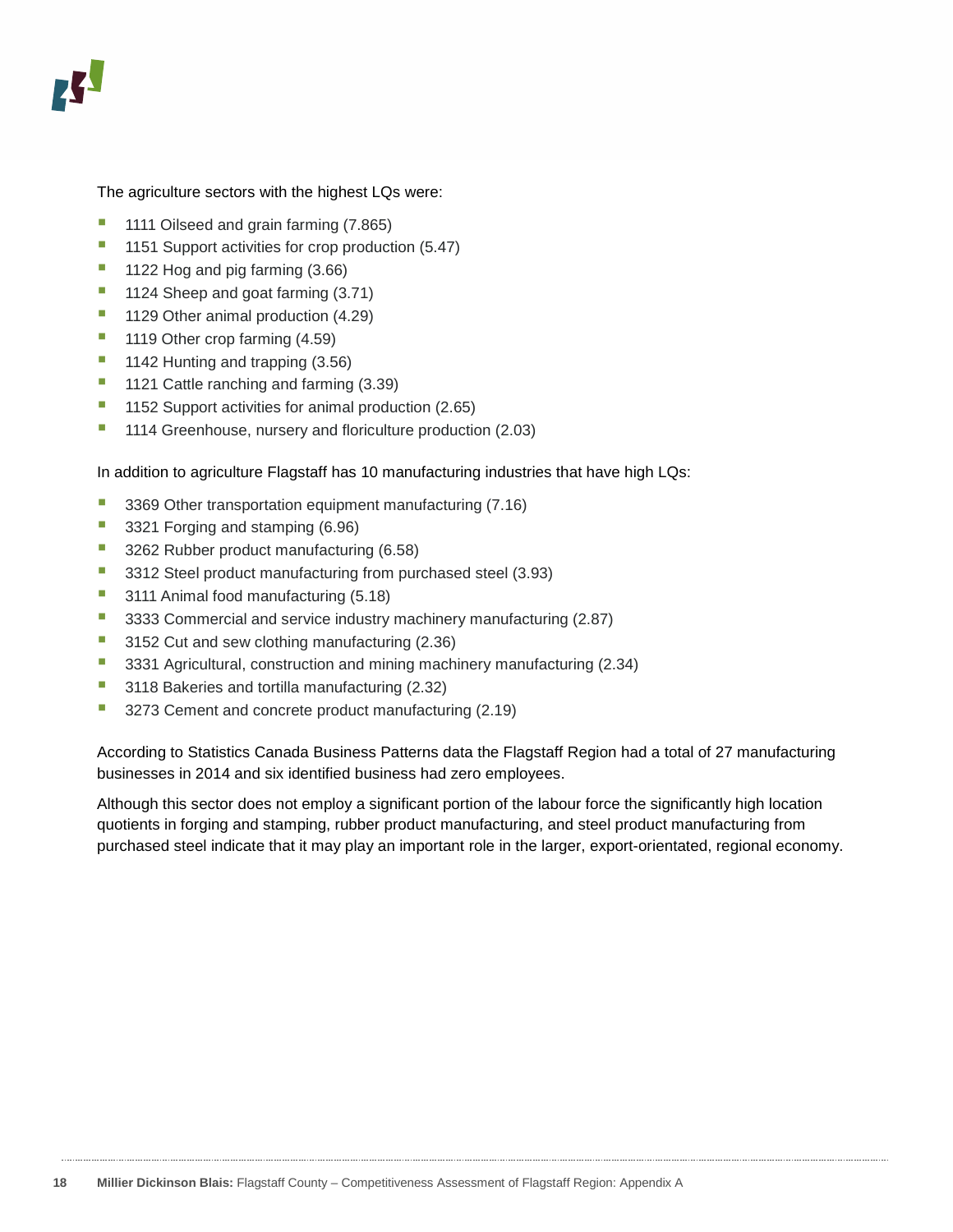The agriculture sectors with the highest LQs were:

- 1111 Oilseed and grain farming (7.865)
- 1151 Support activities for crop production (5.47)
- 1122 Hog and pig farming (3.66)
- 1124 Sheep and goat farming (3.71)
- 1129 Other animal production (4.29)
- 1119 Other crop farming (4.59)
- 1142 Hunting and trapping (3.56)
- 1121 Cattle ranching and farming (3.39)
- 1152 Support activities for animal production (2.65)
- 1114 Greenhouse, nursery and floriculture production (2.03)

In addition to agriculture Flagstaff has 10 manufacturing industries that have high LQs:

- 3369 Other transportation equipment manufacturing (7.16)
- 3321 Forging and stamping (6.96)
- 3262 Rubber product manufacturing (6.58)
- 3312 Steel product manufacturing from purchased steel (3.93)
- 3111 Animal food manufacturing (5.18)
- 3333 Commercial and service industry machinery manufacturing (2.87)
- 3152 Cut and sew clothing manufacturing (2.36)
- 3331 Agricultural, construction and mining machinery manufacturing (2.34)
- 3118 Bakeries and tortilla manufacturing (2.32)
- 3273 Cement and concrete product manufacturing (2.19)

According to Statistics Canada Business Patterns data the Flagstaff Region had a total of 27 manufacturing businesses in 2014 and six identified business had zero employees.

Although this sector does not employ a significant portion of the labour force the significantly high location quotients in forging and stamping, rubber product manufacturing, and steel product manufacturing from purchased steel indicate that it may play an important role in the larger, export-orientated, regional economy.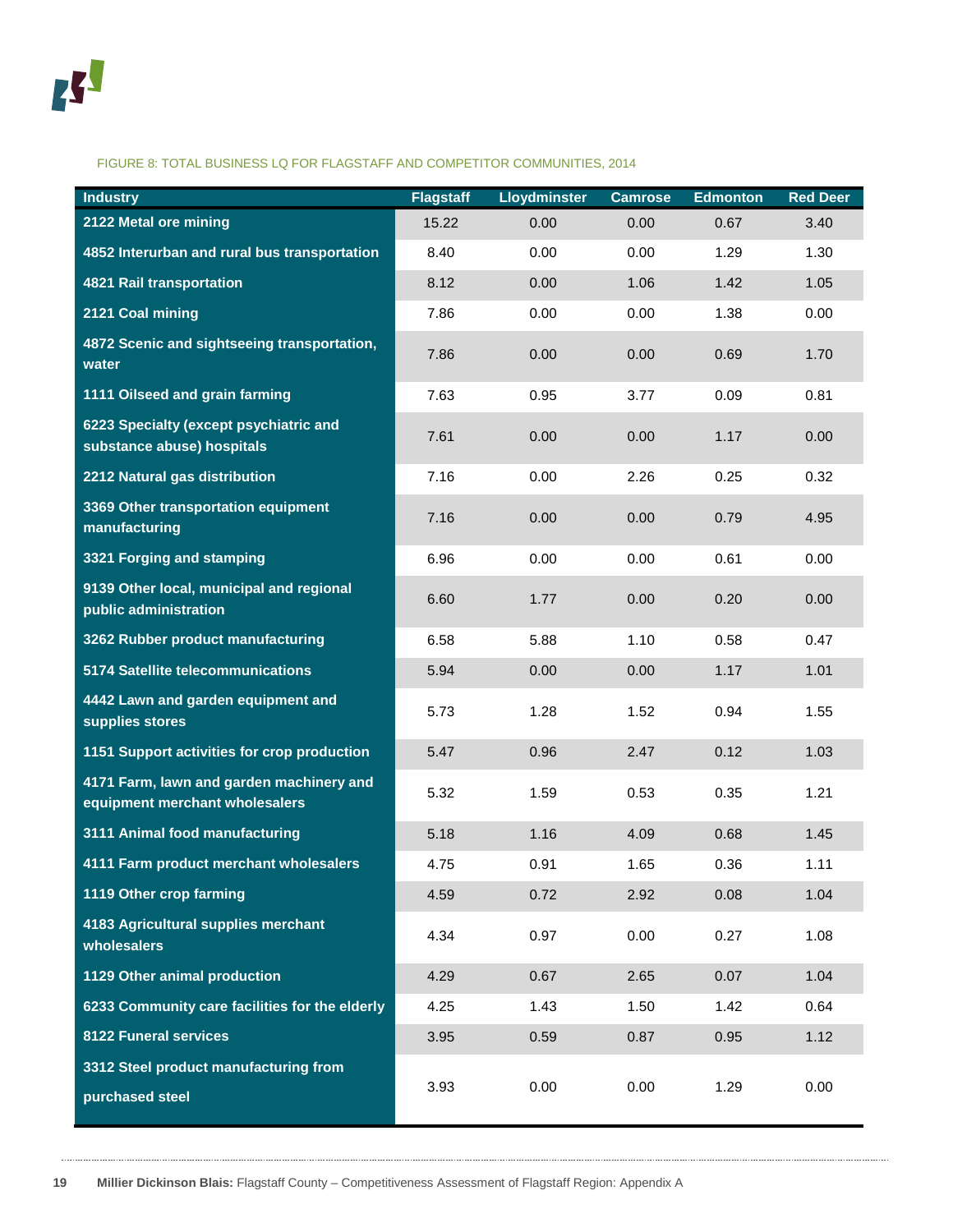FIGURE 8: TOTAL BUSINESS LQ FOR FLAGSTAFF AND COMPETITOR COMMUNITIES, 2014

| Industry | Flagstaff | Lloydminster | Camrose | Edmonton | Red Deer |
|---|---|---|---|---|---|
| 2122 Metal ore mining | 15.22 | 0.00 | 0.00 | 0.67 | 3.40 |
| 4852 Interurban and rural bus transportation | 8.40 | 0.00 | 0.00 | 1.29 | 1.30 |
| 4821 Rail transportation | 8.12 | 0.00 | 1.06 | 1.42 | 1.05 |
| 2121 Coal mining | 7.86 | 0.00 | 0.00 | 1.38 | 0.00 |
| 4872 Scenic and sightseeing transportation, water | 7.86 | 0.00 | 0.00 | 0.69 | 1.70 |
| 1111 Oilseed and grain farming | 7.63 | 0.95 | 3.77 | 0.09 | 0.81 |
| 6223 Specialty (except psychiatric and substance abuse) hospitals | 7.61 | 0.00 | 0.00 | 1.17 | 0.00 |
| 2212 Natural gas distribution | 7.16 | 0.00 | 2.26 | 0.25 | 0.32 |
| 3369 Other transportation equipment manufacturing | 7.16 | 0.00 | 0.00 | 0.79 | 4.95 |
| 3321 Forging and stamping | 6.96 | 0.00 | 0.00 | 0.61 | 0.00 |
| 9139 Other local, municipal and regional public administration | 6.60 | 1.77 | 0.00 | 0.20 | 0.00 |
| 3262 Rubber product manufacturing | 6.58 | 5.88 | 1.10 | 0.58 | 0.47 |
| 5174 Satellite telecommunications | 5.94 | 0.00 | 0.00 | 1.17 | 1.01 |
| 4442 Lawn and garden equipment and supplies stores | 5.73 | 1.28 | 1.52 | 0.94 | 1.55 |
| 1151 Support activities for crop production | 5.47 | 0.96 | 2.47 | 0.12 | 1.03 |
| 4171 Farm, lawn and garden machinery and equipment merchant wholesalers | 5.32 | 1.59 | 0.53 | 0.35 | 1.21 |
| 3111 Animal food manufacturing | 5.18 | 1.16 | 4.09 | 0.68 | 1.45 |
| 4111 Farm product merchant wholesalers | 4.75 | 0.91 | 1.65 | 0.36 | 1.11 |
| 1119 Other crop farming | 4.59 | 0.72 | 2.92 | 0.08 | 1.04 |
| 4183 Agricultural supplies merchant wholesalers | 4.34 | 0.97 | 0.00 | 0.27 | 1.08 |
| 1129 Other animal production | 4.29 | 0.67 | 2.65 | 0.07 | 1.04 |
| 6233 Community care facilities for the elderly | 4.25 | 1.43 | 1.50 | 1.42 | 0.64 |
| 8122 Funeral services | 3.95 | 0.59 | 0.87 | 0.95 | 1.12 |
| 3312 Steel product manufacturing from purchased steel | 3.93 | 0.00 | 0.00 | 1.29 | 0.00 |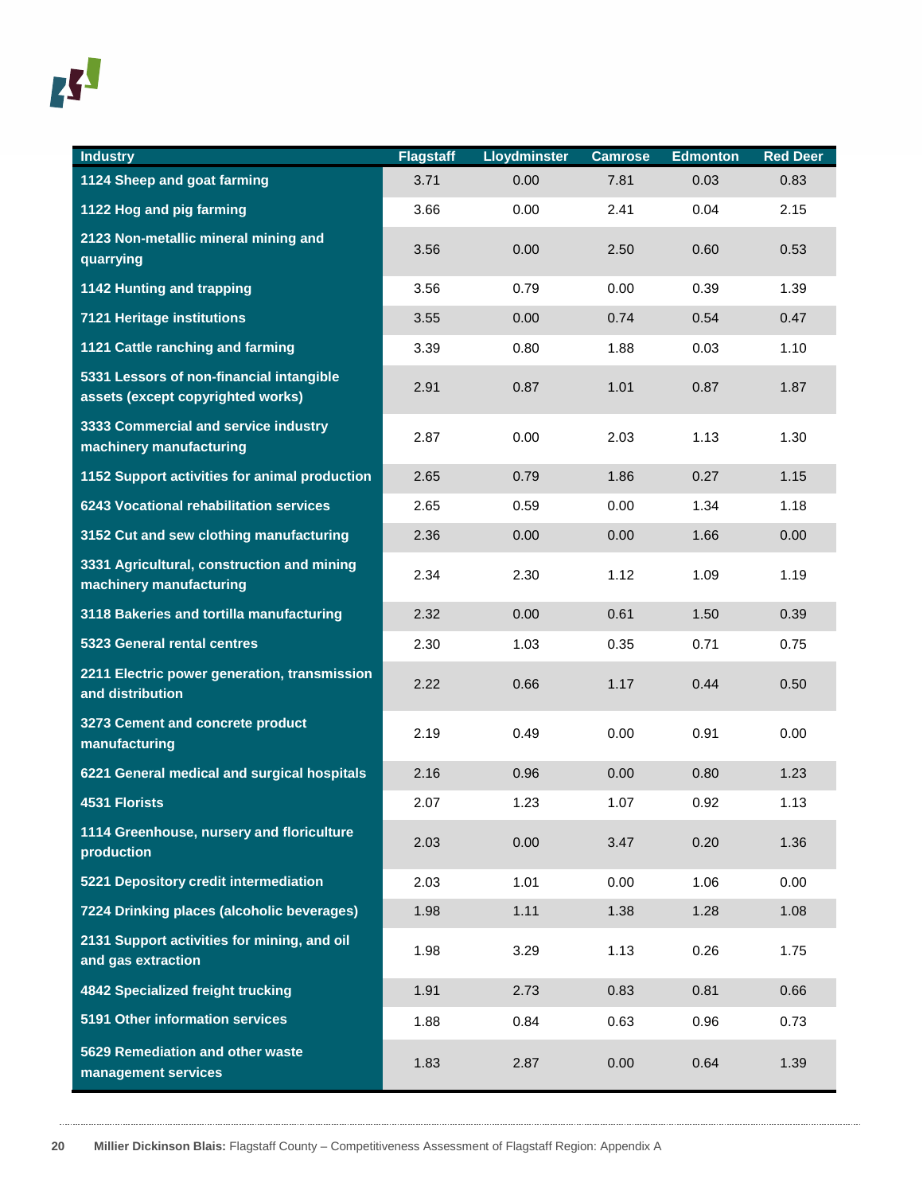| Industry | Flagstaff | Lloydminster | Camrose | Edmonton | Red Deer |
|---|---|---|---|---|---|
| 1124 Sheep and goat farming | 3.71 | 0.00 | 7.81 | 0.03 | 0.83 |
| 1122 Hog and pig farming | 3.66 | 0.00 | 2.41 | 0.04 | 2.15 |
| 2123 Non-metallic mineral mining and quarrying | 3.56 | 0.00 | 2.50 | 0.60 | 0.53 |
| 1142 Hunting and trapping | 3.56 | 0.79 | 0.00 | 0.39 | 1.39 |
| 7121 Heritage institutions | 3.55 | 0.00 | 0.74 | 0.54 | 0.47 |
| 1121 Cattle ranching and farming | 3.39 | 0.80 | 1.88 | 0.03 | 1.10 |
| 5331 Lessors of non-financial intangible assets (except copyrighted works) | 2.91 | 0.87 | 1.01 | 0.87 | 1.87 |
| 3333 Commercial and service industry machinery manufacturing | 2.87 | 0.00 | 2.03 | 1.13 | 1.30 |
| 1152 Support activities for animal production | 2.65 | 0.79 | 1.86 | 0.27 | 1.15 |
| 6243 Vocational rehabilitation services | 2.65 | 0.59 | 0.00 | 1.34 | 1.18 |
| 3152 Cut and sew clothing manufacturing | 2.36 | 0.00 | 0.00 | 1.66 | 0.00 |
| 3331 Agricultural, construction and mining machinery manufacturing | 2.34 | 2.30 | 1.12 | 1.09 | 1.19 |
| 3118 Bakeries and tortilla manufacturing | 2.32 | 0.00 | 0.61 | 1.50 | 0.39 |
| 5323 General rental centres | 2.30 | 1.03 | 0.35 | 0.71 | 0.75 |
| 2211 Electric power generation, transmission and distribution | 2.22 | 0.66 | 1.17 | 0.44 | 0.50 |
| 3273 Cement and concrete product manufacturing | 2.19 | 0.49 | 0.00 | 0.91 | 0.00 |
| 6221 General medical and surgical hospitals | 2.16 | 0.96 | 0.00 | 0.80 | 1.23 |
| 4531 Florists | 2.07 | 1.23 | 1.07 | 0.92 | 1.13 |
| 1114 Greenhouse, nursery and floriculture production | 2.03 | 0.00 | 3.47 | 0.20 | 1.36 |
| 5221 Depository credit intermediation | 2.03 | 1.01 | 0.00 | 1.06 | 0.00 |
| 7224 Drinking places (alcoholic beverages) | 1.98 | 1.11 | 1.38 | 1.28 | 1.08 |
| 2131 Support activities for mining, and oil and gas extraction | 1.98 | 3.29 | 1.13 | 0.26 | 1.75 |
| 4842 Specialized freight trucking | 1.91 | 2.73 | 0.83 | 0.81 | 0.66 |
| 5191 Other information services | 1.88 | 0.84 | 0.63 | 0.96 | 0.73 |
| 5629 Remediation and other waste management services | 1.83 | 2.87 | 0.00 | 0.64 | 1.39 |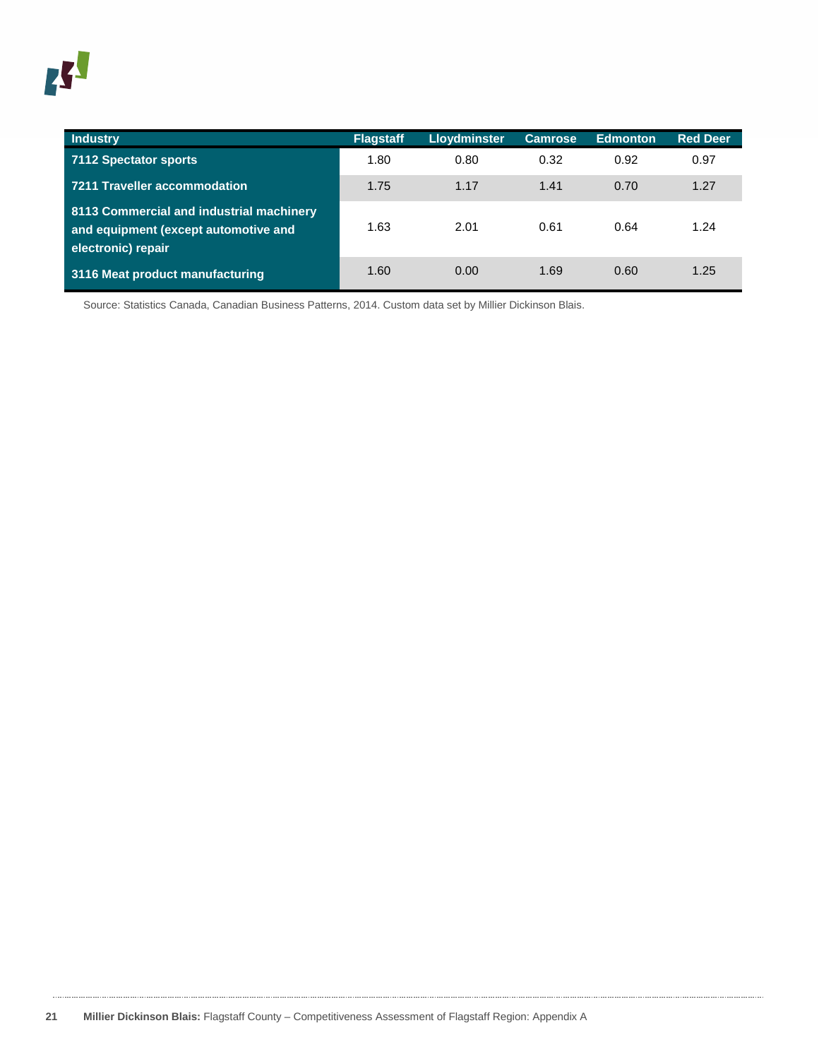| Industry | Flagstaff | Lloydminster | Camrose | Edmonton | Red Deer |
|---|---|---|---|---|---|
| **7112 Spectator sports** | 1.80 | 0.80 | 0.32 | 0.92 | 0.97 |
| **7211 Traveller accommodation** | 1.75 | 1.17 | 1.41 | 0.70 | 1.27 |
| **8113 Commercial and industrial machinery and equipment (except automotive and electronic) repair** | 1.63 | 2.01 | 0.61 | 0.64 | 1.24 |
| **3116 Meat product manufacturing** | 1.60 | 0.00 | 1.69 | 0.60 | 1.25 |

Source: Statistics Canada, Canadian Business Patterns, 2014. Custom data set by Millier Dickinson Blais.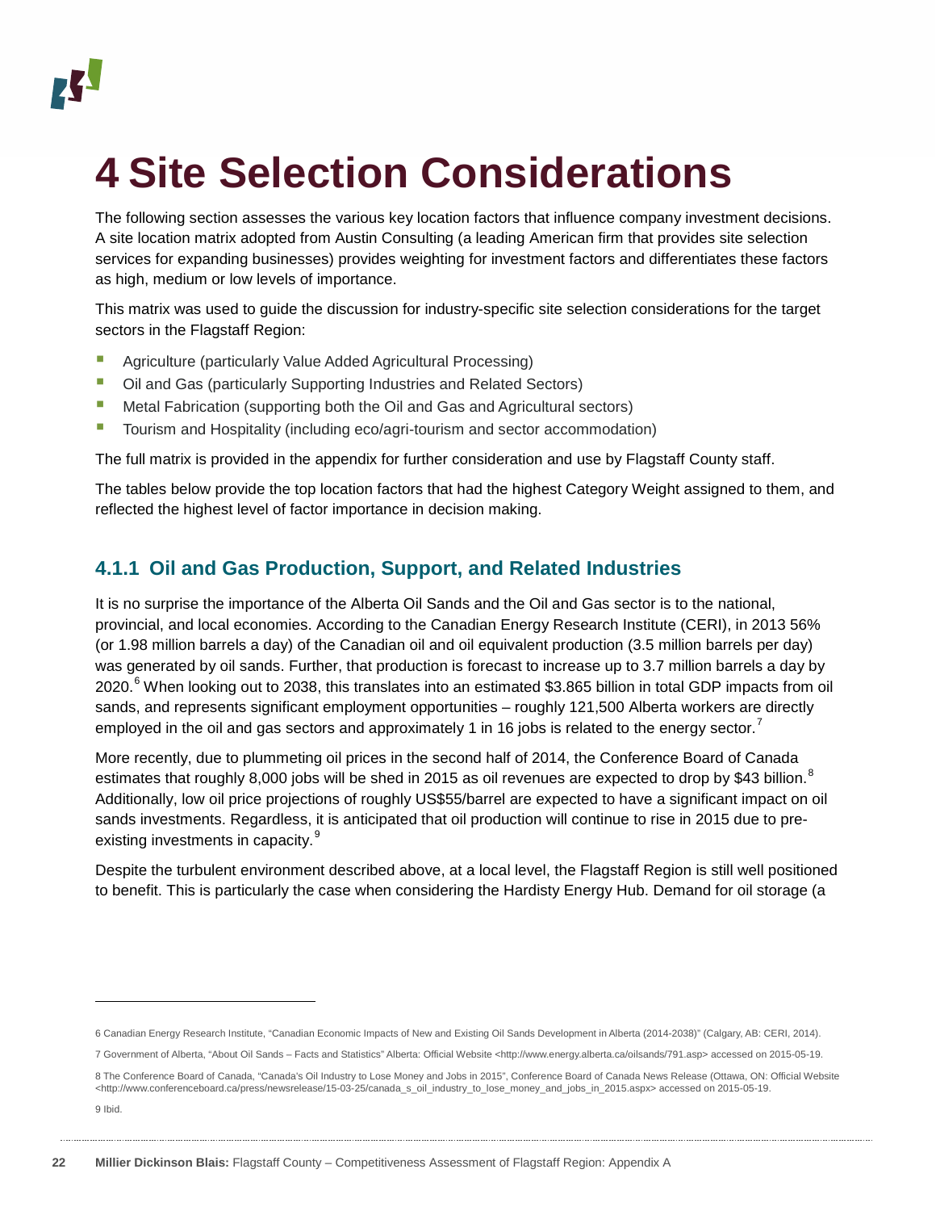# 4 Site Selection Considerations

The following section assesses the various key location factors that influence company investment decisions. A site location matrix adopted from Austin Consulting (a leading American firm that provides site selection services for expanding businesses) provides weighting for investment factors and differentiates these factors as high, medium or low levels of importance.

This matrix was used to guide the discussion for industry-specific site selection considerations for the target sectors in the Flagstaff Region:

- Agriculture (particularly Value Added Agricultural Processing)
- Oil and Gas (particularly Supporting Industries and Related Sectors)
- Metal Fabrication (supporting both the Oil and Gas and Agricultural sectors)
- Tourism and Hospitality (including eco/agri-tourism and sector accommodation)

The full matrix is provided in the appendix for further consideration and use by Flagstaff County staff.

The tables below provide the top location factors that had the highest Category Weight assigned to them, and reflected the highest level of factor importance in decision making.

### 4.1.1 Oil and Gas Production, Support, and Related Industries

It is no surprise the importance of the Alberta Oil Sands and the Oil and Gas sector is to the national, provincial, and local economies. According to the Canadian Energy Research Institute (CERI), in 2013 56% (or 1.98 million barrels a day) of the Canadian oil and oil equivalent production (3.5 million barrels per day) was generated by oil sands. Further, that production is forecast to increase up to 3.7 million barrels a day by 2020.[6] When looking out to 2038, this translates into an estimated $3.865 billion in total GDP impacts from oil sands, and represents significant employment opportunities – roughly 121,500 Alberta workers are directly employed in the oil and gas sectors and approximately 1 in 16 jobs is related to the energy sector.[7]

More recently, due to plummeting oil prices in the second half of 2014, the Conference Board of Canada estimates that roughly 8,000 jobs will be shed in 2015 as oil revenues are expected to drop by $43 billion.[8] Additionally, low oil price projections of roughly US$55/barrel are expected to have a significant impact on oil sands investments. Regardless, it is anticipated that oil production will continue to rise in 2015 due to pre-existing investments in capacity.[9]

Despite the turbulent environment described above, at a local level, the Flagstaff Region is still well positioned to benefit. This is particularly the case when considering the Hardisty Energy Hub. Demand for oil storage (a

---

6 Canadian Energy Research Institute, "Canadian Economic Impacts of New and Existing Oil Sands Development in Alberta (2014-2038)" (Calgary, AB: CERI, 2014).

7 Government of Alberta, "About Oil Sands – Facts and Statistics" Alberta: Official Website <http://www.energy.alberta.ca/oilsands/791.asp> accessed on 2015-05-19.

8 The Conference Board of Canada, "Canada's Oil Industry to Lose Money and Jobs in 2015", Conference Board of Canada News Release (Ottawa, ON: Official Website <http://www.conferenceboard.ca/press/newsrelease/15-03-25/canada_s_oil_industry_to_lose_money_and_jobs_in_2015.aspx> accessed on 2015-05-19.

9 Ibid.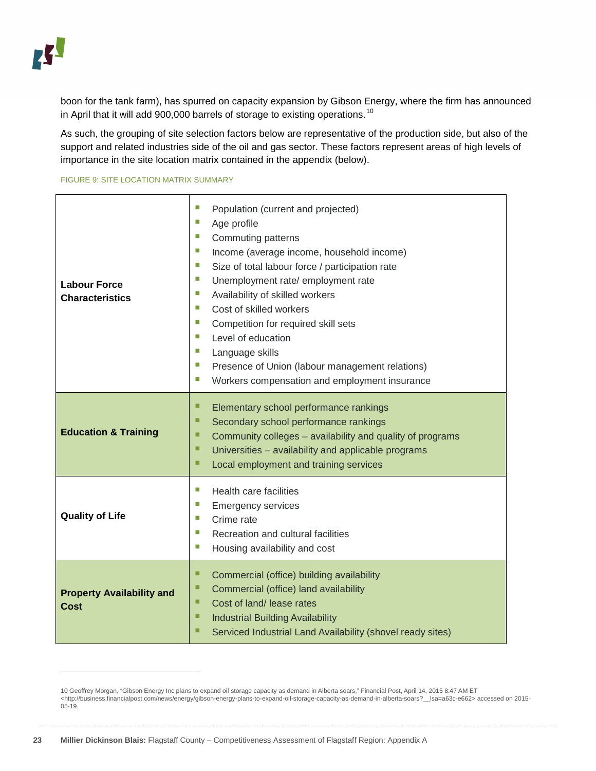boon for the tank farm), has spurred on capacity expansion by Gibson Energy, where the firm has announced in April that it will add 900,000 barrels of storage to existing operations.[10]

As such, the grouping of site selection factors below are representative of the production side, but also of the support and related industries side of the oil and gas sector. These factors represent areas of high levels of importance in the site location matrix contained in the appendix (below).

FIGURE 9: SITE LOCATION MATRIX SUMMARY

| | |
|---|---|
| **Labour Force Characteristics** | - Population (current and projected)<br>- Age profile<br>- Commuting patterns<br>- Income (average income, household income)<br>- Size of total labour force / participation rate<br>- Unemployment rate/ employment rate<br>- Availability of skilled workers<br>- Cost of skilled workers<br>- Competition for required skill sets<br>- Level of education<br>- Language skills<br>- Presence of Union (labour management relations)<br>- Workers compensation and employment insurance |
| **Education & Training** | - Elementary school performance rankings<br>- Secondary school performance rankings<br>- Community colleges – availability and quality of programs<br>- Universities – availability and applicable programs<br>- Local employment and training services |
| **Quality of Life** | - Health care facilities<br>- Emergency services<br>- Crime rate<br>- Recreation and cultural facilities<br>- Housing availability and cost |
| **Property Availability and Cost** | - Commercial (office) building availability<br>- Commercial (office) land availability<br>- Cost of land/ lease rates<br>- Industrial Building Availability<br>- Serviced Industrial Land Availability (shovel ready sites) |

10 Geoffrey Morgan, "Gibson Energy Inc plans to expand oil storage capacity as demand in Alberta soars," Financial Post, April 14, 2015 8:47 AM ET <http://business.financialpost.com/news/energy/gibson-energy-plans-to-expand-oil-storage-capacity-as-demand-in-alberta-soars?__lsa=a63c-e662> accessed on 2015-05-19.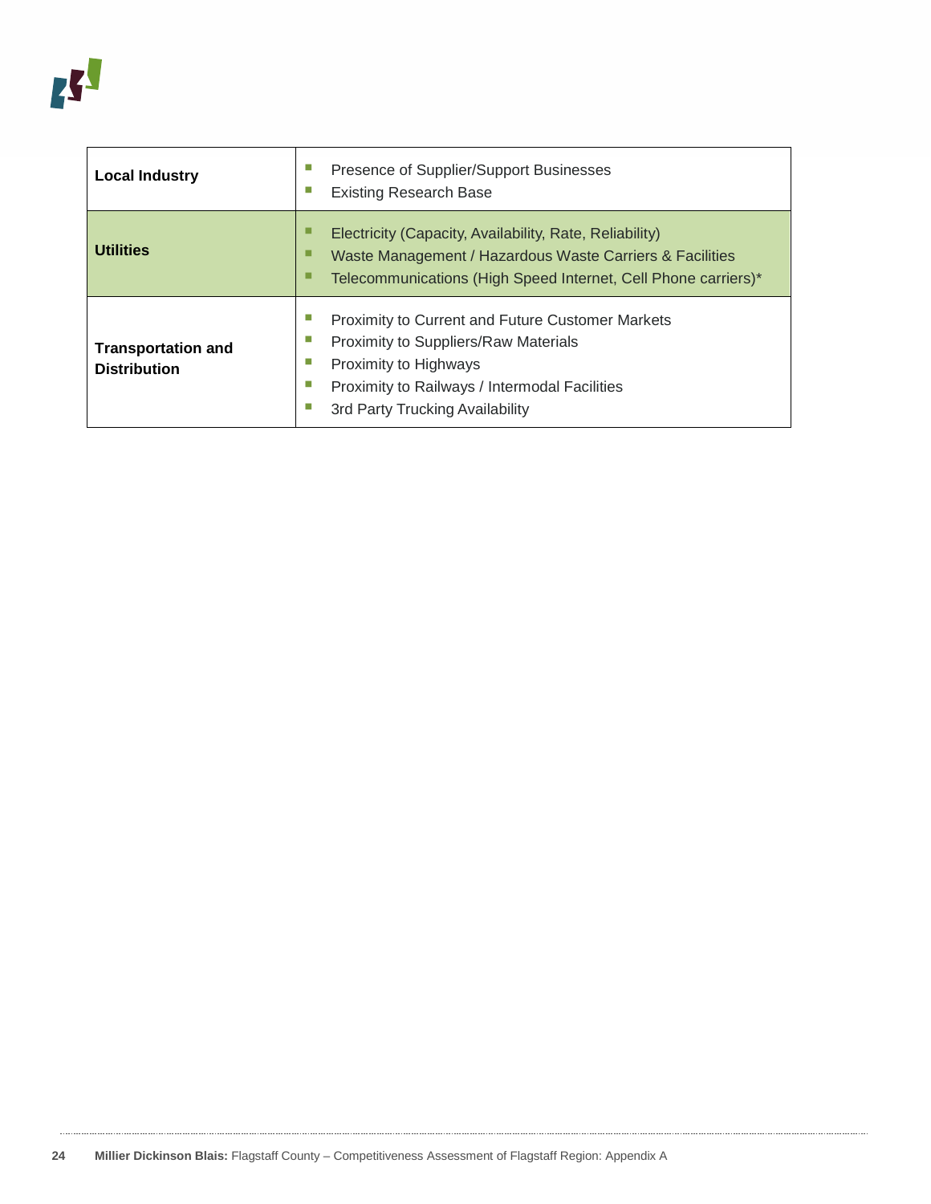| | |
|---|---|
| **Local Industry** | ▪ Presence of Supplier/Support Businesses<br>▪ Existing Research Base |
| **Utilities** | ▪ Electricity (Capacity, Availability, Rate, Reliability)<br>▪ Waste Management / Hazardous Waste Carriers & Facilities<br>▪ Telecommunications (High Speed Internet, Cell Phone carriers)* |
| **Transportation and Distribution** | ▪ Proximity to Current and Future Customer Markets<br>▪ Proximity to Suppliers/Raw Materials<br>▪ Proximity to Highways<br>▪ Proximity to Railways / Intermodal Facilities<br>▪ 3rd Party Trucking Availability |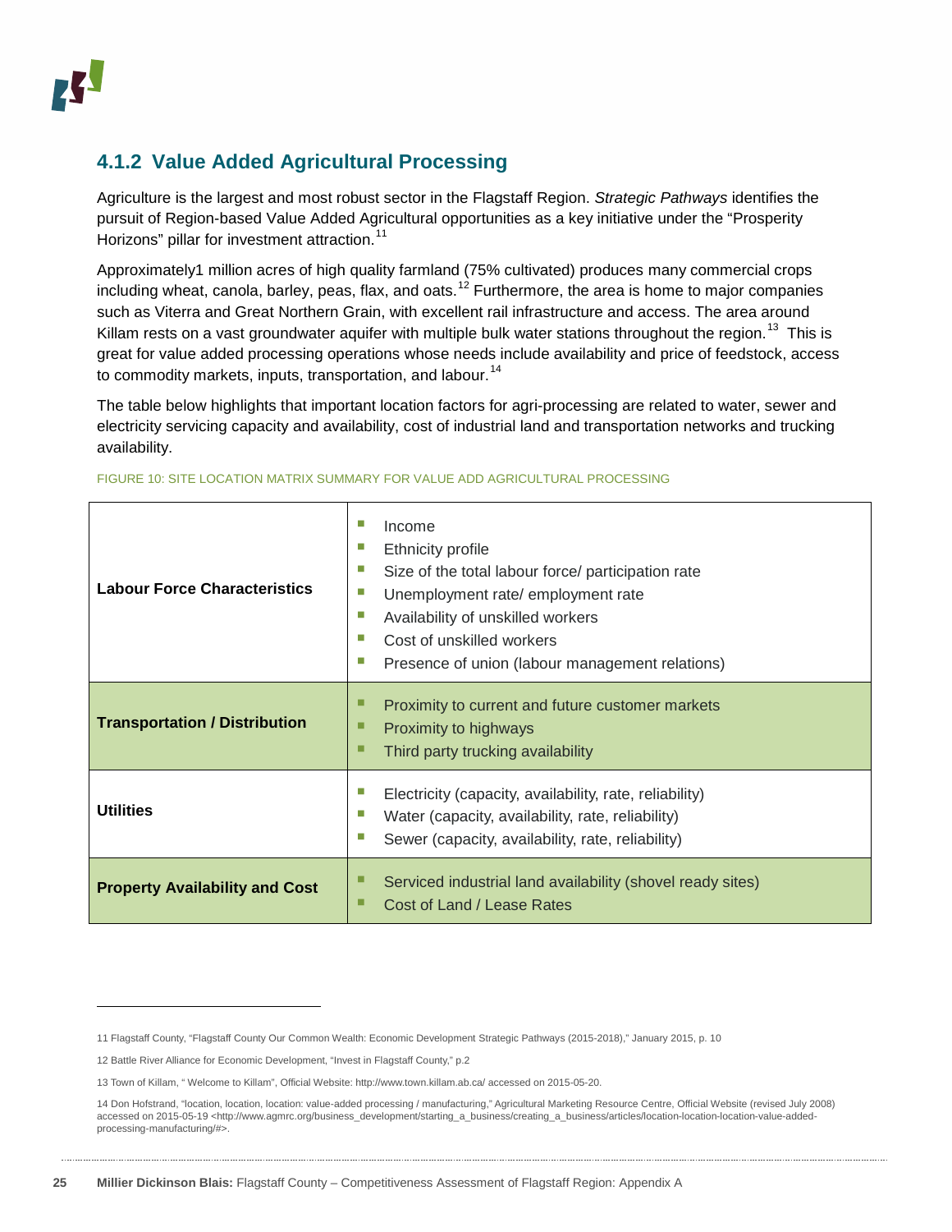### 4.1.2 Value Added Agricultural Processing

Agriculture is the largest and most robust sector in the Flagstaff Region. *Strategic Pathways* identifies the pursuit of Region-based Value Added Agricultural opportunities as a key initiative under the "Prosperity Horizons" pillar for investment attraction.[11]

Approximately1 million acres of high quality farmland (75% cultivated) produces many commercial crops including wheat, canola, barley, peas, flax, and oats.[12] Furthermore, the area is home to major companies such as Viterra and Great Northern Grain, with excellent rail infrastructure and access. The area around Killam rests on a vast groundwater aquifer with multiple bulk water stations throughout the region.[13] This is great for value added processing operations whose needs include availability and price of feedstock, access to commodity markets, inputs, transportation, and labour.[14]

The table below highlights that important location factors for agri-processing are related to water, sewer and electricity servicing capacity and availability, cost of industrial land and transportation networks and trucking availability.

FIGURE 10: SITE LOCATION MATRIX SUMMARY FOR VALUE ADD AGRICULTURAL PROCESSING

| | |
|---|---|
| **Labour Force Characteristics** | ▪ Income<br>▪ Ethnicity profile<br>▪ Size of the total labour force/ participation rate<br>▪ Unemployment rate/ employment rate<br>▪ Availability of unskilled workers<br>▪ Cost of unskilled workers<br>▪ Presence of union (labour management relations) |
| **Transportation / Distribution** | ▪ Proximity to current and future customer markets<br>▪ Proximity to highways<br>▪ Third party trucking availability |
| **Utilities** | ▪ Electricity (capacity, availability, rate, reliability)<br>▪ Water (capacity, availability, rate, reliability)<br>▪ Sewer (capacity, availability, rate, reliability) |
| **Property Availability and Cost** | ▪ Serviced industrial land availability (shovel ready sites)<br>▪ Cost of Land / Lease Rates |

11 Flagstaff County, "Flagstaff County Our Common Wealth: Economic Development Strategic Pathways (2015-2018)," January 2015, p. 10

12 Battle River Alliance for Economic Development, "Invest in Flagstaff County," p.2

13 Town of Killam, " Welcome to Killam", Official Website: http://www.town.killam.ab.ca/ accessed on 2015-05-20.

14 Don Hofstrand, "location, location, location: value-added processing / manufacturing," Agricultural Marketing Resource Centre, Official Website (revised July 2008) accessed on 2015-05-19 <http://www.agmrc.org/business_development/starting_a_business/creating_a_business/articles/location-location-location-value-added-processing-manufacturing/#>.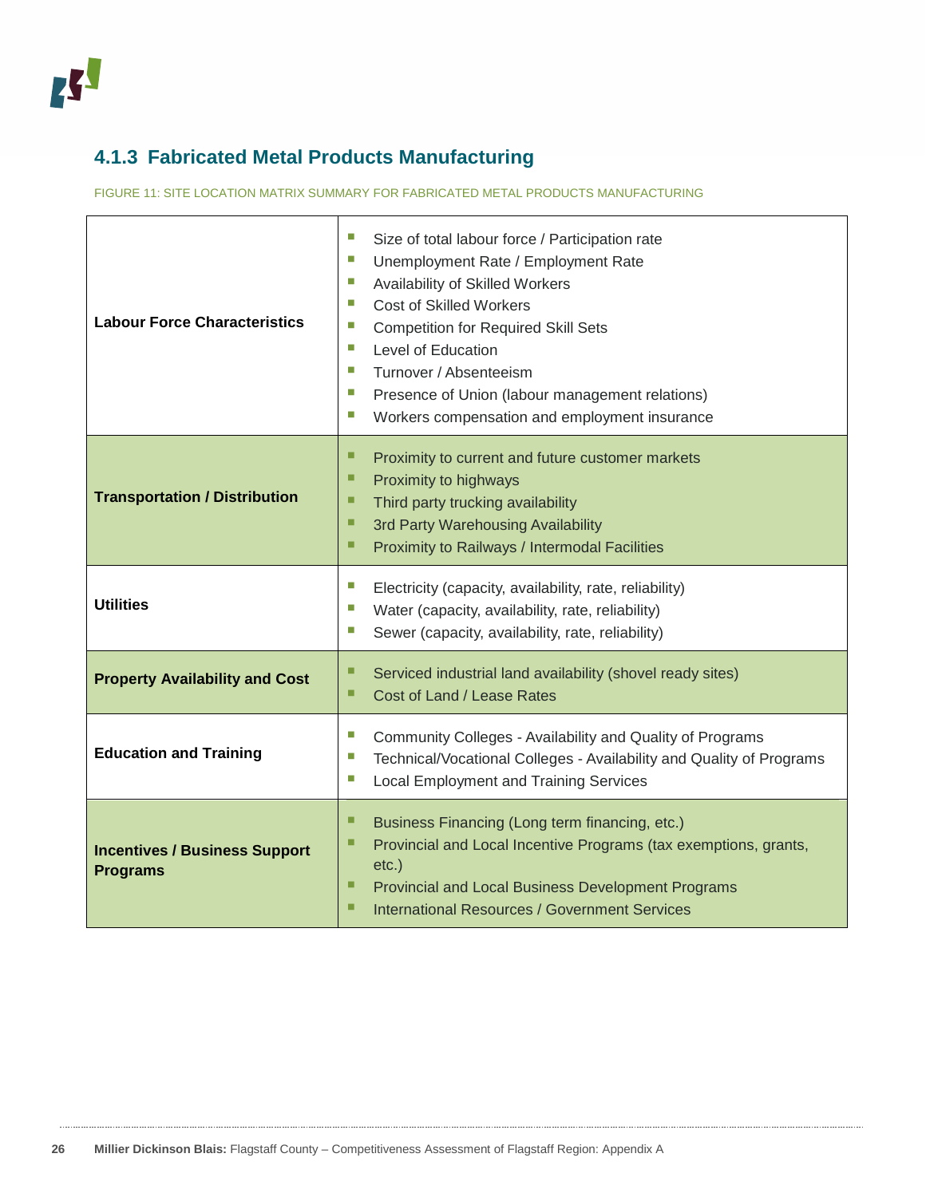### 4.1.3 Fabricated Metal Products Manufacturing

FIGURE 11: SITE LOCATION MATRIX SUMMARY FOR FABRICATED METAL PRODUCTS MANUFACTURING

| | |
|---|---|
| **Labour Force Characteristics** | ▪ Size of total labour force / Participation rate<br>▪ Unemployment Rate / Employment Rate<br>▪ Availability of Skilled Workers<br>▪ Cost of Skilled Workers<br>▪ Competition for Required Skill Sets<br>▪ Level of Education<br>▪ Turnover / Absenteeism<br>▪ Presence of Union (labour management relations)<br>▪ Workers compensation and employment insurance |
| **Transportation / Distribution** | ▪ Proximity to current and future customer markets<br>▪ Proximity to highways<br>▪ Third party trucking availability<br>▪ 3rd Party Warehousing Availability<br>▪ Proximity to Railways / Intermodal Facilities |
| **Utilities** | ▪ Electricity (capacity, availability, rate, reliability)<br>▪ Water (capacity, availability, rate, reliability)<br>▪ Sewer (capacity, availability, rate, reliability) |
| **Property Availability and Cost** | ▪ Serviced industrial land availability (shovel ready sites)<br>▪ Cost of Land / Lease Rates |
| **Education and Training** | ▪ Community Colleges - Availability and Quality of Programs<br>▪ Technical/Vocational Colleges - Availability and Quality of Programs<br>▪ Local Employment and Training Services |
| **Incentives / Business Support Programs** | ▪ Business Financing (Long term financing, etc.)<br>▪ Provincial and Local Incentive Programs (tax exemptions, grants, etc.)<br>▪ Provincial and Local Business Development Programs<br>▪ International Resources / Government Services |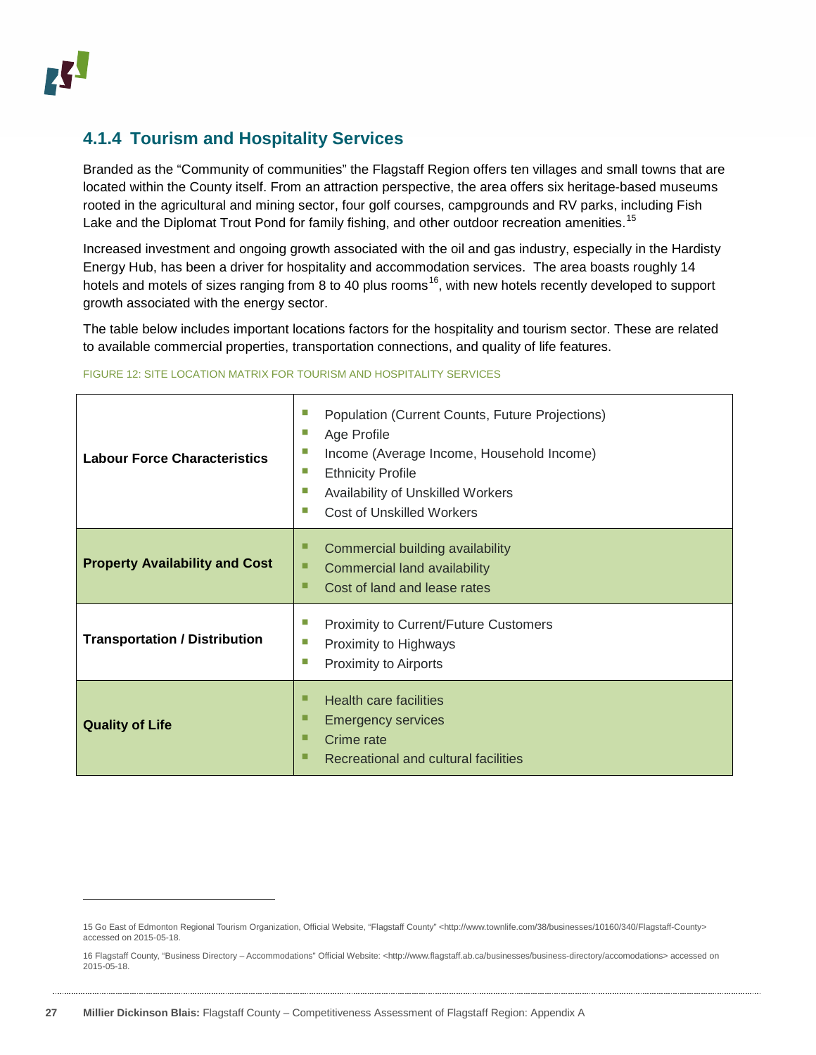### 4.1.4 Tourism and Hospitality Services

Branded as the "Community of communities" the Flagstaff Region offers ten villages and small towns that are located within the County itself. From an attraction perspective, the area offers six heritage-based museums rooted in the agricultural and mining sector, four golf courses, campgrounds and RV parks, including Fish Lake and the Diplomat Trout Pond for family fishing, and other outdoor recreation amenities.[15]

Increased investment and ongoing growth associated with the oil and gas industry, especially in the Hardisty Energy Hub, has been a driver for hospitality and accommodation services. The area boasts roughly 14 hotels and motels of sizes ranging from 8 to 40 plus rooms[16], with new hotels recently developed to support growth associated with the energy sector.

The table below includes important locations factors for the hospitality and tourism sector. These are related to available commercial properties, transportation connections, and quality of life features.

FIGURE 12: SITE LOCATION MATRIX FOR TOURISM AND HOSPITALITY SERVICES

| | |
|---|---|
| **Labour Force Characteristics** | • Population (Current Counts, Future Projections)<br>• Age Profile<br>• Income (Average Income, Household Income)<br>• Ethnicity Profile<br>• Availability of Unskilled Workers<br>• Cost of Unskilled Workers |
| **Property Availability and Cost** | • Commercial building availability<br>• Commercial land availability<br>• Cost of land and lease rates |
| **Transportation / Distribution** | • Proximity to Current/Future Customers<br>• Proximity to Highways<br>• Proximity to Airports |
| **Quality of Life** | • Health care facilities<br>• Emergency services<br>• Crime rate<br>• Recreational and cultural facilities |

---

15 Go East of Edmonton Regional Tourism Organization, Official Website, "Flagstaff County" <http://www.townlife.com/38/businesses/10160/340/Flagstaff-County> accessed on 2015-05-18.

16 Flagstaff County, "Business Directory – Accommodations" Official Website: <http://www.flagstaff.ab.ca/businesses/business-directory/accomodations> accessed on 2015-05-18.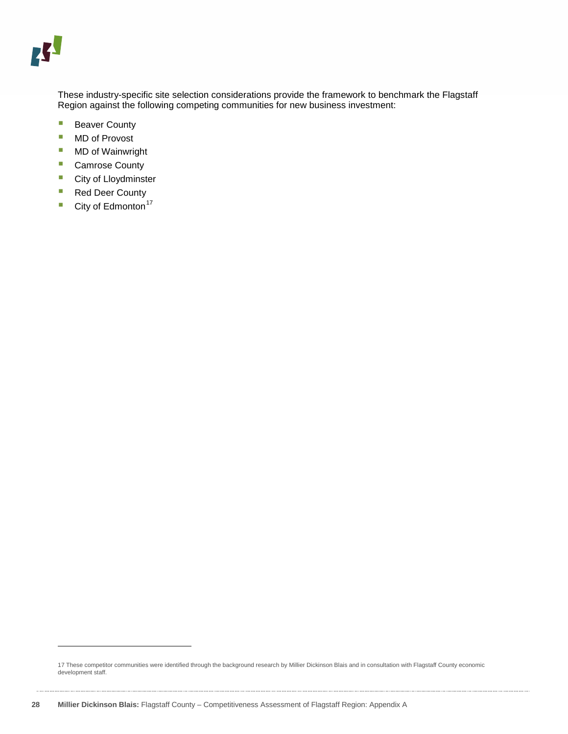These industry-specific site selection considerations provide the framework to benchmark the Flagstaff Region against the following competing communities for new business investment:

- Beaver County
- MD of Provost
- MD of Wainwright
- Camrose County
- City of Lloydminster
- Red Deer County
- City of Edmonton[17]

17 These competitor communities were identified through the background research by Millier Dickinson Blais and in consultation with Flagstaff County economic development staff.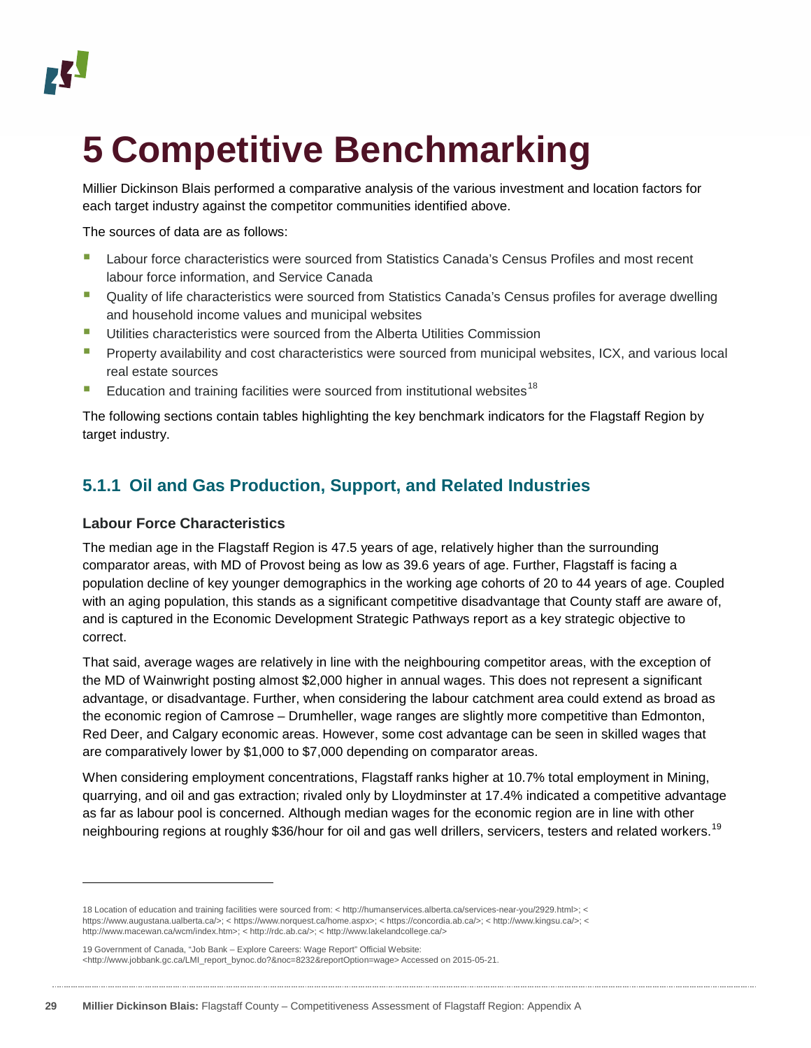# 5 Competitive Benchmarking

Millier Dickinson Blais performed a comparative analysis of the various investment and location factors for each target industry against the competitor communities identified above.

The sources of data are as follows:

- Labour force characteristics were sourced from Statistics Canada's Census Profiles and most recent labour force information, and Service Canada
- Quality of life characteristics were sourced from Statistics Canada's Census profiles for average dwelling and household income values and municipal websites
- Utilities characteristics were sourced from the Alberta Utilities Commission
- Property availability and cost characteristics were sourced from municipal websites, ICX, and various local real estate sources
- Education and training facilities were sourced from institutional websites[18]

The following sections contain tables highlighting the key benchmark indicators for the Flagstaff Region by target industry.

### 5.1.1 Oil and Gas Production, Support, and Related Industries

**Labour Force Characteristics**

The median age in the Flagstaff Region is 47.5 years of age, relatively higher than the surrounding comparator areas, with MD of Provost being as low as 39.6 years of age. Further, Flagstaff is facing a population decline of key younger demographics in the working age cohorts of 20 to 44 years of age. Coupled with an aging population, this stands as a significant competitive disadvantage that County staff are aware of, and is captured in the Economic Development Strategic Pathways report as a key strategic objective to correct.

That said, average wages are relatively in line with the neighbouring competitor areas, with the exception of the MD of Wainwright posting almost $2,000 higher in annual wages. This does not represent a significant advantage, or disadvantage. Further, when considering the labour catchment area could extend as broad as the economic region of Camrose – Drumheller, wage ranges are slightly more competitive than Edmonton, Red Deer, and Calgary economic areas. However, some cost advantage can be seen in skilled wages that are comparatively lower by $1,000 to $7,000 depending on comparator areas.

When considering employment concentrations, Flagstaff ranks higher at 10.7% total employment in Mining, quarrying, and oil and gas extraction; rivaled only by Lloydminster at 17.4% indicated a competitive advantage as far as labour pool is concerned. Although median wages for the economic region are in line with other neighbouring regions at roughly $36/hour for oil and gas well drillers, servicers, testers and related workers.[19]

---

18 Location of education and training facilities were sourced from: < http://humanservices.alberta.ca/services-near-you/2929.html>; < https://www.augustana.ualberta.ca/>; < https://www.norquest.ca/home.aspx>; < https://concordia.ab.ca/>; < http://www.kingsu.ca/>; < http://www.macewan.ca/wcm/index.htm>; < http://rdc.ab.ca/>; < http://www.lakelandcollege.ca/>

19 Government of Canada, "Job Bank – Explore Careers: Wage Report" Official Website: <http://www.jobbank.gc.ca/LMI_report_bynoc.do?&noc=8232&reportOption=wage> Accessed on 2015-05-21.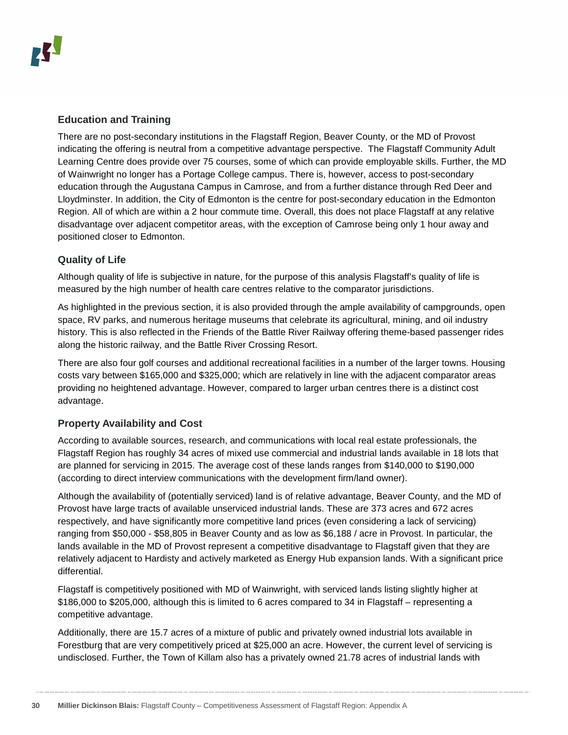### Education and Training

There are no post-secondary institutions in the Flagstaff Region, Beaver County, or the MD of Provost indicating the offering is neutral from a competitive advantage perspective. The Flagstaff Community Adult Learning Centre does provide over 75 courses, some of which can provide employable skills. Further, the MD of Wainwright no longer has a Portage College campus. There is, however, access to post-secondary education through the Augustana Campus in Camrose, and from a further distance through Red Deer and Lloydminster. In addition, the City of Edmonton is the centre for post-secondary education in the Edmonton Region. All of which are within a 2 hour commute time. Overall, this does not place Flagstaff at any relative disadvantage over adjacent competitor areas, with the exception of Camrose being only 1 hour away and positioned closer to Edmonton.

### Quality of Life

Although quality of life is subjective in nature, for the purpose of this analysis Flagstaff's quality of life is measured by the high number of health care centres relative to the comparator jurisdictions.

As highlighted in the previous section, it is also provided through the ample availability of campgrounds, open space, RV parks, and numerous heritage museums that celebrate its agricultural, mining, and oil industry history. This is also reflected in the Friends of the Battle River Railway offering theme-based passenger rides along the historic railway, and the Battle River Crossing Resort.

There are also four golf courses and additional recreational facilities in a number of the larger towns. Housing costs vary between $165,000 and $325,000; which are relatively in line with the adjacent comparator areas providing no heightened advantage. However, compared to larger urban centres there is a distinct cost advantage.

### Property Availability and Cost

According to available sources, research, and communications with local real estate professionals, the Flagstaff Region has roughly 34 acres of mixed use commercial and industrial lands available in 18 lots that are planned for servicing in 2015. The average cost of these lands ranges from $140,000 to $190,000 (according to direct interview communications with the development firm/land owner).

Although the availability of (potentially serviced) land is of relative advantage, Beaver County, and the MD of Provost have large tracts of available unserviced industrial lands. These are 373 acres and 672 acres respectively, and have significantly more competitive land prices (even considering a lack of servicing) ranging from $50,000 - $58,805 in Beaver County and as low as $6,188 / acre in Provost. In particular, the lands available in the MD of Provost represent a competitive disadvantage to Flagstaff given that they are relatively adjacent to Hardisty and actively marketed as Energy Hub expansion lands. With a significant price differential.

Flagstaff is competitively positioned with MD of Wainwright, with serviced lands listing slightly higher at $186,000 to $205,000, although this is limited to 6 acres compared to 34 in Flagstaff – representing a competitive advantage.

Additionally, there are 15.7 acres of a mixture of public and privately owned industrial lots available in Forestburg that are very competitively priced at $25,000 an acre. However, the current level of servicing is undisclosed. Further, the Town of Killam also has a privately owned 21.78 acres of industrial lands with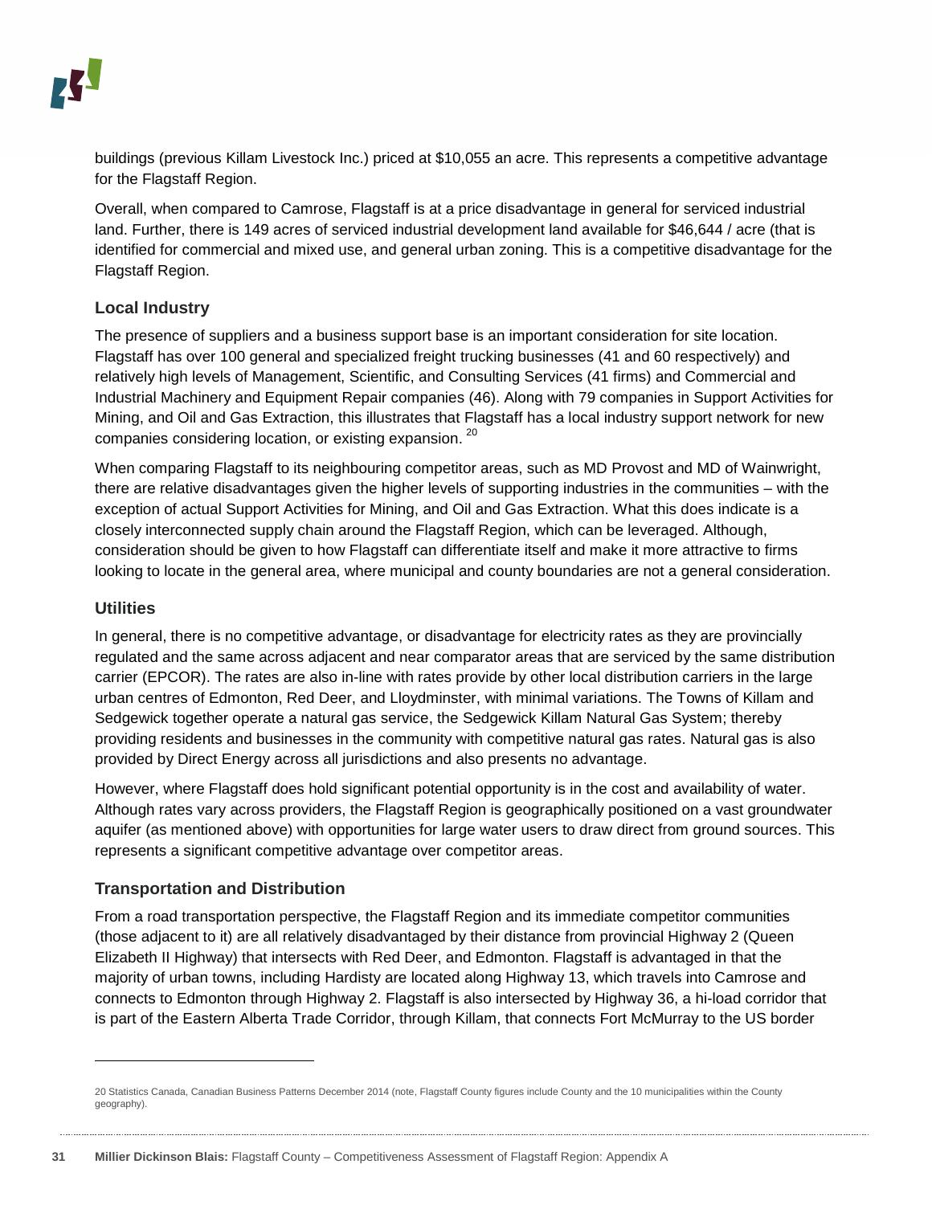buildings (previous Killam Livestock Inc.) priced at $10,055 an acre. This represents a competitive advantage for the Flagstaff Region.

Overall, when compared to Camrose, Flagstaff is at a price disadvantage in general for serviced industrial land. Further, there is 149 acres of serviced industrial development land available for $46,644 / acre (that is identified for commercial and mixed use, and general urban zoning. This is a competitive disadvantage for the Flagstaff Region.

### Local Industry

The presence of suppliers and a business support base is an important consideration for site location. Flagstaff has over 100 general and specialized freight trucking businesses (41 and 60 respectively) and relatively high levels of Management, Scientific, and Consulting Services (41 firms) and Commercial and Industrial Machinery and Equipment Repair companies (46). Along with 79 companies in Support Activities for Mining, and Oil and Gas Extraction, this illustrates that Flagstaff has a local industry support network for new companies considering location, or existing expansion. [20]

When comparing Flagstaff to its neighbouring competitor areas, such as MD Provost and MD of Wainwright, there are relative disadvantages given the higher levels of supporting industries in the communities – with the exception of actual Support Activities for Mining, and Oil and Gas Extraction. What this does indicate is a closely interconnected supply chain around the Flagstaff Region, which can be leveraged. Although, consideration should be given to how Flagstaff can differentiate itself and make it more attractive to firms looking to locate in the general area, where municipal and county boundaries are not a general consideration.

### Utilities

In general, there is no competitive advantage, or disadvantage for electricity rates as they are provincially regulated and the same across adjacent and near comparator areas that are serviced by the same distribution carrier (EPCOR). The rates are also in-line with rates provide by other local distribution carriers in the large urban centres of Edmonton, Red Deer, and Lloydminster, with minimal variations. The Towns of Killam and Sedgewick together operate a natural gas service, the Sedgewick Killam Natural Gas System; thereby providing residents and businesses in the community with competitive natural gas rates. Natural gas is also provided by Direct Energy across all jurisdictions and also presents no advantage.

However, where Flagstaff does hold significant potential opportunity is in the cost and availability of water. Although rates vary across providers, the Flagstaff Region is geographically positioned on a vast groundwater aquifer (as mentioned above) with opportunities for large water users to draw direct from ground sources. This represents a significant competitive advantage over competitor areas.

### Transportation and Distribution

From a road transportation perspective, the Flagstaff Region and its immediate competitor communities (those adjacent to it) are all relatively disadvantaged by their distance from provincial Highway 2 (Queen Elizabeth II Highway) that intersects with Red Deer, and Edmonton. Flagstaff is advantaged in that the majority of urban towns, including Hardisty are located along Highway 13, which travels into Camrose and connects to Edmonton through Highway 2. Flagstaff is also intersected by Highway 36, a hi-load corridor that is part of the Eastern Alberta Trade Corridor, through Killam, that connects Fort McMurray to the US border

---

20 Statistics Canada, Canadian Business Patterns December 2014 (note, Flagstaff County figures include County and the 10 municipalities within the County geography).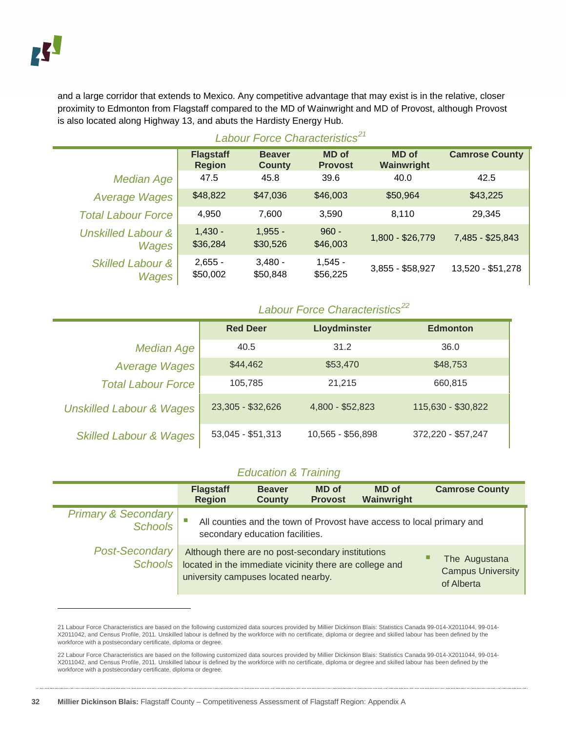and a large corridor that extends to Mexico. Any competitive advantage that may exist is in the relative, closer proximity to Edmonton from Flagstaff compared to the MD of Wainwright and MD of Provost, although Provost is also located along Highway 13, and abuts the Hardisty Energy Hub.

*Labour Force Characteristics*[21]

| | Flagstaff Region | Beaver County | MD of Provost | MD of Wainwright | Camrose County |
|---|---|---|---|---|---|
| *Median Age* | 47.5 | 45.8 | 39.6 | 40.0 | 42.5 |
| *Average Wages* | $48,822 | $47,036 | $46,003 | $50,964 | $43,225 |
| *Total Labour Force* | 4,950 | 7,600 | 3,590 | 8,110 | 29,345 |
| *Unskilled Labour & Wages* | 1,430 - $36,284 | 1,955 - $30,526 | 960 - $46,003 | 1,800 - $26,779 | 7,485 - $25,843 |
| *Skilled Labour & Wages* | 2,655 - $50,002 | 3,480 - $50,848 | 1,545 - $56,225 | 3,855 - $58,927 | 13,520 - $51,278 |

*Labour Force Characteristics*[22]

| | Red Deer | Lloydminster | Edmonton |
|---|---|---|---|
| *Median Age* | 40.5 | 31.2 | 36.0 |
| *Average Wages* | $44,462 | $53,470 | $48,753 |
| *Total Labour Force* | 105,785 | 21,215 | 660,815 |
| *Unskilled Labour & Wages* | 23,305 - $32,626 | 4,800 - $52,823 | 115,630 - $30,822 |
| *Skilled Labour & Wages* | 53,045 - $51,313 | 10,565 - $56,898 | 372,220 - $57,247 |

*Education & Training*

| | Flagstaff Region | Beaver County | MD of Provost | MD of Wainwright | Camrose County |
|---|---|---|---|---|---|
| *Primary & Secondary Schools* | ▪ All counties and the town of Provost have access to local primary and secondary education facilities. | | | | |
| *Post-Secondary Schools* | Although there are no post-secondary institutions located in the immediate vicinity there are college and university campuses located nearby. | | | | ▪ The Augustana Campus University of Alberta |

21 Labour Force Characteristics are based on the following customized data sources provided by Millier Dickinson Blais: Statistics Canada 99-014-X2011044, 99-014-X2011042, and Census Profile, 2011. Unskilled labour is defined by the workforce with no certificate, diploma or degree and skilled labour has been defined by the workforce with a postsecondary certificate, diploma or degree.

22 Labour Force Characteristics are based on the following customized data sources provided by Millier Dickinson Blais: Statistics Canada 99-014-X2011044, 99-014-X2011042, and Census Profile, 2011. Unskilled labour is defined by the workforce with no certificate, diploma or degree and skilled labour has been defined by the workforce with a postsecondary certificate, diploma or degree.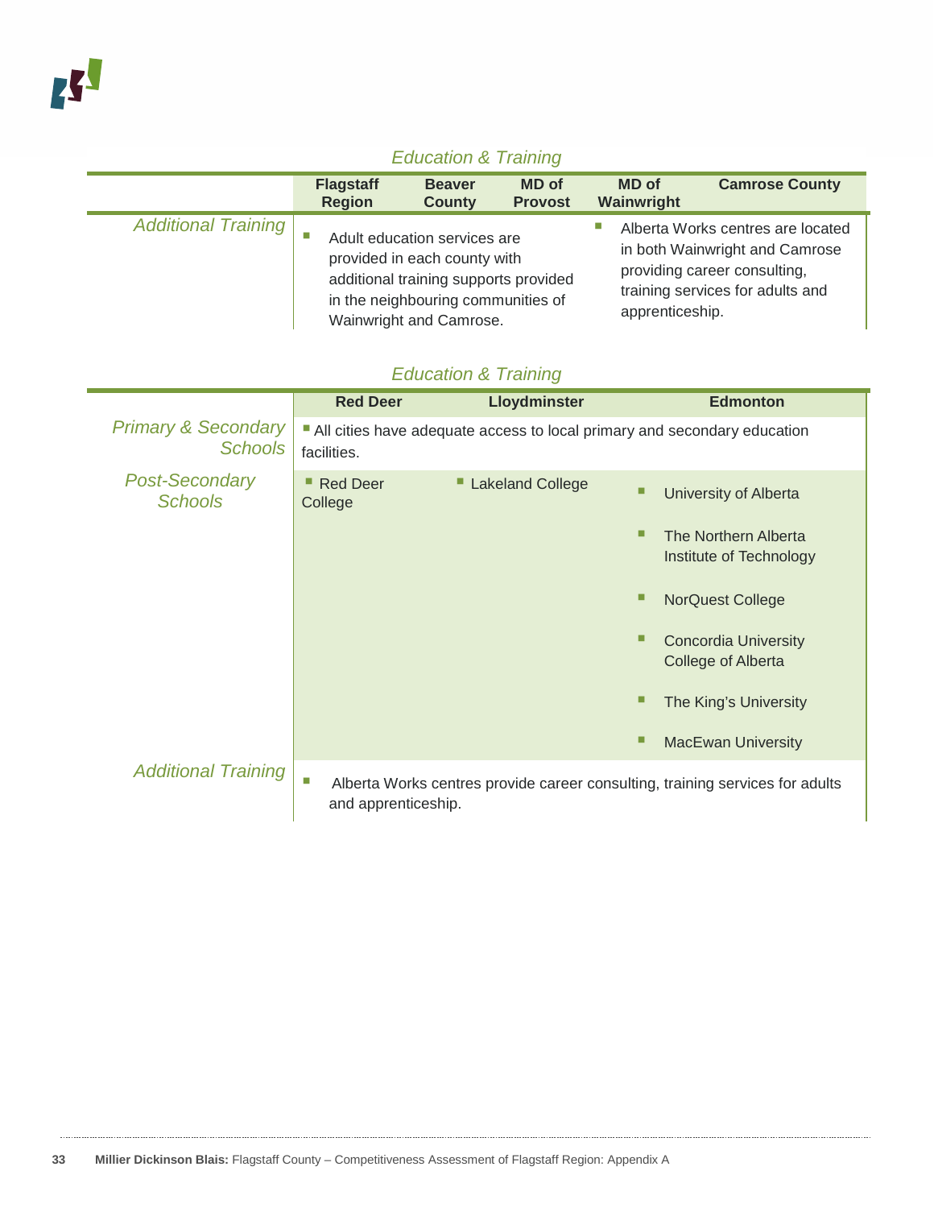### Education & Training

| | Flagstaff Region | Beaver County | MD of Provost | MD of Wainwright | Camrose County |
|---|---|---|---|---|---|
| *Additional Training* | Adult education services are provided in each county with additional training supports provided in the neighbouring communities of Wainwright and Camrose. | | | Alberta Works centres are located in both Wainwright and Camrose providing career consulting, training services for adults and apprenticeship. | |

### Education & Training

| | Red Deer | Lloydminster | Edmonton |
|---|---|---|---|
| *Primary & Secondary Schools* | All cities have adequate access to local primary and secondary education facilities. | | |
| *Post-Secondary Schools* | Red Deer College | Lakeland College | University of Alberta<br>The Northern Alberta Institute of Technology<br>NorQuest College<br>Concordia University College of Alberta<br>The King's University<br>MacEwan University |
| *Additional Training* | Alberta Works centres provide career consulting, training services for adults and apprenticeship. | | |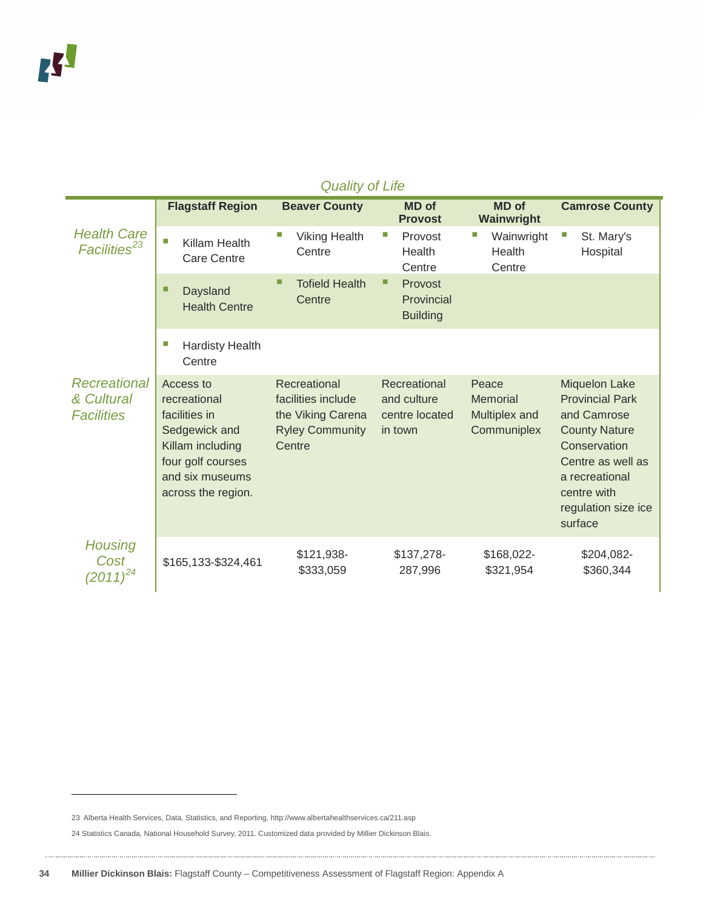*Quality of Life*

| | Flagstaff Region | Beaver County | MD of Provost | MD of Wainwright | Camrose County |
|---|---|---|---|---|---|
| *Health Care Facilities*[23] | ▪ Killam Health Care Centre | ▪ Viking Health Centre | ▪ Provost Health Centre | ▪ Wainwright Health Centre | ▪ St. Mary's Hospital |
| | ▪ Daysland Health Centre | ▪ Tofield Health Centre | ▪ Provost Provincial Building | | |
| | ▪ Hardisty Health Centre | | | | |
| *Recreational & Cultural Facilities* | Access to recreational facilities in Sedgewick and Killam including four golf courses and six museums across the region. | Recreational facilities include the Viking Carena Ryley Community Centre | Recreational and culture centre located in town | Peace Memorial Multiplex and Communiplex | Miquelon Lake Provincial Park and Camrose County Nature Conservation Centre as well as a recreational centre with regulation size ice surface |
| *Housing Cost (2011)*[24] | $165,133-$324,461 | $121,938-$333,059 | $137,278-287,996 | $168,022-$321,954 | $204,082-$360,344 |

23 Alberta Health Services, Data, Statistics, and Reporting, http://www.albertahealthservices.ca/211.asp

24 Statistics Canada, National Household Survey, 2011. Customized data provided by Millier Dickinson Blais.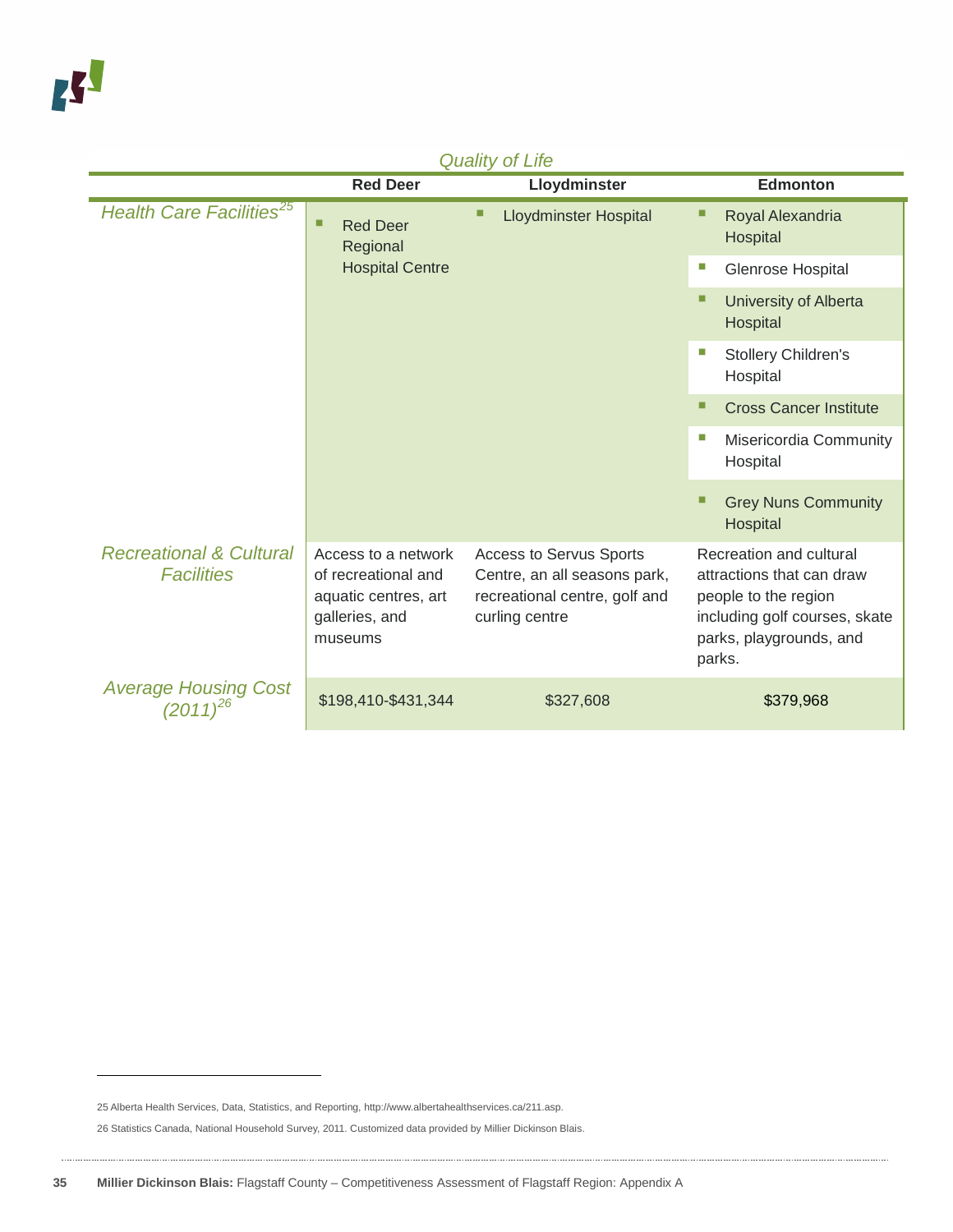*Quality of Life*

| | Red Deer | Lloydminster | Edmonton |
|---|---|---|---|
| *Health Care Facilities*[25] | ▪ Red Deer Regional Hospital Centre | ▪ Lloydminster Hospital | ▪ Royal Alexandria Hospital<br>▪ Glenrose Hospital<br>▪ University of Alberta Hospital<br>▪ Stollery Children's Hospital<br>▪ Cross Cancer Institute<br>▪ Misericordia Community Hospital<br>▪ Grey Nuns Community Hospital |
| *Recreational & Cultural Facilities* | Access to a network of recreational and aquatic centres, art galleries, and museums | Access to Servus Sports Centre, an all seasons park, recreational centre, golf and curling centre | Recreation and cultural attractions that can draw people to the region including golf courses, skate parks, playgrounds, and parks. |
| *Average Housing Cost (2011)*[26] | $198,410-$431,344 | $327,608 | $379,968 |

25 Alberta Health Services, Data, Statistics, and Reporting, http://www.albertahealthservices.ca/211.asp.

26 Statistics Canada, National Household Survey, 2011. Customized data provided by Millier Dickinson Blais.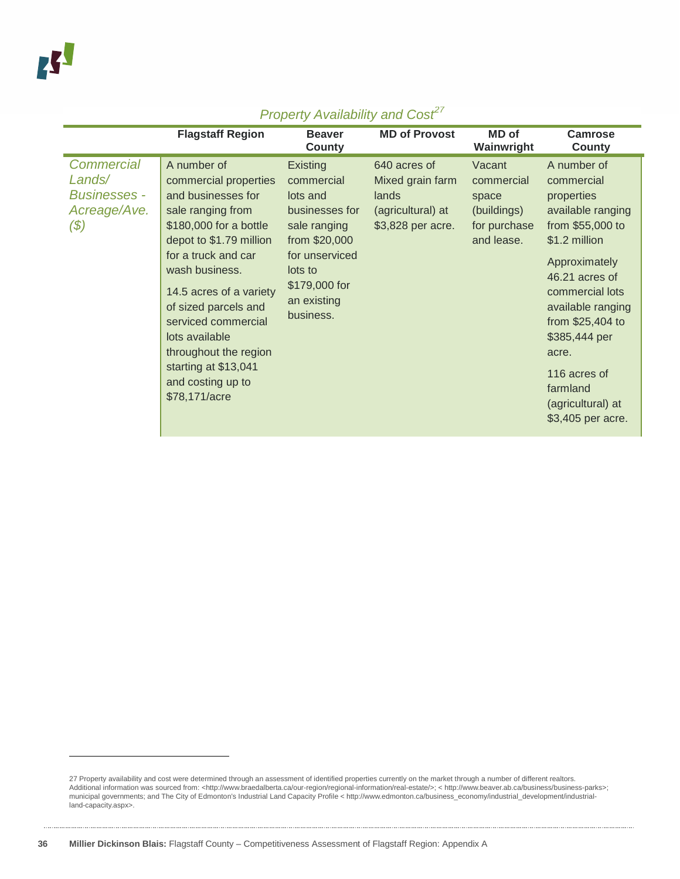*Property Availability and Cost*[27]

| | Flagstaff Region | Beaver County | MD of Provost | MD of Wainwright | Camrose County |
|---|---|---|---|---|---|
| *Commercial Lands/ Businesses - Acreage/Ave. ($)* | A number of commercial properties and businesses for sale ranging from $180,000 for a bottle depot to $1.79 million for a truck and car wash business.<br><br>14.5 acres of a variety of sized parcels and serviced commercial lots available throughout the region starting at $13,041 and costing up to $78,171/acre | Existing commercial lots and businesses for sale ranging from $20,000 for unserviced lots to $179,000 for an existing business. | 640 acres of Mixed grain farm lands (agricultural) at $3,828 per acre. | Vacant commercial space (buildings) for purchase and lease. | A number of commercial properties available ranging from $55,000 to $1.2 million<br><br>Approximately 46.21 acres of commercial lots available ranging from $25,404 to $385,444 per acre.<br><br>116 acres of farmland (agricultural) at $3,405 per acre. |

27 Property availability and cost were determined through an assessment of identified properties currently on the market through a number of different realtors. Additional information was sourced from: <http://www.braedalberta.ca/our-region/regional-information/real-estate/>; < http://www.beaver.ab.ca/business/business-parks>; municipal governments; and The City of Edmonton's Industrial Land Capacity Profile < http://www.edmonton.ca/business_economy/industrial_development/industrial-land-capacity.aspx>.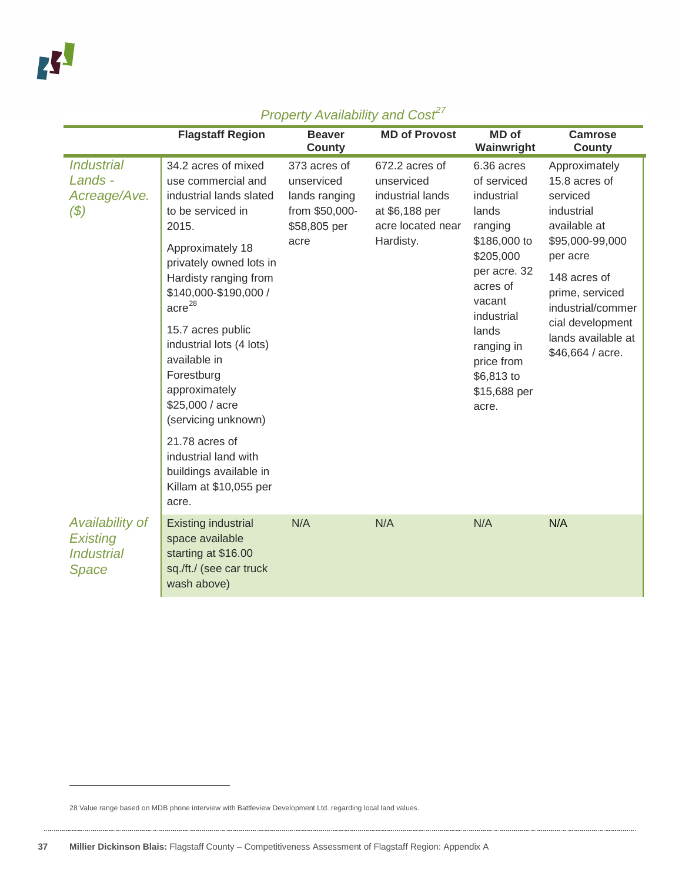*Property Availability and Cost*[27]

| | Flagstaff Region | Beaver County | MD of Provost | MD of Wainwright | Camrose County |
|---|---|---|---|---|---|
| *Industrial Lands - Acreage/Ave. ($)* | 34.2 acres of mixed use commercial and industrial lands slated to be serviced in 2015.<br><br>Approximately 18 privately owned lots in Hardisty ranging from $140,000-$190,000 / acre[28]<br><br>15.7 acres public industrial lots (4 lots) available in Forestburg approximately $25,000 / acre (servicing unknown)<br><br>21.78 acres of industrial land with buildings available in Killam at $10,055 per acre. | 373 acres of unserviced lands ranging from $50,000-$58,805 per acre | 672.2 acres of unserviced industrial lands at $6,188 per acre located near Hardisty. | 6.36 acres of serviced industrial lands ranging $186,000 to $205,000 per acre. 32 acres of vacant industrial lands ranging in price from $6,813 to $15,688 per acre. | Approximately 15.8 acres of serviced industrial available at $95,000-99,000 per acre<br><br>148 acres of prime, serviced industrial/commercial development lands available at $46,664 / acre. |
| *Availability of Existing Industrial Space* | Existing industrial space available starting at $16.00 sq./ft./ (see car truck wash above) | N/A | N/A | N/A | N/A |

28 Value range based on MDB phone interview with Battleview Development Ltd. regarding local land values.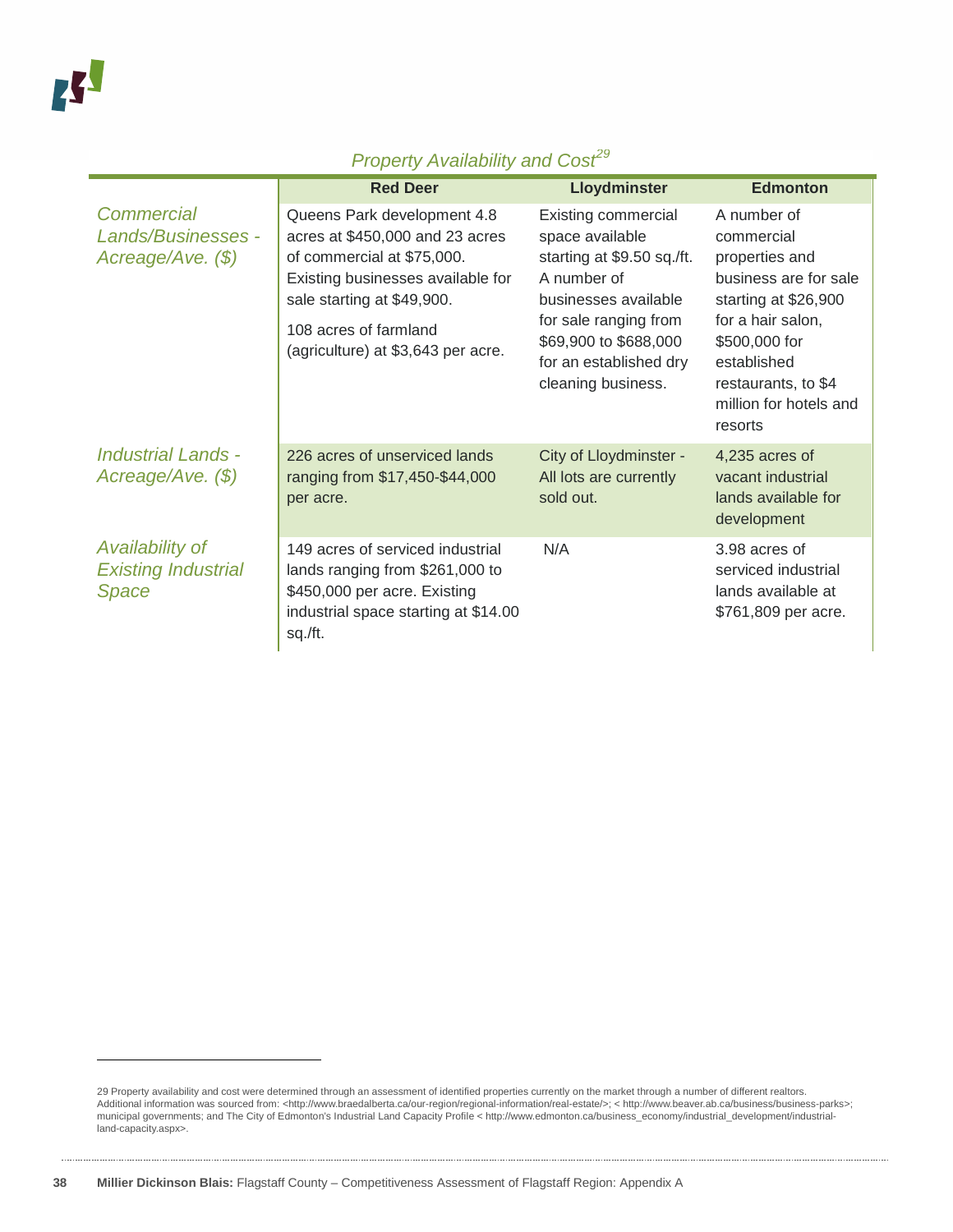*Property Availability and Cost*[29]

| | Red Deer | Lloydminster | Edmonton |
|---|---|---|---|
| *Commercial Lands/Businesses - Acreage/Ave. ($)* | Queens Park development 4.8 acres at $450,000 and 23 acres of commercial at $75,000. Existing businesses available for sale starting at $49,900.<br>108 acres of farmland (agriculture) at $3,643 per acre. | Existing commercial space available starting at $9.50 sq./ft. A number of businesses available for sale ranging from $69,900 to $688,000 for an established dry cleaning business. | A number of commercial properties and business are for sale starting at $26,900 for a hair salon, $500,000 for established restaurants, to $4 million for hotels and resorts |
| *Industrial Lands - Acreage/Ave. ($)* | 226 acres of unserviced lands ranging from $17,450-$44,000 per acre. | City of Lloydminster - All lots are currently sold out. | 4,235 acres of vacant industrial lands available for development |
| *Availability of Existing Industrial Space* | 149 acres of serviced industrial lands ranging from $261,000 to $450,000 per acre. Existing industrial space starting at $14.00 sq./ft. | N/A | 3.98 acres of serviced industrial lands available at $761,809 per acre. |

29 Property availability and cost were determined through an assessment of identified properties currently on the market through a number of different realtors. Additional information was sourced from: <http://www.braedalberta.ca/our-region/regional-information/real-estate/>; < http://www.beaver.ab.ca/business/business-parks>; municipal governments; and The City of Edmonton's Industrial Land Capacity Profile < http://www.edmonton.ca/business_economy/industrial_development/industrial-land-capacity.aspx>.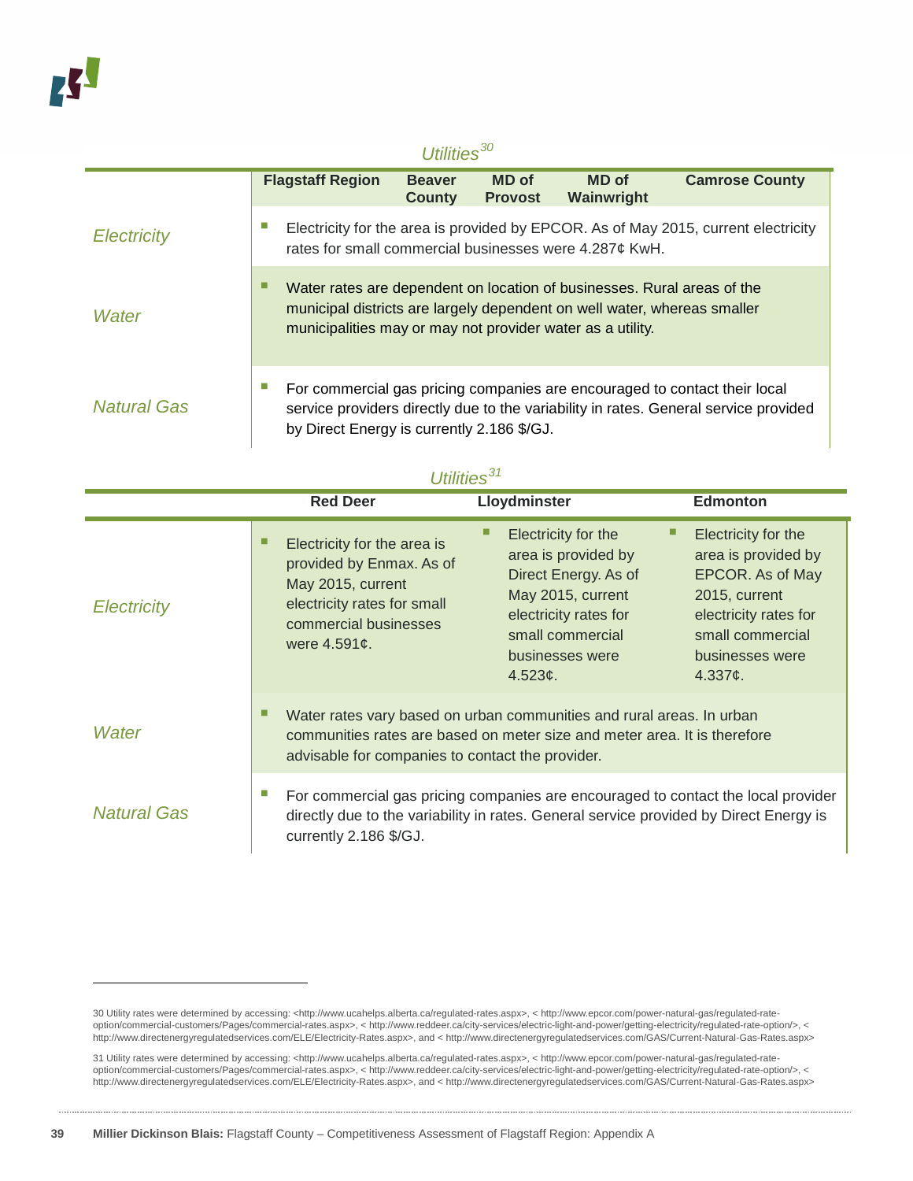*Utilities*[30]

| | Flagstaff Region | Beaver County | MD of Provost | MD of Wainwright | Camrose County |
|---|---|---|---|---|---|
| *Electricity* | ▪ Electricity for the area is provided by EPCOR. As of May 2015, current electricity rates for small commercial businesses were 4.287¢ KwH. | | | | |
| *Water* | ▪ Water rates are dependent on location of businesses. Rural areas of the municipal districts are largely dependent on well water, whereas smaller municipalities may or may not provider water as a utility. | | | | |
| *Natural Gas* | ▪ For commercial gas pricing companies are encouraged to contact their local service providers directly due to the variability in rates. General service provided by Direct Energy is currently 2.186 $/GJ. | | | | |

*Utilities*[31]

| | Red Deer | Lloydminster | Edmonton |
|---|---|---|---|
| *Electricity* | ▪ Electricity for the area is provided by Enmax. As of May 2015, current electricity rates for small commercial businesses were 4.591¢. | ▪ Electricity for the area is provided by Direct Energy. As of May 2015, current electricity rates for small commercial businesses were 4.523¢. | ▪ Electricity for the area is provided by EPCOR. As of May 2015, current electricity rates for small commercial businesses were 4.337¢. |
| *Water* | ▪ Water rates vary based on urban communities and rural areas. In urban communities rates are based on meter size and meter area. It is therefore advisable for companies to contact the provider. | | |
| *Natural Gas* | ▪ For commercial gas pricing companies are encouraged to contact the local provider directly due to the variability in rates. General service provided by Direct Energy is currently 2.186 $/GJ. | | |

---

30 Utility rates were determined by accessing: <http://www.ucahelps.alberta.ca/regulated-rates.aspx>, < http://www.epcor.com/power-natural-gas/regulated-rate-option/commercial-customers/Pages/commercial-rates.aspx>, < http://www.reddeer.ca/city-services/electric-light-and-power/getting-electricity/regulated-rate-option/>, < http://www.directenergyregulatedservices.com/ELE/Electricity-Rates.aspx>, and < http://www.directenergyregulatedservices.com/GAS/Current-Natural-Gas-Rates.aspx>

31 Utility rates were determined by accessing: <http://www.ucahelps.alberta.ca/regulated-rates.aspx>, < http://www.epcor.com/power-natural-gas/regulated-rate-option/commercial-customers/Pages/commercial-rates.aspx>, < http://www.reddeer.ca/city-services/electric-light-and-power/getting-electricity/regulated-rate-option/>, < http://www.directenergyregulatedservices.com/ELE/Electricity-Rates.aspx>, and < http://www.directenergyregulatedservices.com/GAS/Current-Natural-Gas-Rates.aspx>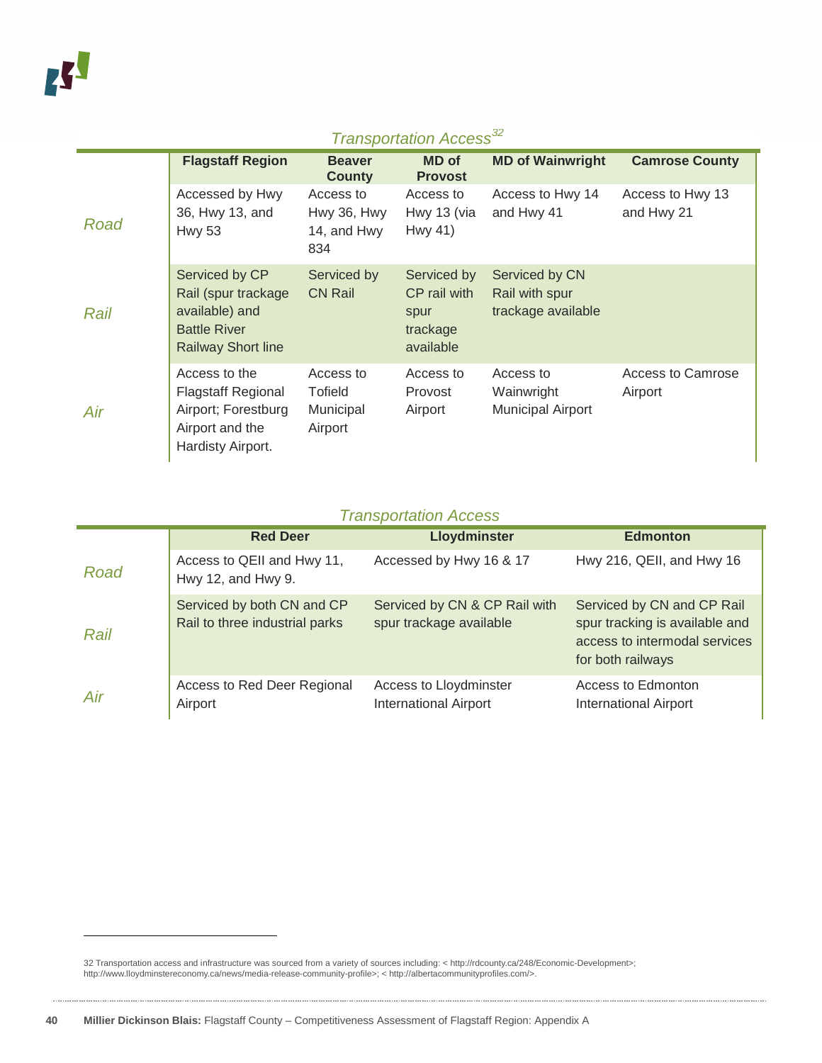*Transportation Access*[32]

| | Flagstaff Region | Beaver County | MD of Provost | MD of Wainwright | Camrose County |
|---|---|---|---|---|---|
| *Road* | Accessed by Hwy 36, Hwy 13, and Hwy 53 | Access to Hwy 36, Hwy 14, and Hwy 834 | Access to Hwy 13 (via Hwy 41) | Access to Hwy 14 and Hwy 41 | Access to Hwy 13 and Hwy 21 |
| *Rail* | Serviced by CP Rail (spur trackage available) and Battle River Railway Short line | Serviced by CN Rail | Serviced by CP rail with spur trackage available | Serviced by CN Rail with spur trackage available | |
| *Air* | Access to the Flagstaff Regional Airport; Forestburg Airport and the Hardisty Airport. | Access to Tofield Municipal Airport | Access to Provost Airport | Access to Wainwright Municipal Airport | Access to Camrose Airport |

*Transportation Access*

| | Red Deer | Lloydminster | Edmonton |
|---|---|---|---|
| *Road* | Access to QEII and Hwy 11, Hwy 12, and Hwy 9. | Accessed by Hwy 16 & 17 | Hwy 216, QEII, and Hwy 16 |
| *Rail* | Serviced by both CN and CP Rail to three industrial parks | Serviced by CN & CP Rail with spur trackage available | Serviced by CN and CP Rail spur tracking is available and access to intermodal services for both railways |
| *Air* | Access to Red Deer Regional Airport | Access to Lloydminster International Airport | Access to Edmonton International Airport |

---

32 Transportation access and infrastructure was sourced from a variety of sources including: < http://rdcounty.ca/248/Economic-Development>; http://www.lloydminstereconomy.ca/news/media-release-community-profile>; < http://albertacommunityprofiles.com/>.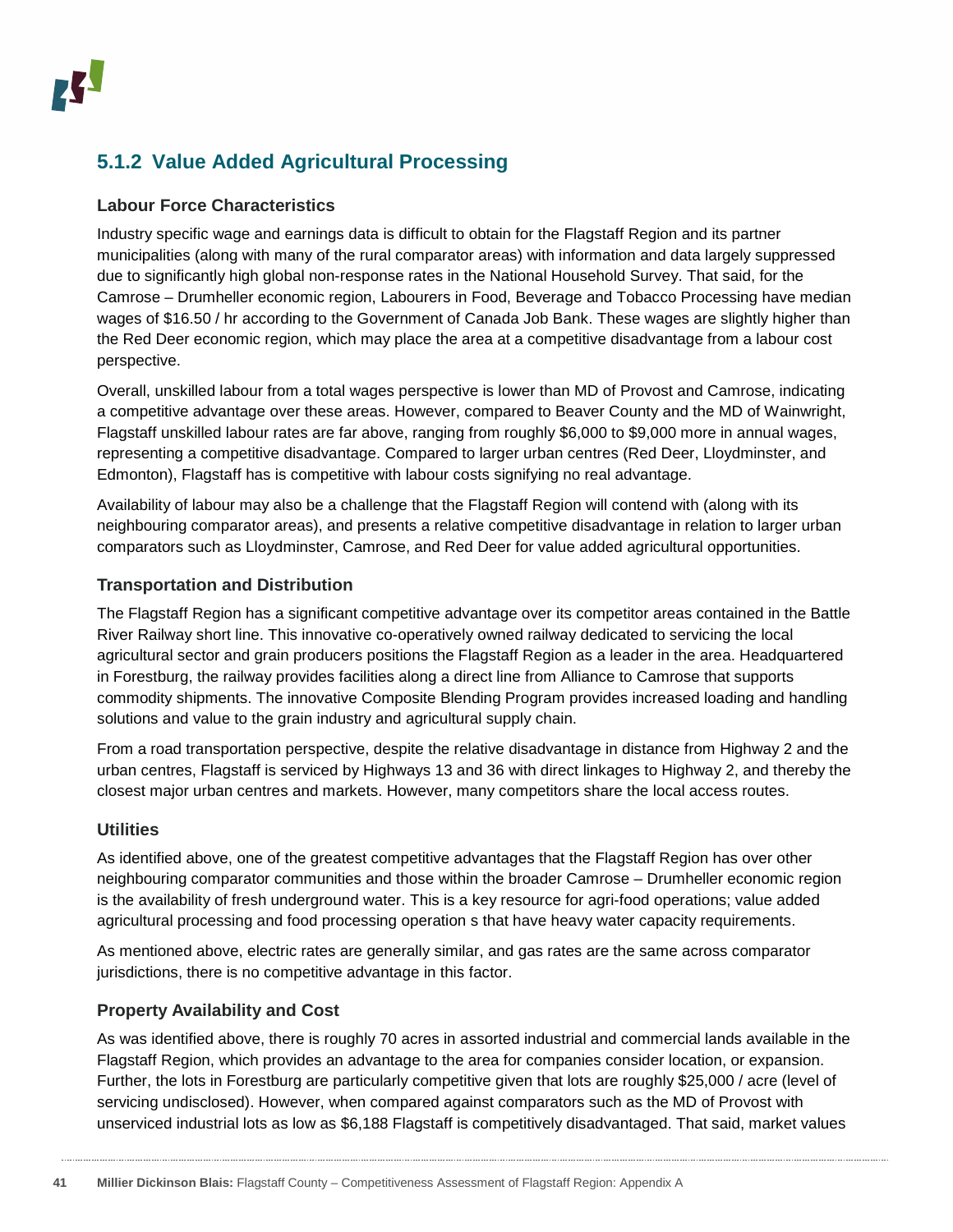### 5.1.2 Value Added Agricultural Processing

#### Labour Force Characteristics

Industry specific wage and earnings data is difficult to obtain for the Flagstaff Region and its partner municipalities (along with many of the rural comparator areas) with information and data largely suppressed due to significantly high global non-response rates in the National Household Survey. That said, for the Camrose – Drumheller economic region, Labourers in Food, Beverage and Tobacco Processing have median wages of $16.50 / hr according to the Government of Canada Job Bank. These wages are slightly higher than the Red Deer economic region, which may place the area at a competitive disadvantage from a labour cost perspective.

Overall, unskilled labour from a total wages perspective is lower than MD of Provost and Camrose, indicating a competitive advantage over these areas. However, compared to Beaver County and the MD of Wainwright, Flagstaff unskilled labour rates are far above, ranging from roughly $6,000 to $9,000 more in annual wages, representing a competitive disadvantage. Compared to larger urban centres (Red Deer, Lloydminster, and Edmonton), Flagstaff has is competitive with labour costs signifying no real advantage.

Availability of labour may also be a challenge that the Flagstaff Region will contend with (along with its neighbouring comparator areas), and presents a relative competitive disadvantage in relation to larger urban comparators such as Lloydminster, Camrose, and Red Deer for value added agricultural opportunities.

#### Transportation and Distribution

The Flagstaff Region has a significant competitive advantage over its competitor areas contained in the Battle River Railway short line. This innovative co-operatively owned railway dedicated to servicing the local agricultural sector and grain producers positions the Flagstaff Region as a leader in the area. Headquartered in Forestburg, the railway provides facilities along a direct line from Alliance to Camrose that supports commodity shipments. The innovative Composite Blending Program provides increased loading and handling solutions and value to the grain industry and agricultural supply chain.

From a road transportation perspective, despite the relative disadvantage in distance from Highway 2 and the urban centres, Flagstaff is serviced by Highways 13 and 36 with direct linkages to Highway 2, and thereby the closest major urban centres and markets. However, many competitors share the local access routes.

#### Utilities

As identified above, one of the greatest competitive advantages that the Flagstaff Region has over other neighbouring comparator communities and those within the broader Camrose – Drumheller economic region is the availability of fresh underground water. This is a key resource for agri-food operations; value added agricultural processing and food processing operation s that have heavy water capacity requirements.

As mentioned above, electric rates are generally similar, and gas rates are the same across comparator jurisdictions, there is no competitive advantage in this factor.

#### Property Availability and Cost

As was identified above, there is roughly 70 acres in assorted industrial and commercial lands available in the Flagstaff Region, which provides an advantage to the area for companies consider location, or expansion. Further, the lots in Forestburg are particularly competitive given that lots are roughly $25,000 / acre (level of servicing undisclosed). However, when compared against comparators such as the MD of Provost with unserviced industrial lots as low as $6,188 Flagstaff is competitively disadvantaged. That said, market values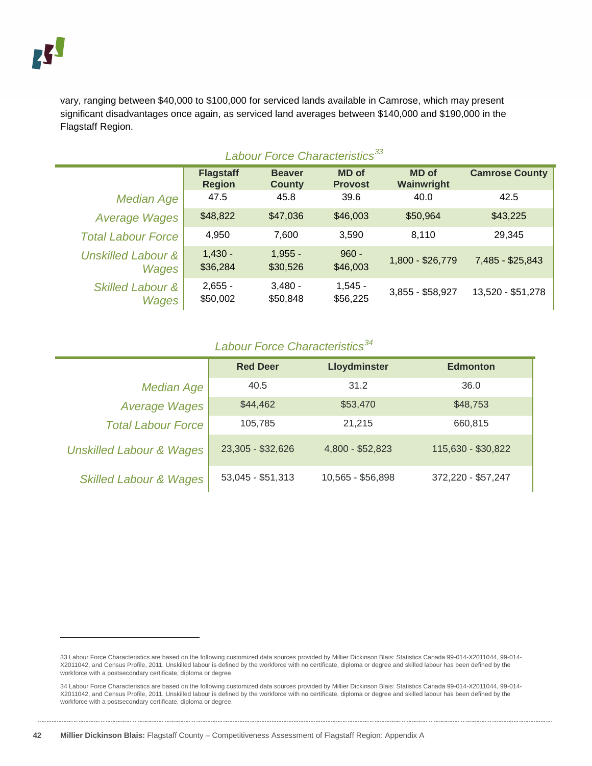vary, ranging between $40,000 to $100,000 for serviced lands available in Camrose, which may present significant disadvantages once again, as serviced land averages between $140,000 and $190,000 in the Flagstaff Region.

*Labour Force Characteristics*[33]

| | Flagstaff Region | Beaver County | MD of Provost | MD of Wainwright | Camrose County |
|---|---|---|---|---|---|
| *Median Age* | 47.5 | 45.8 | 39.6 | 40.0 | 42.5 |
| *Average Wages* | $48,822 | $47,036 | $46,003 | $50,964 | $43,225 |
| *Total Labour Force* | 4,950 | 7,600 | 3,590 | 8,110 | 29,345 |
| *Unskilled Labour & Wages* | 1,430 - $36,284 | 1,955 - $30,526 | 960 - $46,003 | 1,800 - $26,779 | 7,485 - $25,843 |
| *Skilled Labour & Wages* | 2,655 - $50,002 | 3,480 - $50,848 | 1,545 - $56,225 | 3,855 - $58,927 | 13,520 - $51,278 |

*Labour Force Characteristics*[34]

| | Red Deer | Lloydminster | Edmonton |
|---|---|---|---|
| *Median Age* | 40.5 | 31.2 | 36.0 |
| *Average Wages* | $44,462 | $53,470 | $48,753 |
| *Total Labour Force* | 105,785 | 21,215 | 660,815 |
| *Unskilled Labour & Wages* | 23,305 - $32,626 | 4,800 - $52,823 | 115,630 - $30,822 |
| *Skilled Labour & Wages* | 53,045 - $51,313 | 10,565 - $56,898 | 372,220 - $57,247 |

33 Labour Force Characteristics are based on the following customized data sources provided by Millier Dickinson Blais: Statistics Canada 99-014-X2011044, 99-014-X2011042, and Census Profile, 2011. Unskilled labour is defined by the workforce with no certificate, diploma or degree and skilled labour has been defined by the workforce with a postsecondary certificate, diploma or degree.

34 Labour Force Characteristics are based on the following customized data sources provided by Millier Dickinson Blais: Statistics Canada 99-014-X2011044, 99-014-X2011042, and Census Profile, 2011. Unskilled labour is defined by the workforce with no certificate, diploma or degree and skilled labour has been defined by the workforce with a postsecondary certificate, diploma or degree.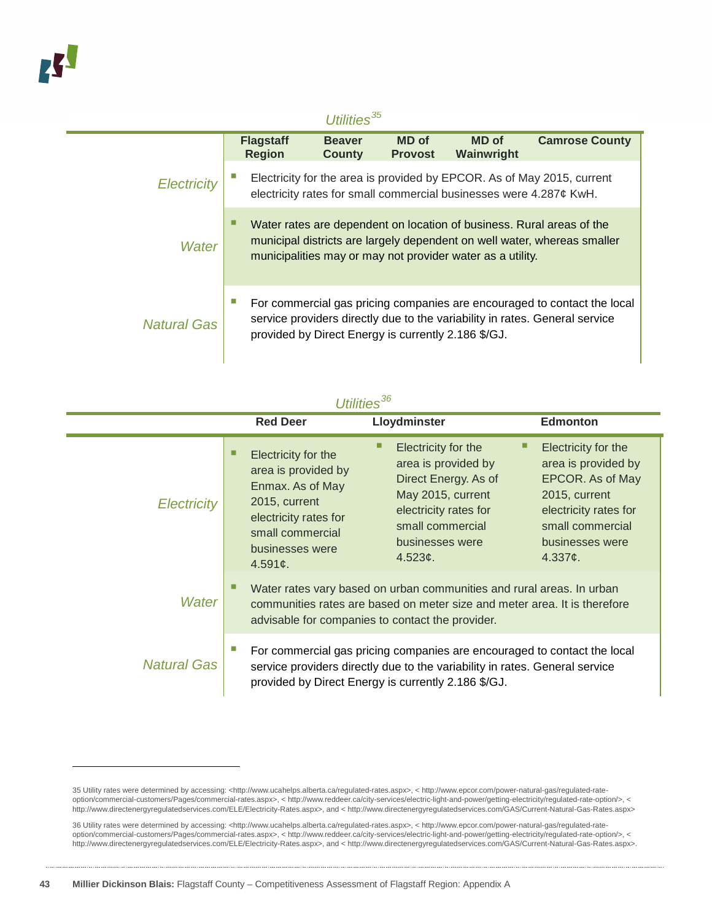*Utilities*[35]

| | Flagstaff Region | Beaver County | MD of Provost | MD of Wainwright | Camrose County |
|---|---|---|---|---|---|
| *Electricity* | Electricity for the area is provided by EPCOR. As of May 2015, current electricity rates for small commercial businesses were 4.287¢ KwH. | | | | |
| *Water* | Water rates are dependent on location of business. Rural areas of the municipal districts are largely dependent on well water, whereas smaller municipalities may or may not provider water as a utility. | | | | |
| *Natural Gas* | For commercial gas pricing companies are encouraged to contact the local service providers directly due to the variability in rates. General service provided by Direct Energy is currently 2.186 $/GJ. | | | | |

*Utilities*[36]

| | Red Deer | Lloydminster | Edmonton |
|---|---|---|---|
| *Electricity* | Electricity for the area is provided by Enmax. As of May 2015, current electricity rates for small commercial businesses were 4.591¢. | Electricity for the area is provided by Direct Energy. As of May 2015, current electricity rates for small commercial businesses were 4.523¢. | Electricity for the area is provided by EPCOR. As of May 2015, current electricity rates for small commercial businesses were 4.337¢. |
| *Water* | Water rates vary based on urban communities and rural areas. In urban communities rates are based on meter size and meter area. It is therefore advisable for companies to contact the provider. | | |
| *Natural Gas* | For commercial gas pricing companies are encouraged to contact the local service providers directly due to the variability in rates. General service provided by Direct Energy is currently 2.186 $/GJ. | | |

---

35 Utility rates were determined by accessing: <http://www.ucahelps.alberta.ca/regulated-rates.aspx>, < http://www.epcor.com/power-natural-gas/regulated-rate-option/commercial-customers/Pages/commercial-rates.aspx>, < http://www.reddeer.ca/city-services/electric-light-and-power/getting-electricity/regulated-rate-option/>, < http://www.directenergyregulatedservices.com/ELE/Electricity-Rates.aspx>, and < http://www.directenergyregulatedservices.com/GAS/Current-Natural-Gas-Rates.aspx>

36 Utility rates were determined by accessing: <http://www.ucahelps.alberta.ca/regulated-rates.aspx>, < http://www.epcor.com/power-natural-gas/regulated-rate-option/commercial-customers/Pages/commercial-rates.aspx>, < http://www.reddeer.ca/city-services/electric-light-and-power/getting-electricity/regulated-rate-option/>, < http://www.directenergyregulatedservices.com/ELE/Electricity-Rates.aspx>, and < http://www.directenergyregulatedservices.com/GAS/Current-Natural-Gas-Rates.aspx>.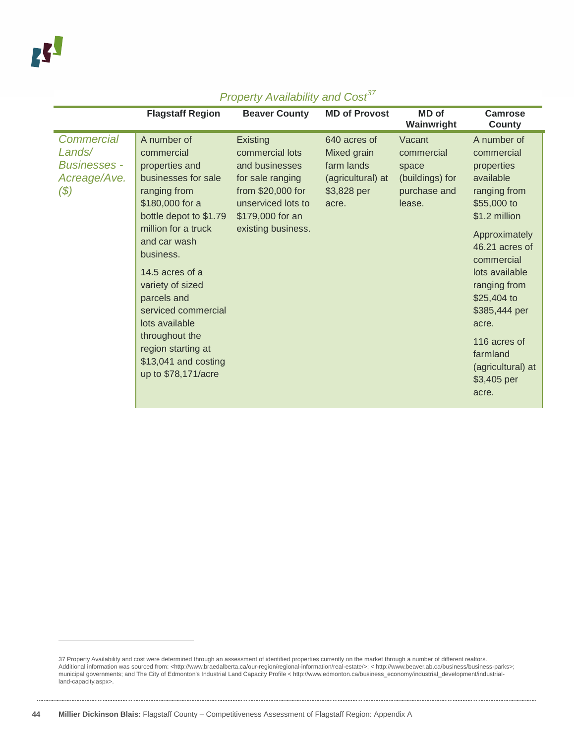*Property Availability and Cost*[37]

| | Flagstaff Region | Beaver County | MD of Provost | MD of Wainwright | Camrose County |
|---|---|---|---|---|---|
| *Commercial Lands/ Businesses - Acreage/Ave. ($)* | A number of commercial properties and businesses for sale ranging from $180,000 for a bottle depot to $1.79 million for a truck and car wash business.<br><br>14.5 acres of a variety of sized parcels and serviced commercial lots available throughout the region starting at $13,041 and costing up to $78,171/acre | Existing commercial lots and businesses for sale ranging from $20,000 for unserviced lots to $179,000 for an existing business. | 640 acres of Mixed grain farm lands (agricultural) at $3,828 per acre. | Vacant commercial space (buildings) for purchase and lease. | A number of commercial properties available ranging from $55,000 to $1.2 million<br><br>Approximately 46.21 acres of commercial lots available ranging from $25,404 to $385,444 per acre.<br><br>116 acres of farmland (agricultural) at $3,405 per acre. |

37 Property Availability and cost were determined through an assessment of identified properties currently on the market through a number of different realtors. Additional information was sourced from: <http://www.braedalberta.ca/our-region/regional-information/real-estate/>; < http://www.beaver.ab.ca/business/business-parks>; municipal governments; and The City of Edmonton's Industrial Land Capacity Profile < http://www.edmonton.ca/business_economy/industrial_development/industrial-land-capacity.aspx>.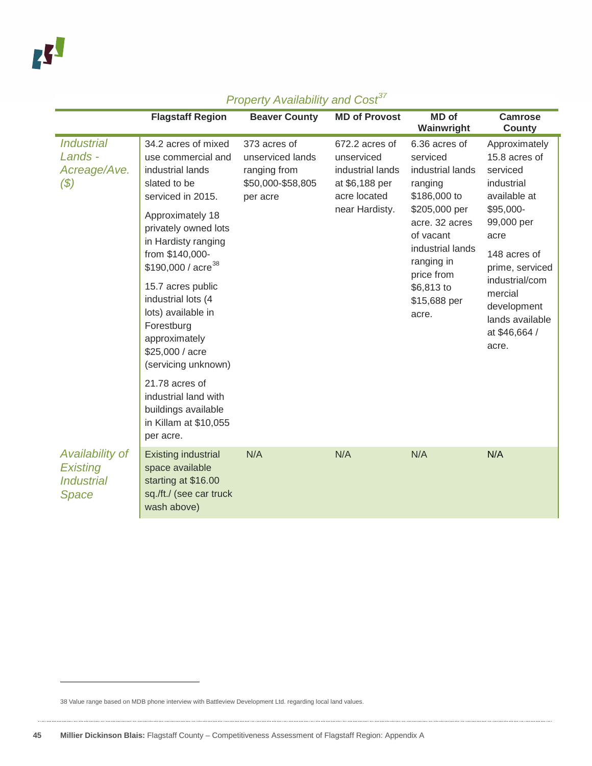*Property Availability and Cost*[37]

| | Flagstaff Region | Beaver County | MD of Provost | MD of Wainwright | Camrose County |
|---|---|---|---|---|---|
| *Industrial Lands - Acreage/Ave. ($)* | 34.2 acres of mixed use commercial and industrial lands slated to be serviced in 2015.<br><br>Approximately 18 privately owned lots in Hardisty ranging from $140,000-$190,000 / acre[38]<br><br>15.7 acres public industrial lots (4 lots) available in Forestburg approximately $25,000 / acre (servicing unknown)<br><br>21.78 acres of industrial land with buildings available in Killam at $10,055 per acre. | 373 acres of unserviced lands ranging from $50,000-$58,805 per acre | 672.2 acres of unserviced industrial lands at $6,188 per acre located near Hardisty. | 6.36 acres of serviced industrial lands ranging $186,000 to $205,000 per acre. 32 acres of vacant industrial lands ranging in price from $6,813 to $15,688 per acre. | Approximately 15.8 acres of serviced industrial available at $95,000-99,000 per acre<br><br>148 acres of prime, serviced industrial/commercial development lands available at $46,664 / acre. |
| *Availability of Existing Industrial Space* | Existing industrial space available starting at $16.00 sq./ft./ (see car truck wash above) | N/A | N/A | N/A | N/A |

38 Value range based on MDB phone interview with Battleview Development Ltd. regarding local land values.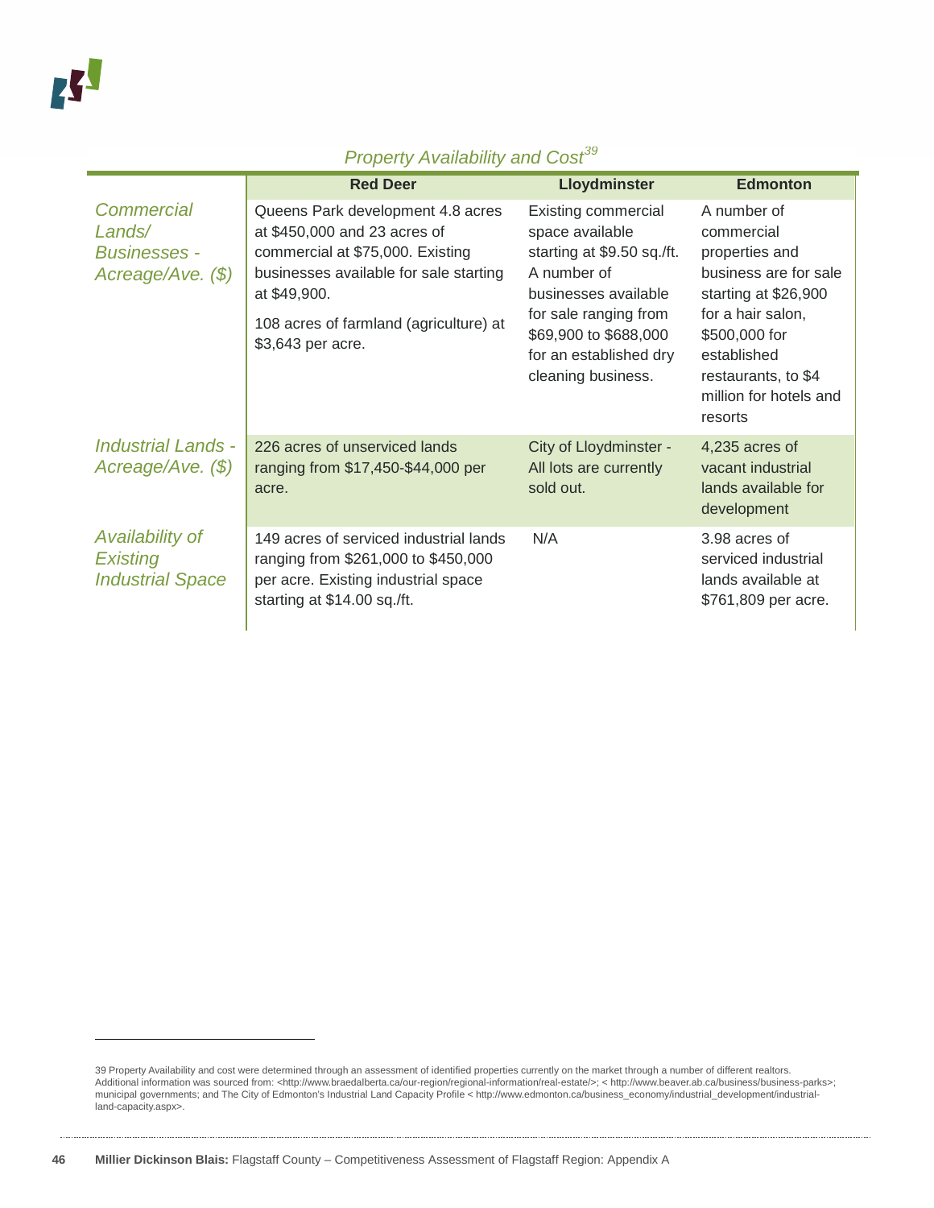*Property Availability and Cost*[39]

| | Red Deer | Lloydminster | Edmonton |
|---|---|---|---|
| *Commercial Lands/ Businesses - Acreage/Ave. ($)* | Queens Park development 4.8 acres at $450,000 and 23 acres of commercial at $75,000. Existing businesses available for sale starting at $49,900.<br><br>108 acres of farmland (agriculture) at $3,643 per acre. | Existing commercial space available starting at $9.50 sq./ft. A number of businesses available for sale ranging from $69,900 to $688,000 for an established dry cleaning business. | A number of commercial properties and business are for sale starting at $26,900 for a hair salon, $500,000 for established restaurants, to $4 million for hotels and resorts |
| *Industrial Lands - Acreage/Ave. ($)* | 226 acres of unserviced lands ranging from $17,450-$44,000 per acre. | City of Lloydminster - All lots are currently sold out. | 4,235 acres of vacant industrial lands available for development |
| *Availability of Existing Industrial Space* | 149 acres of serviced industrial lands ranging from $261,000 to $450,000 per acre. Existing industrial space starting at $14.00 sq./ft. | N/A | 3.98 acres of serviced industrial lands available at $761,809 per acre. |

39 Property Availability and cost were determined through an assessment of identified properties currently on the market through a number of different realtors. Additional information was sourced from: <http://www.braedalberta.ca/our-region/regional-information/real-estate/>; < http://www.beaver.ab.ca/business/business-parks>; municipal governments; and The City of Edmonton's Industrial Land Capacity Profile < http://www.edmonton.ca/business_economy/industrial_development/industrial-land-capacity.aspx>.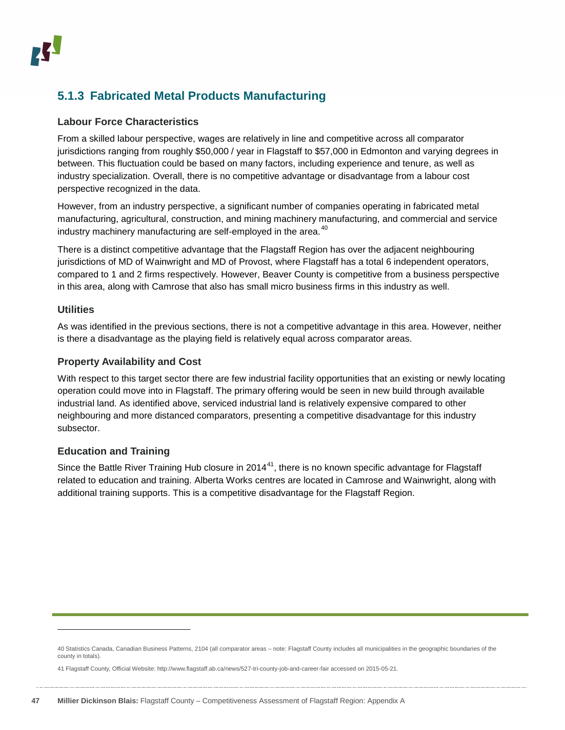### 5.1.3 Fabricated Metal Products Manufacturing

#### Labour Force Characteristics

From a skilled labour perspective, wages are relatively in line and competitive across all comparator jurisdictions ranging from roughly $50,000 / year in Flagstaff to $57,000 in Edmonton and varying degrees in between. This fluctuation could be based on many factors, including experience and tenure, as well as industry specialization. Overall, there is no competitive advantage or disadvantage from a labour cost perspective recognized in the data.

However, from an industry perspective, a significant number of companies operating in fabricated metal manufacturing, agricultural, construction, and mining machinery manufacturing, and commercial and service industry machinery manufacturing are self-employed in the area.[40]

There is a distinct competitive advantage that the Flagstaff Region has over the adjacent neighbouring jurisdictions of MD of Wainwright and MD of Provost, where Flagstaff has a total 6 independent operators, compared to 1 and 2 firms respectively. However, Beaver County is competitive from a business perspective in this area, along with Camrose that also has small micro business firms in this industry as well.

#### Utilities

As was identified in the previous sections, there is not a competitive advantage in this area. However, neither is there a disadvantage as the playing field is relatively equal across comparator areas.

#### Property Availability and Cost

With respect to this target sector there are few industrial facility opportunities that an existing or newly locating operation could move into in Flagstaff. The primary offering would be seen in new build through available industrial land. As identified above, serviced industrial land is relatively expensive compared to other neighbouring and more distanced comparators, presenting a competitive disadvantage for this industry subsector.

#### Education and Training

Since the Battle River Training Hub closure in 2014[41], there is no known specific advantage for Flagstaff related to education and training. Alberta Works centres are located in Camrose and Wainwright, along with additional training supports. This is a competitive disadvantage for the Flagstaff Region.

---

40 Statistics Canada, Canadian Business Patterns, 2104 (all comparator areas – note: Flagstaff County includes all municipalities in the geographic boundaries of the county in totals).

41 Flagstaff County, Official Website: http://www.flagstaff.ab.ca/news/527-tri-county-job-and-career-fair accessed on 2015-05-21.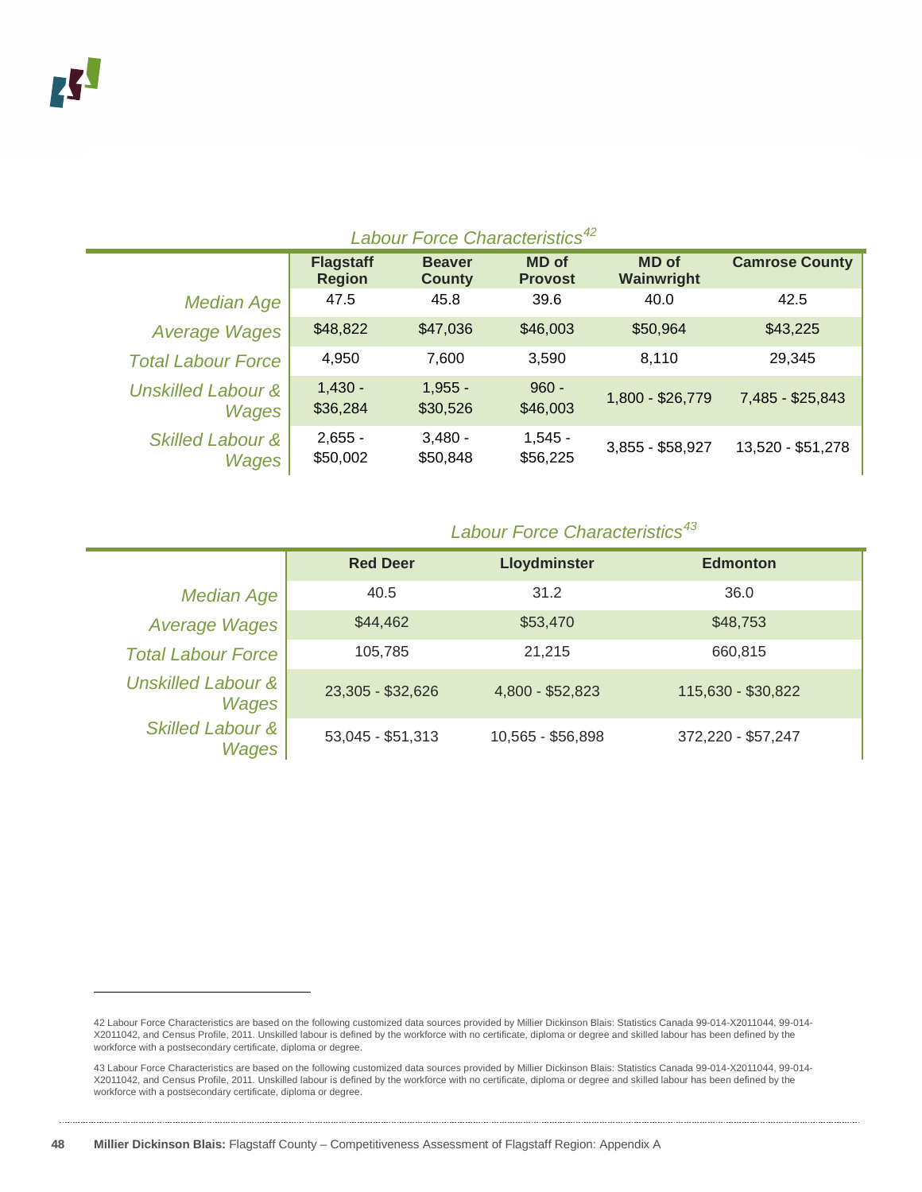*Labour Force Characteristics*[42]

| | Flagstaff Region | Beaver County | MD of Provost | MD of Wainwright | Camrose County |
|---|---|---|---|---|---|
| *Median Age* | 47.5 | 45.8 | 39.6 | 40.0 | 42.5 |
| *Average Wages* | $48,822 | $47,036 | $46,003 | $50,964 | $43,225 |
| *Total Labour Force* | 4,950 | 7,600 | 3,590 | 8,110 | 29,345 |
| *Unskilled Labour & Wages* | 1,430 - $36,284 | 1,955 - $30,526 | 960 - $46,003 | 1,800 - $26,779 | 7,485 - $25,843 |
| *Skilled Labour & Wages* | 2,655 - $50,002 | 3,480 - $50,848 | 1,545 - $56,225 | 3,855 - $58,927 | 13,520 - $51,278 |

*Labour Force Characteristics*[43]

| | Red Deer | Lloydminster | Edmonton |
|---|---|---|---|
| *Median Age* | 40.5 | 31.2 | 36.0 |
| *Average Wages* | $44,462 | $53,470 | $48,753 |
| *Total Labour Force* | 105,785 | 21,215 | 660,815 |
| *Unskilled Labour & Wages* | 23,305 - $32,626 | 4,800 - $52,823 | 115,630 - $30,822 |
| *Skilled Labour & Wages* | 53,045 - $51,313 | 10,565 - $56,898 | 372,220 - $57,247 |

---

42 Labour Force Characteristics are based on the following customized data sources provided by Millier Dickinson Blais: Statistics Canada 99-014-X2011044, 99-014-X2011042, and Census Profile, 2011. Unskilled labour is defined by the workforce with no certificate, diploma or degree and skilled labour has been defined by the workforce with a postsecondary certificate, diploma or degree.

43 Labour Force Characteristics are based on the following customized data sources provided by Millier Dickinson Blais: Statistics Canada 99-014-X2011044, 99-014-X2011042, and Census Profile, 2011. Unskilled labour is defined by the workforce with no certificate, diploma or degree and skilled labour has been defined by the workforce with a postsecondary certificate, diploma or degree.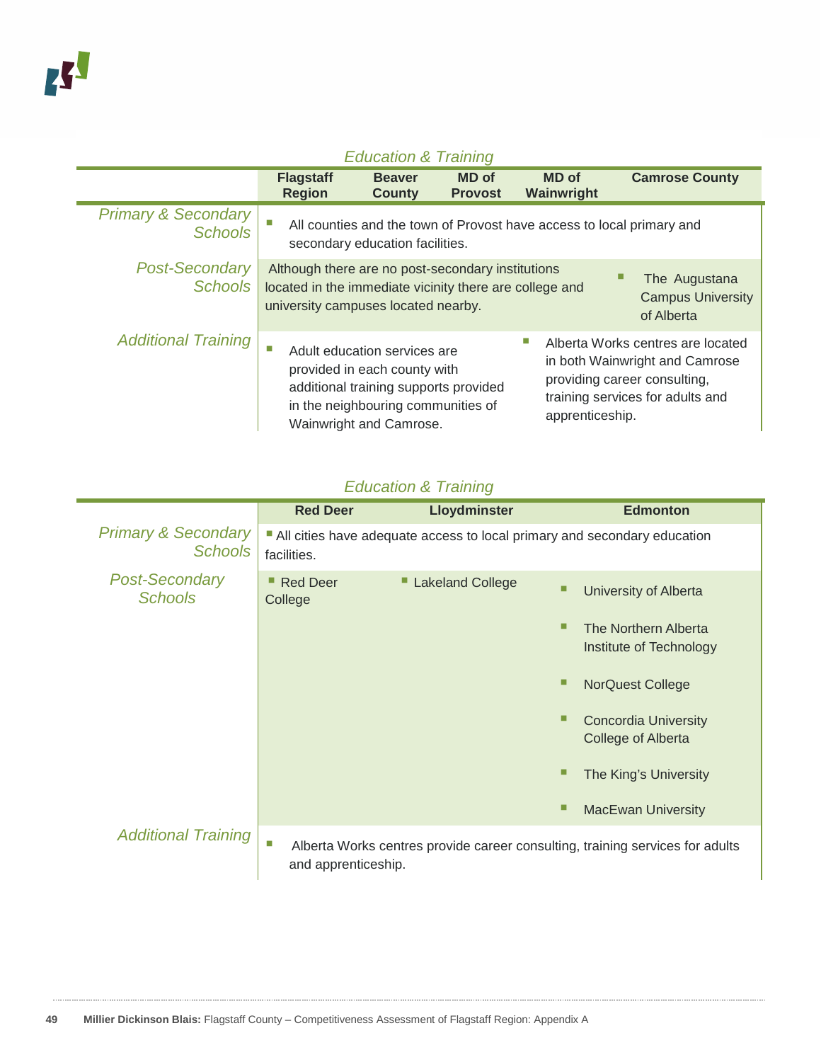### Education & Training

| | Flagstaff Region | Beaver County | MD of Provost | MD of Wainwright | Camrose County |
|---|---|---|---|---|---|
| *Primary & Secondary Schools* | All counties and the town of Provost have access to local primary and secondary education facilities. | | | | |
| *Post-Secondary Schools* | Although there are no post-secondary institutions located in the immediate vicinity there are college and university campuses located nearby. | | | | The Augustana Campus University of Alberta |
| *Additional Training* | Adult education services are provided in each county with additional training supports provided in the neighbouring communities of Wainwright and Camrose. | | | Alberta Works centres are located in both Wainwright and Camrose providing career consulting, training services for adults and apprenticeship. | |

### Education & Training

| | Red Deer | Lloydminster | Edmonton |
|---|---|---|---|
| *Primary & Secondary Schools* | All cities have adequate access to local primary and secondary education facilities. | | |
| *Post-Secondary Schools* | Red Deer College | Lakeland College | University of Alberta<br>The Northern Alberta Institute of Technology<br>NorQuest College<br>Concordia University College of Alberta<br>The King's University<br>MacEwan University |
| *Additional Training* | Alberta Works centres provide career consulting, training services for adults and apprenticeship. | | |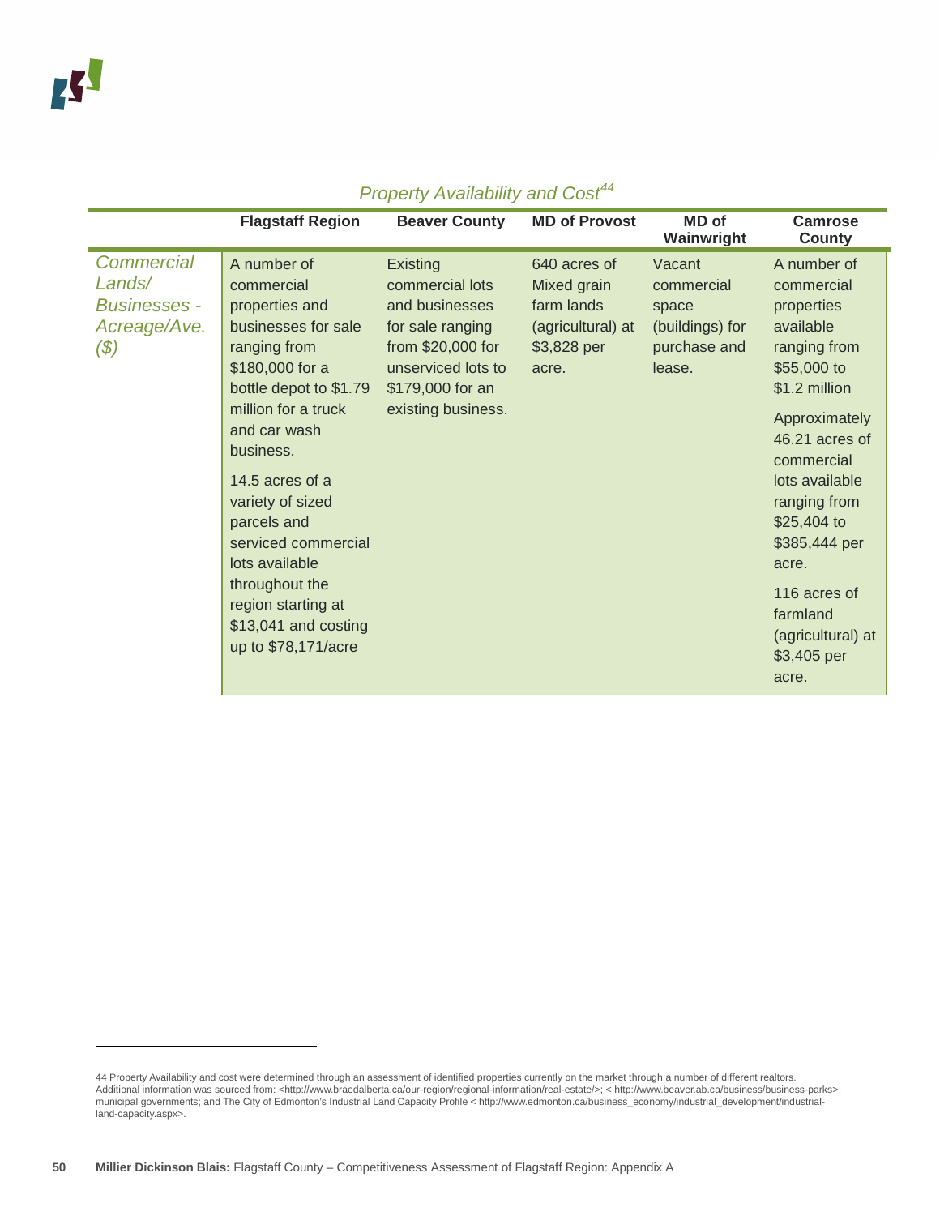*Property Availability and Cost*[44]

| | Flagstaff Region | Beaver County | MD of Provost | MD of Wainwright | Camrose County |
|---|---|---|---|---|---|
| *Commercial Lands/ Businesses - Acreage/Ave. ($)* | A number of commercial properties and businesses for sale ranging from $180,000 for a bottle depot to $1.79 million for a truck and car wash business.<br><br>14.5 acres of a variety of sized parcels and serviced commercial lots available throughout the region starting at $13,041 and costing up to $78,171/acre | Existing commercial lots and businesses for sale ranging from $20,000 for unserviced lots to $179,000 for an existing business. | 640 acres of Mixed grain farm lands (agricultural) at $3,828 per acre. | Vacant commercial space (buildings) for purchase and lease. | A number of commercial properties available ranging from $55,000 to $1.2 million<br><br>Approximately 46.21 acres of commercial lots available ranging from $25,404 to $385,444 per acre.<br><br>116 acres of farmland (agricultural) at $3,405 per acre. |

44 Property Availability and cost were determined through an assessment of identified properties currently on the market through a number of different realtors. Additional information was sourced from: <http://www.braedalberta.ca/our-region/regional-information/real-estate/>; < http://www.beaver.ab.ca/business/business-parks>; municipal governments; and The City of Edmonton's Industrial Land Capacity Profile < http://www.edmonton.ca/business_economy/industrial_development/industrial-land-capacity.aspx>.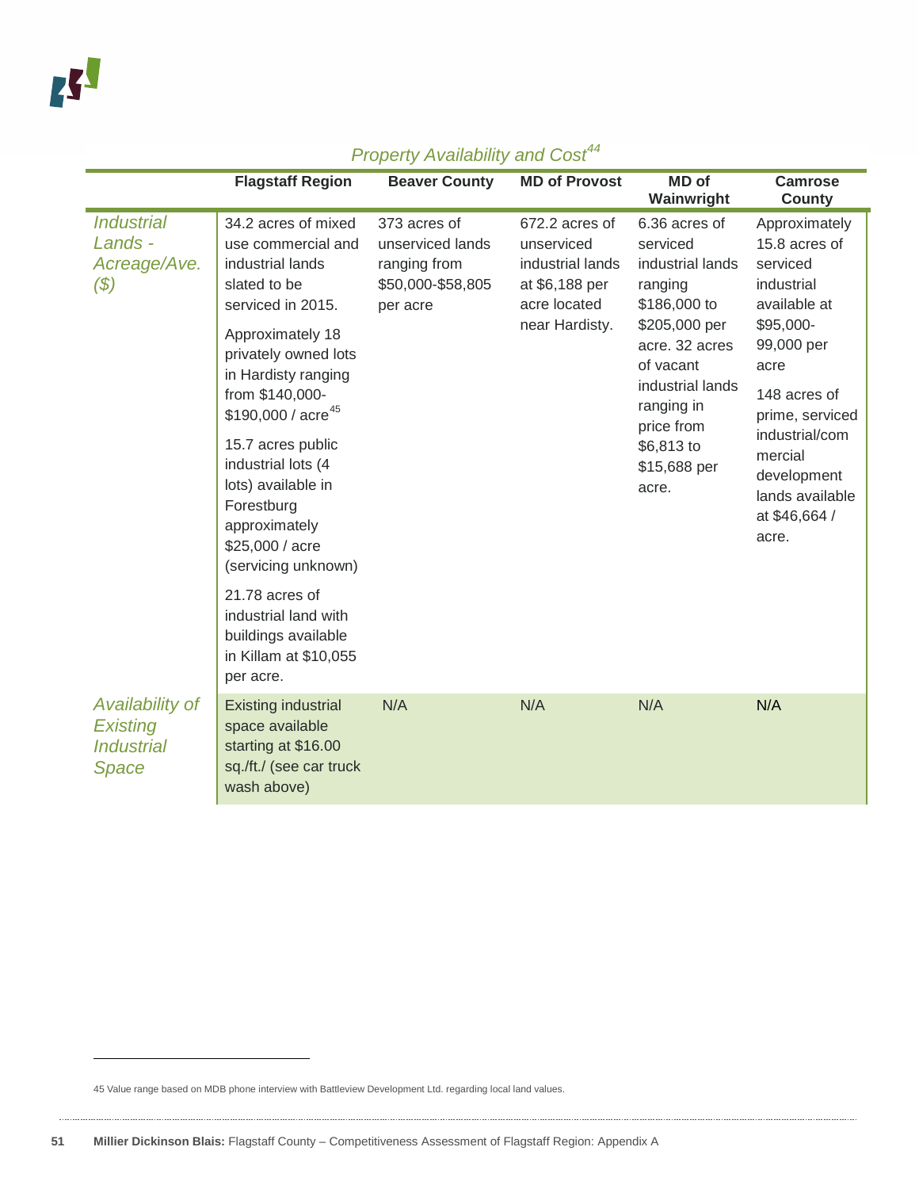*Property Availability and Cost*[44]

| | Flagstaff Region | Beaver County | MD of Provost | MD of Wainwright | Camrose County |
|---|---|---|---|---|---|
| *Industrial Lands - Acreage/Ave. ($)* | 34.2 acres of mixed use commercial and industrial lands slated to be serviced in 2015.<br><br>Approximately 18 privately owned lots in Hardisty ranging from $140,000-$190,000 / acre[45]<br><br>15.7 acres public industrial lots (4 lots) available in Forestburg approximately $25,000 / acre (servicing unknown)<br><br>21.78 acres of industrial land with buildings available in Killam at $10,055 per acre. | 373 acres of unserviced lands ranging from $50,000-$58,805 per acre | 672.2 acres of unserviced industrial lands at $6,188 per acre located near Hardisty. | 6.36 acres of serviced industrial lands ranging $186,000 to $205,000 per acre. 32 acres of vacant industrial lands ranging in price from $6,813 to $15,688 per acre. | Approximately 15.8 acres of serviced industrial available at $95,000-99,000 per acre<br><br>148 acres of prime, serviced industrial/commercial development lands available at $46,664 / acre. |
| *Availability of Existing Industrial Space* | Existing industrial space available starting at $16.00 sq./ft./ (see car truck wash above) | N/A | N/A | N/A | N/A |

45 Value range based on MDB phone interview with Battleview Development Ltd. regarding local land values.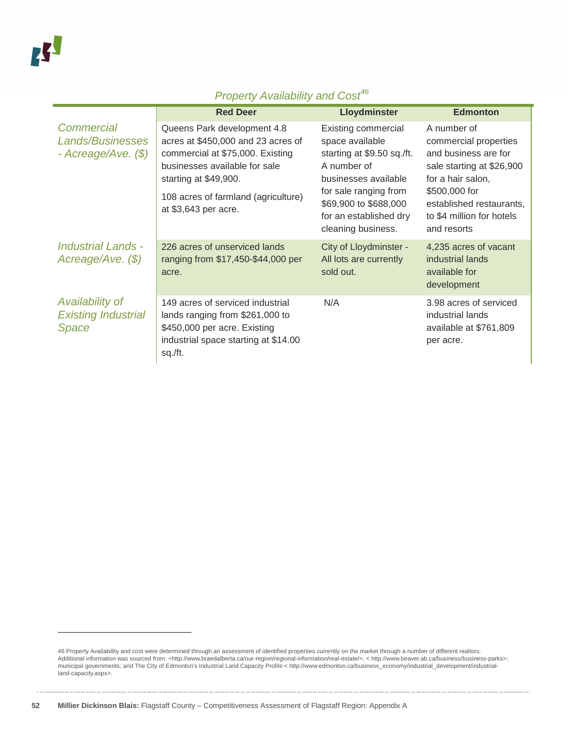*Property Availability and Cost*[46]

| | Red Deer | Lloydminster | Edmonton |
|---|---|---|---|
| *Commercial Lands/Businesses - Acreage/Ave. ($)* | Queens Park development 4.8 acres at $450,000 and 23 acres of commercial at $75,000. Existing businesses available for sale starting at $49,900.<br><br>108 acres of farmland (agriculture) at $3,643 per acre. | Existing commercial space available starting at $9.50 sq./ft. A number of businesses available for sale ranging from $69,900 to $688,000 for an established dry cleaning business. | A number of commercial properties and business are for sale starting at $26,900 for a hair salon, $500,000 for established restaurants, to $4 million for hotels and resorts |
| *Industrial Lands - Acreage/Ave. ($)* | 226 acres of unserviced lands ranging from $17,450-$44,000 per acre. | City of Lloydminster - All lots are currently sold out. | 4,235 acres of vacant industrial lands available for development |
| *Availability of Existing Industrial Space* | 149 acres of serviced industrial lands ranging from $261,000 to $450,000 per acre. Existing industrial space starting at $14.00 sq./ft. | N/A | 3.98 acres of serviced industrial lands available at $761,809 per acre. |

46 Property Availability and cost were determined through an assessment of identified properties currently on the market through a number of different realtors. Additional information was sourced from: <http://www.braedalberta.ca/our-region/regional-information/real-estate/>; < http://www.beaver.ab.ca/business/business-parks>; municipal governments; and The City of Edmonton's Industrial Land Capacity Profile < http://www.edmonton.ca/business_economy/industrial_development/industrial-land-capacity.aspx>.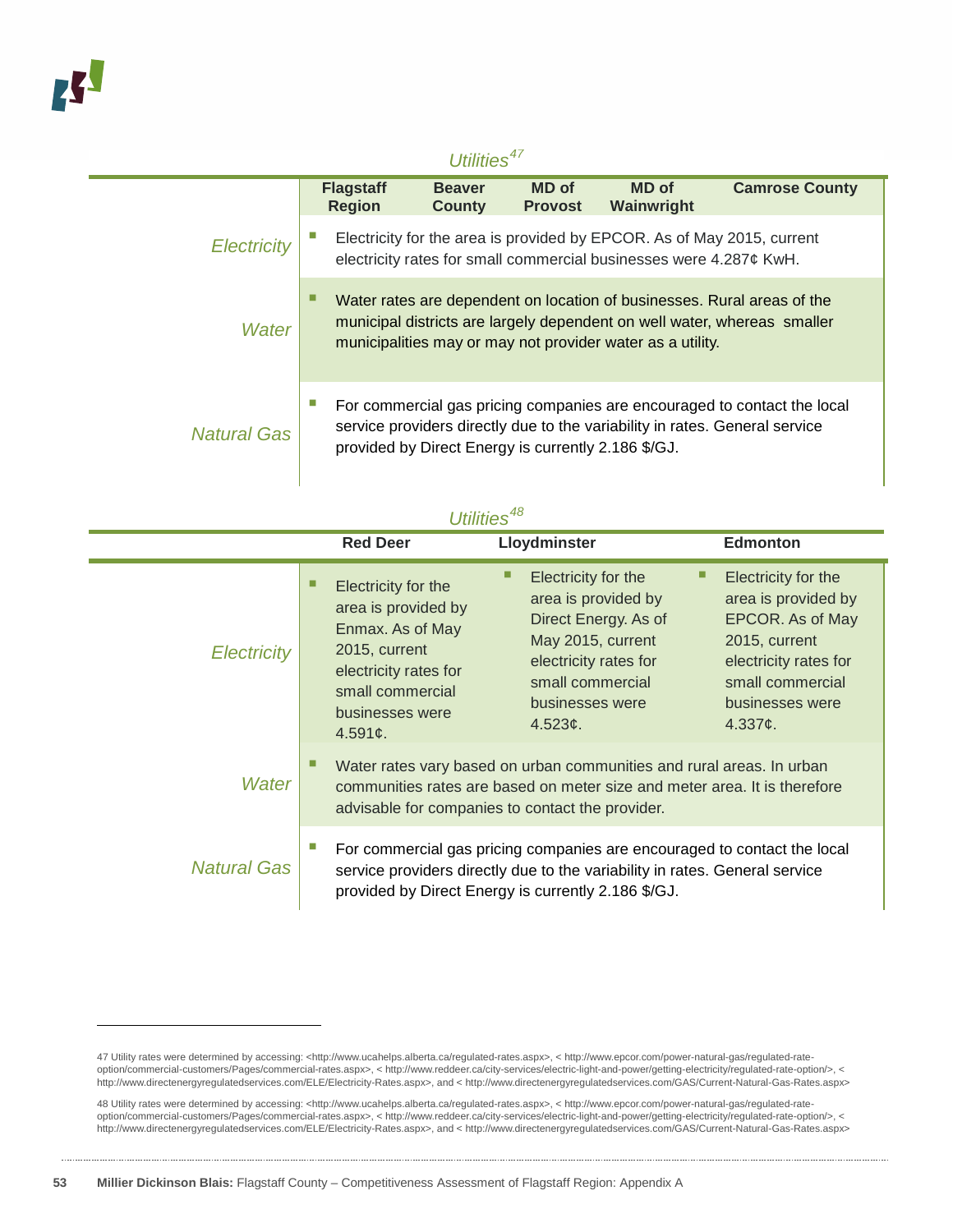*Utilities*[47]

| | Flagstaff Region | Beaver County | MD of Provost | MD of Wainwright | Camrose County |
|---|---|---|---|---|---|
| *Electricity* | Electricity for the area is provided by EPCOR. As of May 2015, current electricity rates for small commercial businesses were 4.287¢ KwH. | | | | |
| *Water* | Water rates are dependent on location of businesses. Rural areas of the municipal districts are largely dependent on well water, whereas smaller municipalities may or may not provider water as a utility. | | | | |
| *Natural Gas* | For commercial gas pricing companies are encouraged to contact the local service providers directly due to the variability in rates. General service provided by Direct Energy is currently 2.186 $/GJ. | | | | |

*Utilities*[48]

| | Red Deer | Lloydminster | Edmonton |
|---|---|---|---|
| *Electricity* | Electricity for the area is provided by Enmax. As of May 2015, current electricity rates for small commercial businesses were 4.591¢. | Electricity for the area is provided by Direct Energy. As of May 2015, current electricity rates for small commercial businesses were 4.523¢. | Electricity for the area is provided by EPCOR. As of May 2015, current electricity rates for small commercial businesses were 4.337¢. |
| *Water* | Water rates vary based on urban communities and rural areas. In urban communities rates are based on meter size and meter area. It is therefore advisable for companies to contact the provider. | | |
| *Natural Gas* | For commercial gas pricing companies are encouraged to contact the local service providers directly due to the variability in rates. General service provided by Direct Energy is currently 2.186 $/GJ. | | |

---

47 Utility rates were determined by accessing: <http://www.ucahelps.alberta.ca/regulated-rates.aspx>, < http://www.epcor.com/power-natural-gas/regulated-rate-option/commercial-customers/Pages/commercial-rates.aspx>, < http://www.reddeer.ca/city-services/electric-light-and-power/getting-electricity/regulated-rate-option/>, < http://www.directenergyregulatedservices.com/ELE/Electricity-Rates.aspx>, and < http://www.directenergyregulatedservices.com/GAS/Current-Natural-Gas-Rates.aspx>

48 Utility rates were determined by accessing: <http://www.ucahelps.alberta.ca/regulated-rates.aspx>, < http://www.epcor.com/power-natural-gas/regulated-rate-option/commercial-customers/Pages/commercial-rates.aspx>, < http://www.reddeer.ca/city-services/electric-light-and-power/getting-electricity/regulated-rate-option/>, < http://www.directenergyregulatedservices.com/ELE/Electricity-Rates.aspx>, and < http://www.directenergyregulatedservices.com/GAS/Current-Natural-Gas-Rates.aspx>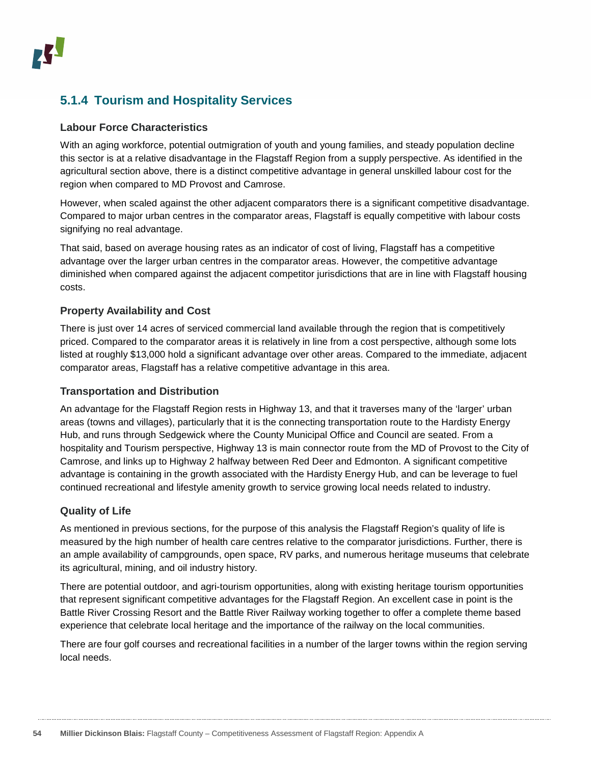### 5.1.4 Tourism and Hospitality Services

#### Labour Force Characteristics

With an aging workforce, potential outmigration of youth and young families, and steady population decline this sector is at a relative disadvantage in the Flagstaff Region from a supply perspective. As identified in the agricultural section above, there is a distinct competitive advantage in general unskilled labour cost for the region when compared to MD Provost and Camrose.

However, when scaled against the other adjacent comparators there is a significant competitive disadvantage. Compared to major urban centres in the comparator areas, Flagstaff is equally competitive with labour costs signifying no real advantage.

That said, based on average housing rates as an indicator of cost of living, Flagstaff has a competitive advantage over the larger urban centres in the comparator areas. However, the competitive advantage diminished when compared against the adjacent competitor jurisdictions that are in line with Flagstaff housing costs.

#### Property Availability and Cost

There is just over 14 acres of serviced commercial land available through the region that is competitively priced. Compared to the comparator areas it is relatively in line from a cost perspective, although some lots listed at roughly $13,000 hold a significant advantage over other areas. Compared to the immediate, adjacent comparator areas, Flagstaff has a relative competitive advantage in this area.

#### Transportation and Distribution

An advantage for the Flagstaff Region rests in Highway 13, and that it traverses many of the 'larger' urban areas (towns and villages), particularly that it is the connecting transportation route to the Hardisty Energy Hub, and runs through Sedgewick where the County Municipal Office and Council are seated. From a hospitality and Tourism perspective, Highway 13 is main connector route from the MD of Provost to the City of Camrose, and links up to Highway 2 halfway between Red Deer and Edmonton. A significant competitive advantage is containing in the growth associated with the Hardisty Energy Hub, and can be leverage to fuel continued recreational and lifestyle amenity growth to service growing local needs related to industry.

#### Quality of Life

As mentioned in previous sections, for the purpose of this analysis the Flagstaff Region's quality of life is measured by the high number of health care centres relative to the comparator jurisdictions. Further, there is an ample availability of campgrounds, open space, RV parks, and numerous heritage museums that celebrate its agricultural, mining, and oil industry history.

There are potential outdoor, and agri-tourism opportunities, along with existing heritage tourism opportunities that represent significant competitive advantages for the Flagstaff Region. An excellent case in point is the Battle River Crossing Resort and the Battle River Railway working together to offer a complete theme based experience that celebrate local heritage and the importance of the railway on the local communities.

There are four golf courses and recreational facilities in a number of the larger towns within the region serving local needs.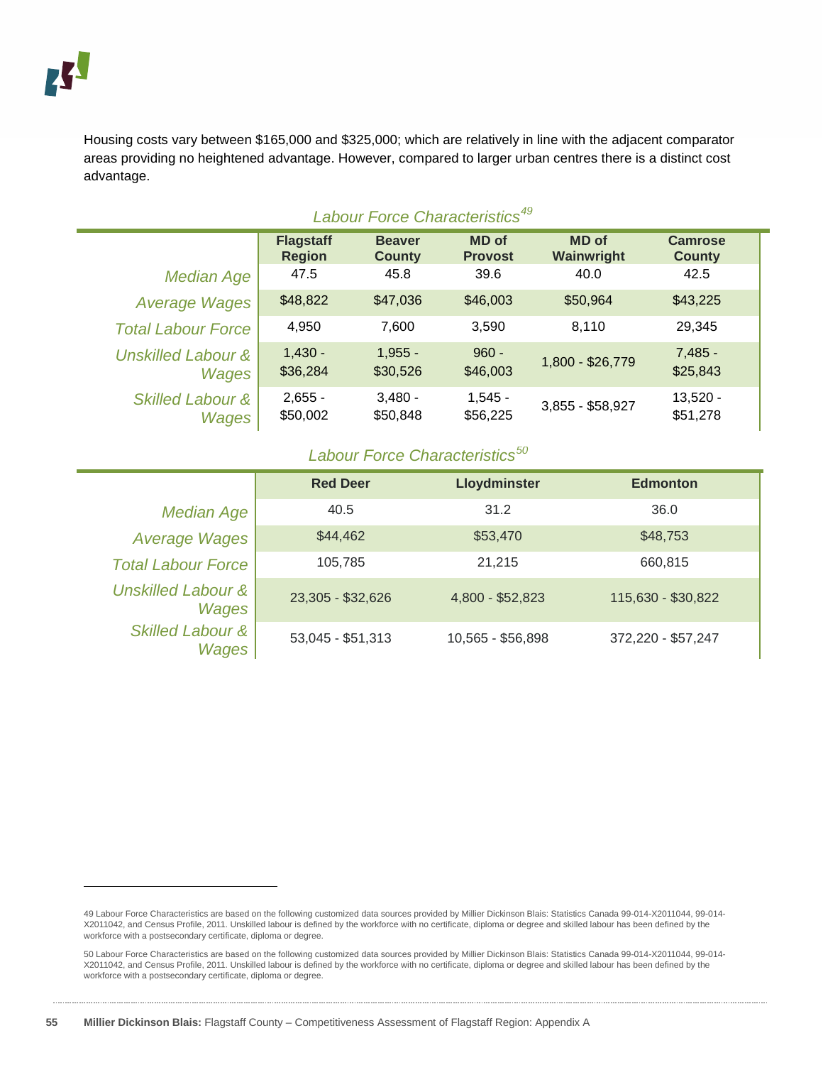Housing costs vary between $165,000 and $325,000; which are relatively in line with the adjacent comparator areas providing no heightened advantage. However, compared to larger urban centres there is a distinct cost advantage.

*Labour Force Characteristics*[49]

| | Flagstaff Region | Beaver County | MD of Provost | MD of Wainwright | Camrose County |
|---|---|---|---|---|---|
| *Median Age* | 47.5 | 45.8 | 39.6 | 40.0 | 42.5 |
| *Average Wages* | $48,822 | $47,036 | $46,003 | $50,964 | $43,225 |
| *Total Labour Force* | 4,950 | 7,600 | 3,590 | 8,110 | 29,345 |
| *Unskilled Labour & Wages* | 1,430 - $36,284 | 1,955 - $30,526 | 960 - $46,003 | 1,800 - $26,779 | 7,485 - $25,843 |
| *Skilled Labour & Wages* | 2,655 - $50,002 | 3,480 - $50,848 | 1,545 - $56,225 | 3,855 - $58,927 | 13,520 - $51,278 |

*Labour Force Characteristics*[50]

| | Red Deer | Lloydminster | Edmonton |
|---|---|---|---|
| *Median Age* | 40.5 | 31.2 | 36.0 |
| *Average Wages* | $44,462 | $53,470 | $48,753 |
| *Total Labour Force* | 105,785 | 21,215 | 660,815 |
| *Unskilled Labour & Wages* | 23,305 - $32,626 | 4,800 - $52,823 | 115,630 - $30,822 |
| *Skilled Labour & Wages* | 53,045 - $51,313 | 10,565 - $56,898 | 372,220 - $57,247 |

---

49 Labour Force Characteristics are based on the following customized data sources provided by Millier Dickinson Blais: Statistics Canada 99-014-X2011044, 99-014-X2011042, and Census Profile, 2011. Unskilled labour is defined by the workforce with no certificate, diploma or degree and skilled labour has been defined by the workforce with a postsecondary certificate, diploma or degree.

50 Labour Force Characteristics are based on the following customized data sources provided by Millier Dickinson Blais: Statistics Canada 99-014-X2011044, 99-014-X2011042, and Census Profile, 2011. Unskilled labour is defined by the workforce with no certificate, diploma or degree and skilled labour has been defined by the workforce with a postsecondary certificate, diploma or degree.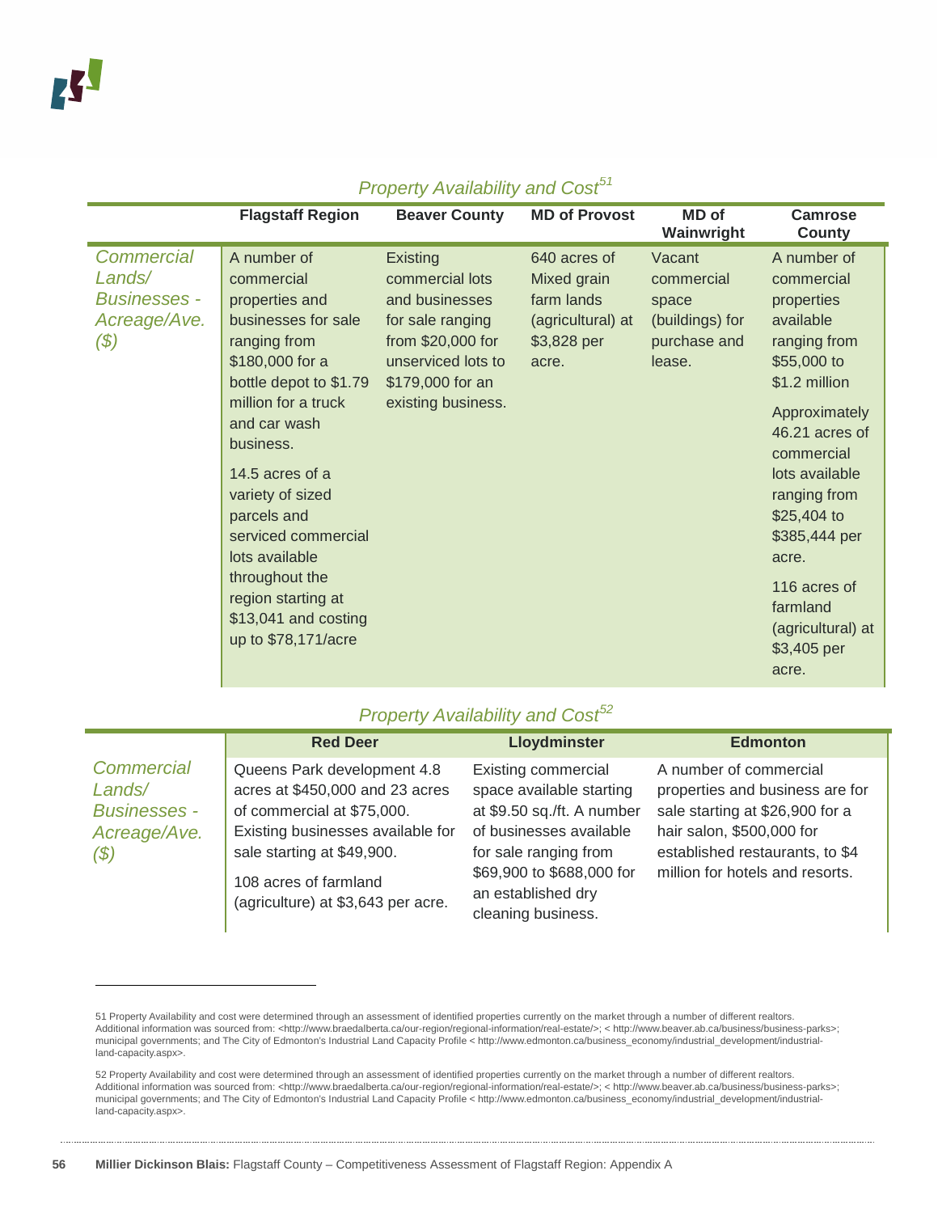*Property Availability and Cost*[51]

| | Flagstaff Region | Beaver County | MD of Provost | MD of Wainwright | Camrose County |
|---|---|---|---|---|---|
| *Commercial Lands/ Businesses - Acreage/Ave. ($)* | A number of commercial properties and businesses for sale ranging from $180,000 for a bottle depot to $1.79 million for a truck and car wash business.<br><br>14.5 acres of a variety of sized parcels and serviced commercial lots available throughout the region starting at $13,041 and costing up to $78,171/acre | Existing commercial lots and businesses for sale ranging from $20,000 for unserviced lots to $179,000 for an existing business. | 640 acres of Mixed grain farm lands (agricultural) at $3,828 per acre. | Vacant commercial space (buildings) for purchase and lease. | A number of commercial properties available ranging from $55,000 to $1.2 million<br><br>Approximately 46.21 acres of commercial lots available ranging from $25,404 to $385,444 per acre.<br><br>116 acres of farmland (agricultural) at $3,405 per acre. |

*Property Availability and Cost*[52]

| | Red Deer | Lloydminster | Edmonton |
|---|---|---|---|
| *Commercial Lands/ Businesses - Acreage/Ave. ($)* | Queens Park development 4.8 acres at $450,000 and 23 acres of commercial at $75,000. Existing businesses available for sale starting at $49,900.<br><br>108 acres of farmland (agriculture) at $3,643 per acre. | Existing commercial space available starting at $9.50 sq./ft. A number of businesses available for sale ranging from $69,900 to $688,000 for an established dry cleaning business. | A number of commercial properties and business are for sale starting at $26,900 for a hair salon, $500,000 for established restaurants, to $4 million for hotels and resorts. |

---

51 Property Availability and cost were determined through an assessment of identified properties currently on the market through a number of different realtors. Additional information was sourced from: <http://www.braedalberta.ca/our-region/regional-information/real-estate/>; < http://www.beaver.ab.ca/business/business-parks>; municipal governments; and The City of Edmonton's Industrial Land Capacity Profile < http://www.edmonton.ca/business_economy/industrial_development/industrial-land-capacity.aspx>.

52 Property Availability and cost were determined through an assessment of identified properties currently on the market through a number of different realtors. Additional information was sourced from: <http://www.braedalberta.ca/our-region/regional-information/real-estate/>; < http://www.beaver.ab.ca/business/business-parks>; municipal governments; and The City of Edmonton's Industrial Land Capacity Profile < http://www.edmonton.ca/business_economy/industrial_development/industrial-land-capacity.aspx>.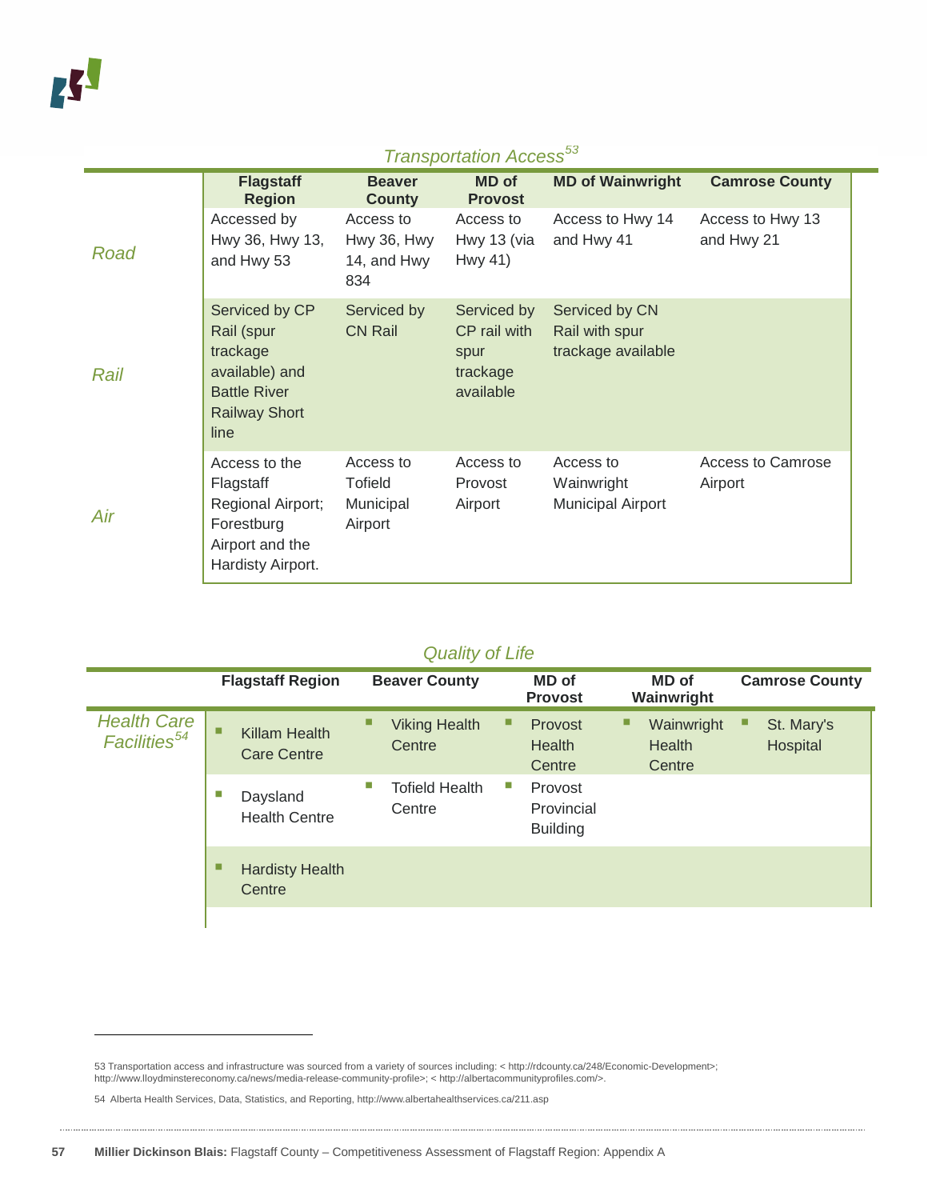*Transportation Access*[53]

| | Flagstaff Region | Beaver County | MD of Provost | MD of Wainwright | Camrose County |
|---|---|---|---|---|---|
| *Road* | Accessed by Hwy 36, Hwy 13, and Hwy 53 | Access to Hwy 36, Hwy 14, and Hwy 834 | Access to Hwy 13 (via Hwy 41) | Access to Hwy 14 and Hwy 41 | Access to Hwy 13 and Hwy 21 |
| *Rail* | Serviced by CP Rail (spur trackage available) and Battle River Railway Short line | Serviced by CN Rail | Serviced by CP rail with spur trackage available | Serviced by CN Rail with spur trackage available | |
| *Air* | Access to the Flagstaff Regional Airport; Forestburg Airport and the Hardisty Airport. | Access to Tofield Municipal Airport | Access to Provost Airport | Access to Wainwright Municipal Airport | Access to Camrose Airport |

*Quality of Life*

| | Flagstaff Region | Beaver County | MD of Provost | MD of Wainwright | Camrose County |
|---|---|---|---|---|---|
| *Health Care Facilities*[54] | Killam Health Care Centre | Viking Health Centre | Provost Health Centre | Wainwright Health Centre | St. Mary's Hospital |
| | Daysland Health Centre | Tofield Health Centre | Provost Provincial Building | | |
| | Hardisty Health Centre | | | | |

53 Transportation access and infrastructure was sourced from a variety of sources including: < http://rdcounty.ca/248/Economic-Development>; http://www.lloydminstereconomy.ca/news/media-release-community-profile>; < http://albertacommunityprofiles.com/>.

54 Alberta Health Services, Data, Statistics, and Reporting, http://www.albertahealthservices.ca/211.asp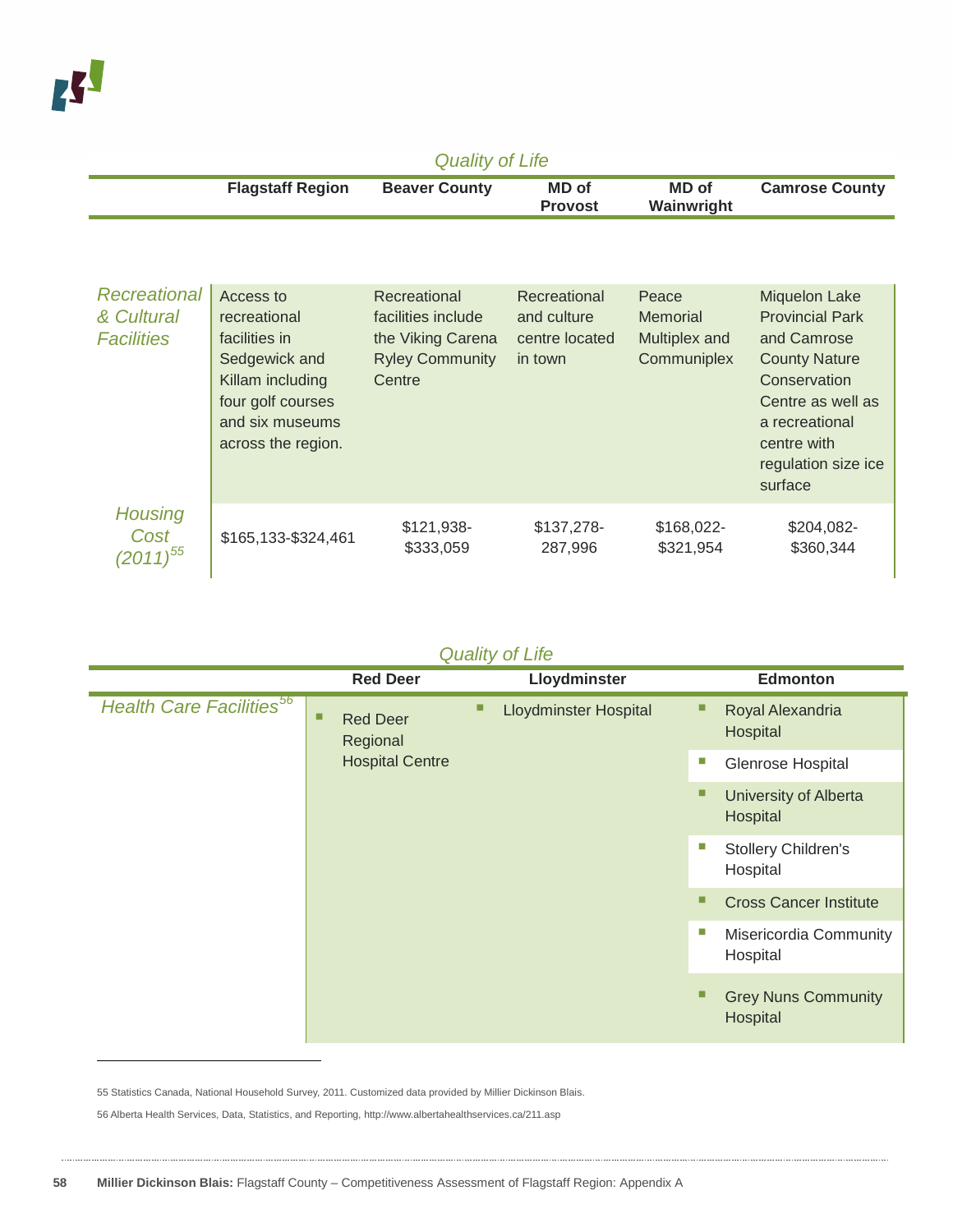*Quality of Life*

| | Flagstaff Region | Beaver County | MD of Provost | MD of Wainwright | Camrose County |
|---|---|---|---|---|---|
| *Recreational & Cultural Facilities* | Access to recreational facilities in Sedgewick and Killam including four golf courses and six museums across the region. | Recreational facilities include the Viking Carena Ryley Community Centre | Recreational and culture centre located in town | Peace Memorial Multiplex and Communiplex | Miquelon Lake Provincial Park and Camrose County Nature Conservation Centre as well as a recreational centre with regulation size ice surface |
| *Housing Cost (2011)*[55] | $165,133-$324,461 | $121,938-$333,059 | $137,278-287,996 | $168,022-$321,954 | $204,082-$360,344 |

*Quality of Life*

| | Red Deer | Lloydminster | Edmonton |
|---|---|---|---|
| *Health Care Facilities*[56] | Red Deer Regional Hospital Centre | Lloydminster Hospital | Royal Alexandria Hospital |
| | | | Glenrose Hospital |
| | | | University of Alberta Hospital |
| | | | Stollery Children's Hospital |
| | | | Cross Cancer Institute |
| | | | Misericordia Community Hospital |
| | | | Grey Nuns Community Hospital |

55 Statistics Canada, National Household Survey, 2011. Customized data provided by Millier Dickinson Blais.

56 Alberta Health Services, Data, Statistics, and Reporting, http://www.albertahealthservices.ca/211.asp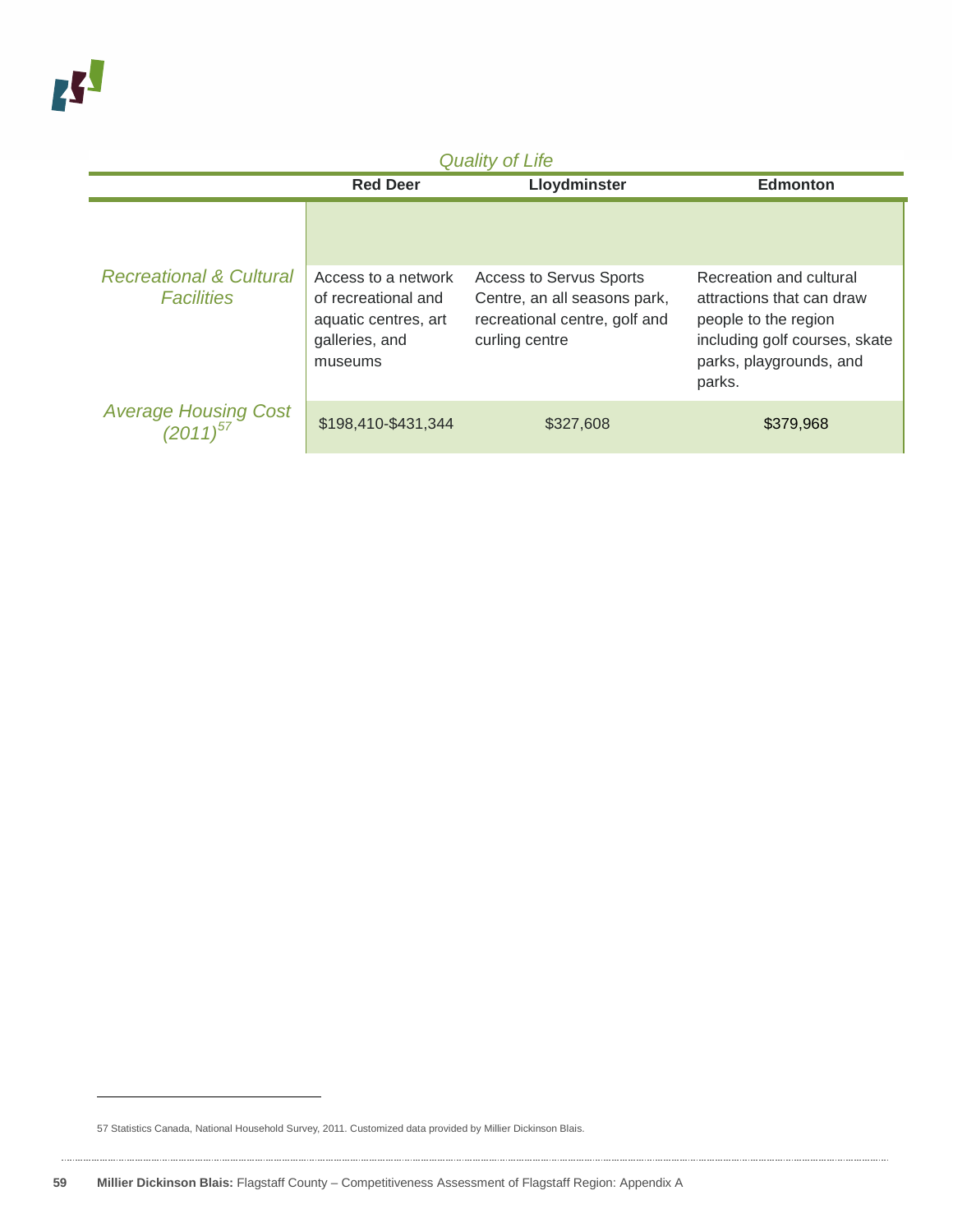*Quality of Life*

| | Red Deer | Lloydminster | Edmonton |
|---|---|---|---|
| | | | |
| *Recreational & Cultural Facilities* | Access to a network of recreational and aquatic centres, art galleries, and museums | Access to Servus Sports Centre, an all seasons park, recreational centre, golf and curling centre | Recreation and cultural attractions that can draw people to the region including golf courses, skate parks, playgrounds, and parks. |
| *Average Housing Cost (2011)*[57] | $198,410-$431,344 | $327,608 | $379,968 |

57 Statistics Canada, National Household Survey, 2011. Customized data provided by Millier Dickinson Blais.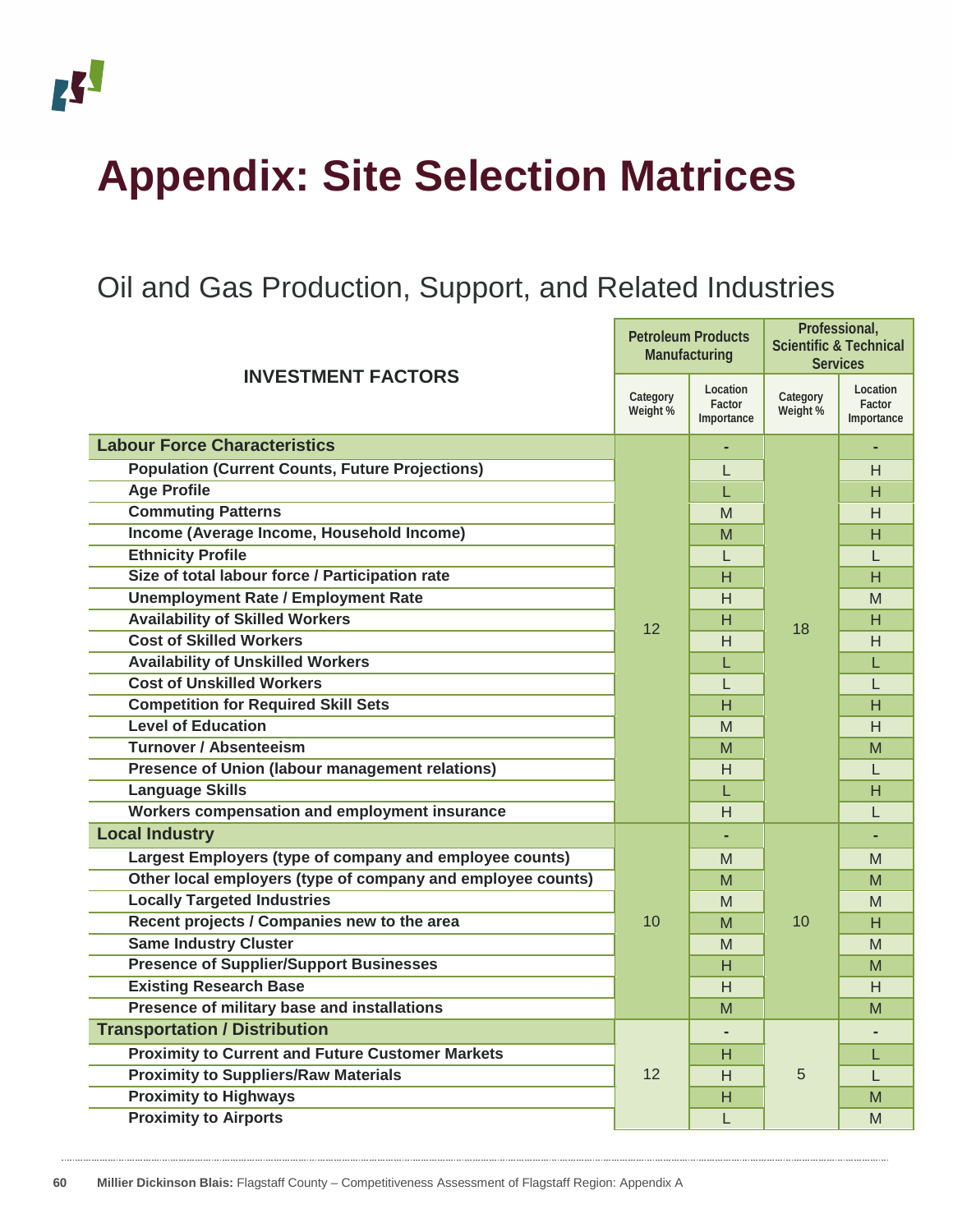# Appendix: Site Selection Matrices

## Oil and Gas Production, Support, and Related Industries

| INVESTMENT FACTORS | Petroleum Products Manufacturing | | Professional, Scientific & Technical Services | |
|---|---|---|---|---|
| | Category Weight % | Location Factor Importance | Category Weight % | Location Factor Importance |
| **Labour Force Characteristics** | 12 | - | 18 | - |
| Population (Current Counts, Future Projections) | | L | | H |
| Age Profile | | L | | H |
| Commuting Patterns | | M | | H |
| Income (Average Income, Household Income) | | M | | H |
| Ethnicity Profile | | L | | L |
| Size of total labour force / Participation rate | | H | | H |
| Unemployment Rate / Employment Rate | | H | | M |
| Availability of Skilled Workers | | H | | H |
| Cost of Skilled Workers | | H | | H |
| Availability of Unskilled Workers | | L | | L |
| Cost of Unskilled Workers | | L | | L |
| Competition for Required Skill Sets | | H | | H |
| Level of Education | | M | | H |
| Turnover / Absenteeism | | M | | M |
| Presence of Union (labour management relations) | | H | | L |
| Language Skills | | L | | H |
| Workers compensation and employment insurance | | H | | L |
| **Local Industry** | 10 | - | 10 | - |
| Largest Employers (type of company and employee counts) | | M | | M |
| Other local employers (type of company and employee counts) | | M | | M |
| Locally Targeted Industries | | M | | M |
| Recent projects / Companies new to the area | | M | | H |
| Same Industry Cluster | | M | | M |
| Presence of Supplier/Support Businesses | | H | | M |
| Existing Research Base | | H | | H |
| Presence of military base and installations | | M | | M |
| **Transportation / Distribution** | 12 | - | 5 | - |
| Proximity to Current and Future Customer Markets | | H | | L |
| Proximity to Suppliers/Raw Materials | | H | | L |
| Proximity to Highways | | H | | M |
| Proximity to Airports | | L | | M |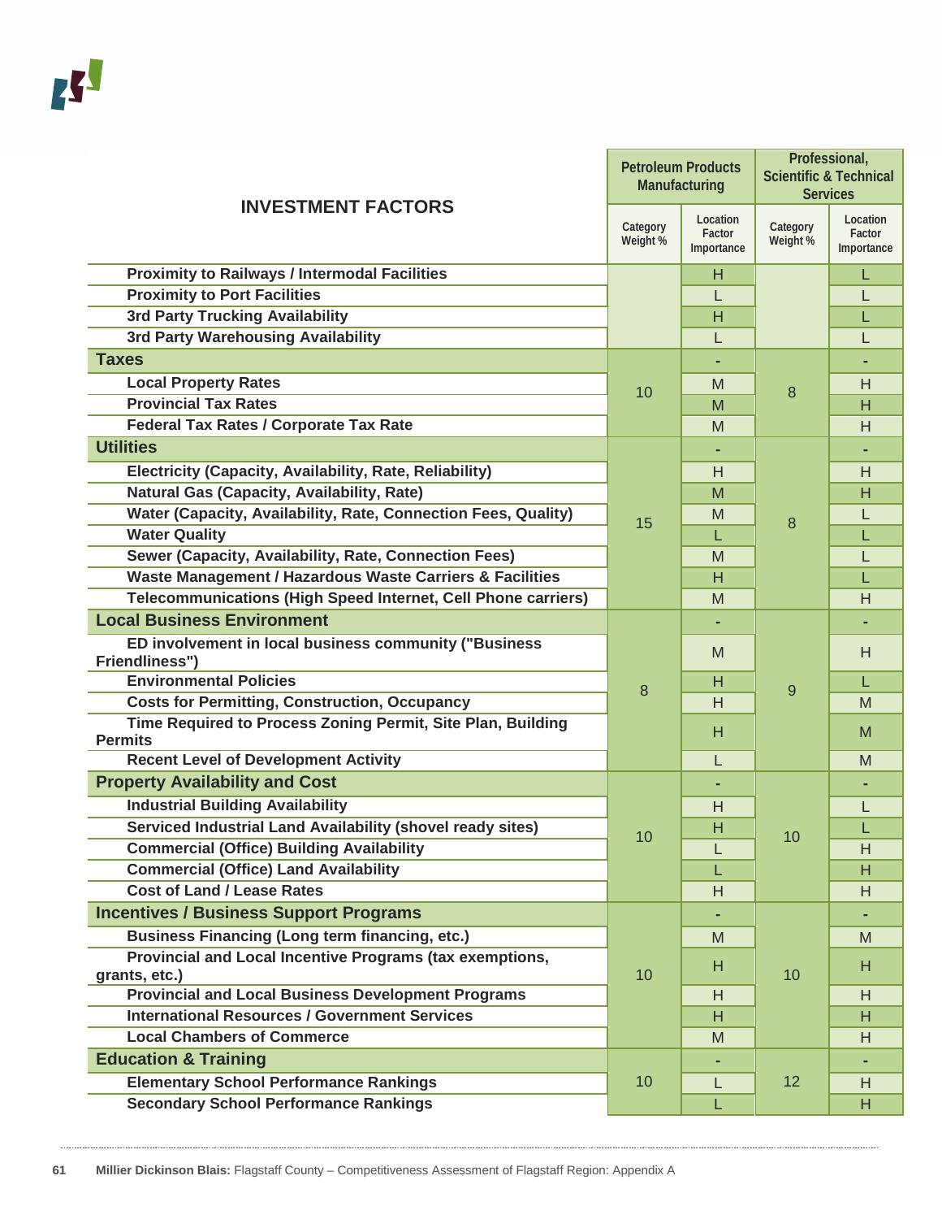| INVESTMENT FACTORS | Petroleum Products Manufacturing | | Professional, Scientific & Technical Services | |
|---|---|---|---|---|
| | Category Weight % | Location Factor Importance | Category Weight % | Location Factor Importance |
| Proximity to Railways / Intermodal Facilities | | H | | L |
| Proximity to Port Facilities | | L | | L |
| 3rd Party Trucking Availability | | H | | L |
| 3rd Party Warehousing Availability | | L | | L |
| **Taxes** | 10 | - | 8 | - |
| Local Property Rates | | M | | H |
| Provincial Tax Rates | | M | | H |
| Federal Tax Rates / Corporate Tax Rate | | M | | H |
| **Utilities** | 15 | - | 8 | - |
| Electricity (Capacity, Availability, Rate, Reliability) | | H | | H |
| Natural Gas (Capacity, Availability, Rate) | | M | | H |
| Water (Capacity, Availability, Rate, Connection Fees, Quality) | | M | | L |
| Water Quality | | L | | L |
| Sewer (Capacity, Availability, Rate, Connection Fees) | | M | | L |
| Waste Management / Hazardous Waste Carriers & Facilities | | H | | L |
| Telecommunications (High Speed Internet, Cell Phone carriers) | | M | | H |
| **Local Business Environment** | 8 | - | 9 | - |
| ED involvement in local business community ("Business Friendliness") | | M | | H |
| Environmental Policies | | H | | L |
| Costs for Permitting, Construction, Occupancy | | H | | M |
| Time Required to Process Zoning Permit, Site Plan, Building Permits | | H | | M |
| Recent Level of Development Activity | | L | | M |
| **Property Availability and Cost** | 10 | - | 10 | - |
| Industrial Building Availability | | H | | L |
| Serviced Industrial Land Availability (shovel ready sites) | | H | | L |
| Commercial (Office) Building Availability | | L | | H |
| Commercial (Office) Land Availability | | L | | H |
| Cost of Land / Lease Rates | | H | | H |
| **Incentives / Business Support Programs** | 10 | - | 10 | - |
| Business Financing (Long term financing, etc.) | | M | | M |
| Provincial and Local Incentive Programs (tax exemptions, grants, etc.) | | H | | H |
| Provincial and Local Business Development Programs | | H | | H |
| International Resources / Government Services | | H | | H |
| Local Chambers of Commerce | | M | | H |
| **Education & Training** | 10 | - | 12 | - |
| Elementary School Performance Rankings | | L | | H |
| Secondary School Performance Rankings | | L | | H |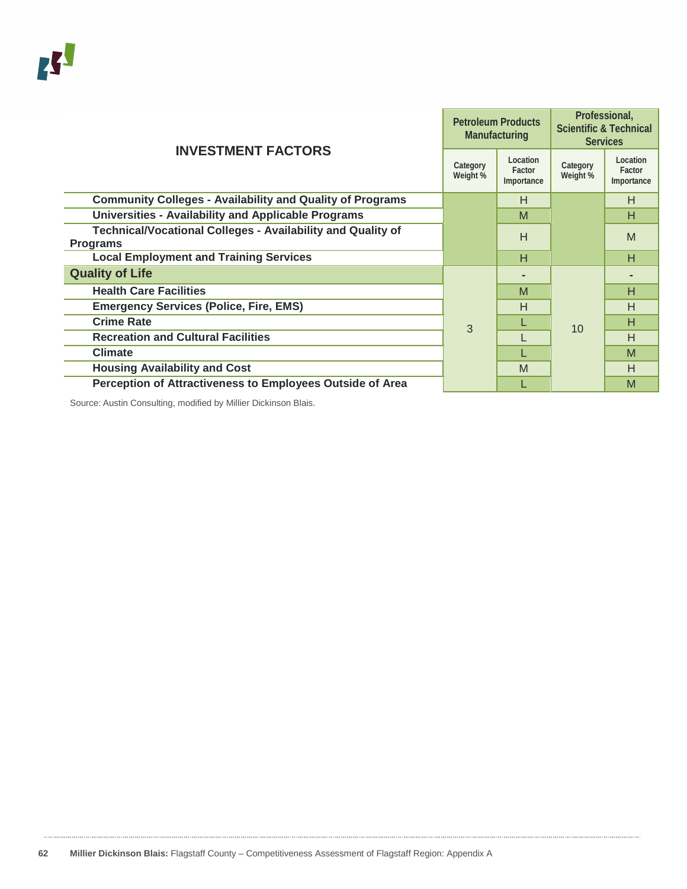| INVESTMENT FACTORS | Petroleum Products Manufacturing | | Professional, Scientific & Technical Services | |
|---|---|---|---|---|
| | Category Weight % | Location Factor Importance | Category Weight % | Location Factor Importance |
| Community Colleges - Availability and Quality of Programs | | H | | H |
| Universities - Availability and Applicable Programs | | M | | H |
| Technical/Vocational Colleges - Availability and Quality of Programs | | H | | M |
| Local Employment and Training Services | | H | | H |
| **Quality of Life** | 3 | - | 10 | - |
| Health Care Facilities | | M | | H |
| Emergency Services (Police, Fire, EMS) | | H | | H |
| Crime Rate | | L | | H |
| Recreation and Cultural Facilities | | L | | H |
| Climate | | L | | M |
| Housing Availability and Cost | | M | | H |
| Perception of Attractiveness to Employees Outside of Area | | L | | M |

Source: Austin Consulting, modified by Millier Dickinson Blais.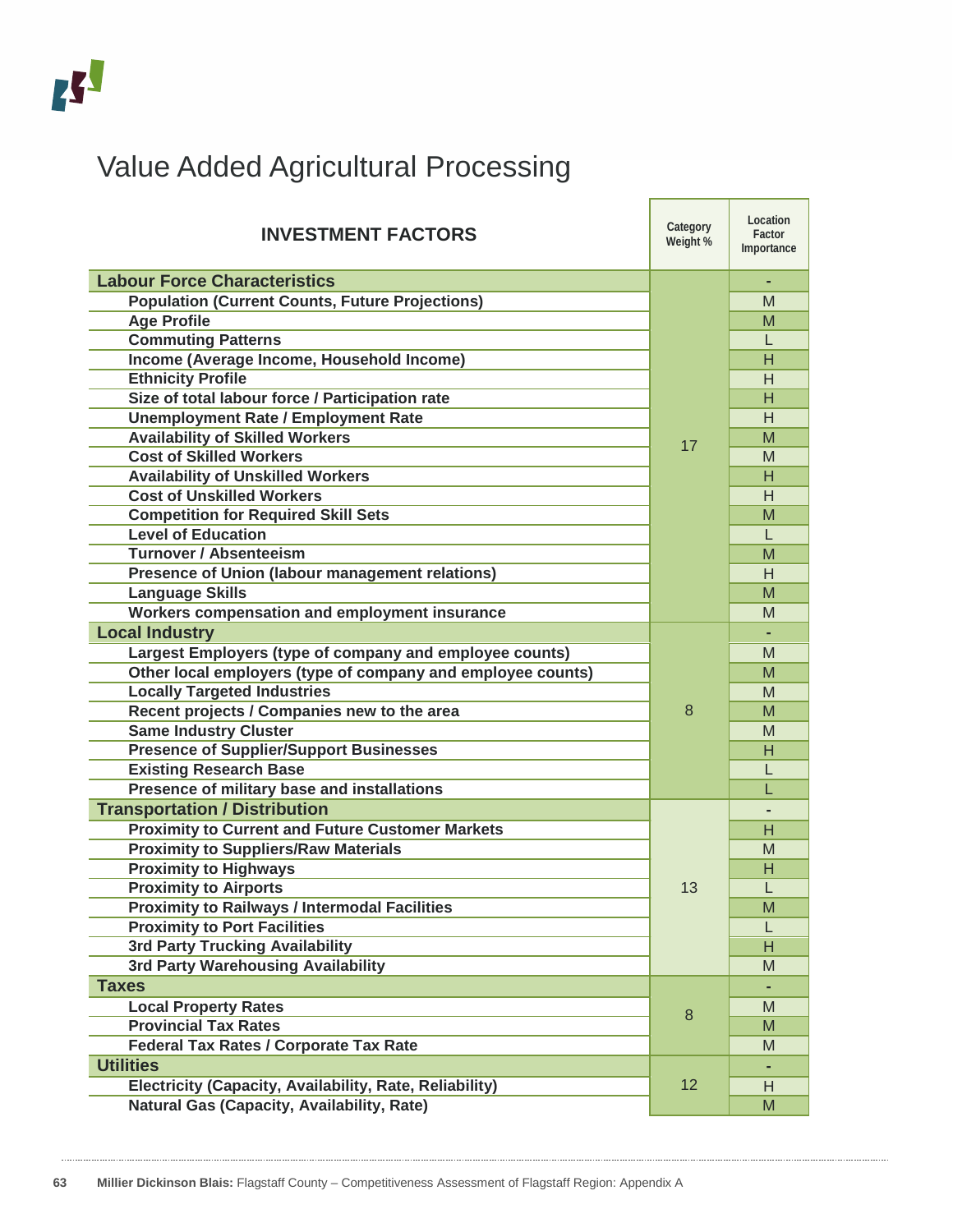# Value Added Agricultural Processing

| INVESTMENT FACTORS | Category Weight % | Location Factor Importance |
|---|---|---|
| **Labour Force Characteristics** | 17 | - |
| Population (Current Counts, Future Projections) | | M |
| Age Profile | | M |
| Commuting Patterns | | L |
| Income (Average Income, Household Income) | | H |
| Ethnicity Profile | | H |
| Size of total labour force / Participation rate | | H |
| Unemployment Rate / Employment Rate | | H |
| Availability of Skilled Workers | | M |
| Cost of Skilled Workers | | M |
| Availability of Unskilled Workers | | H |
| Cost of Unskilled Workers | | H |
| Competition for Required Skill Sets | | M |
| Level of Education | | L |
| Turnover / Absenteeism | | M |
| Presence of Union (labour management relations) | | H |
| Language Skills | | M |
| Workers compensation and employment insurance | | M |
| **Local Industry** | 8 | - |
| Largest Employers (type of company and employee counts) | | M |
| Other local employers (type of company and employee counts) | | M |
| Locally Targeted Industries | | M |
| Recent projects / Companies new to the area | | M |
| Same Industry Cluster | | M |
| Presence of Supplier/Support Businesses | | H |
| Existing Research Base | | L |
| Presence of military base and installations | | L |
| **Transportation / Distribution** | 13 | - |
| Proximity to Current and Future Customer Markets | | H |
| Proximity to Suppliers/Raw Materials | | M |
| Proximity to Highways | | H |
| Proximity to Airports | | L |
| Proximity to Railways / Intermodal Facilities | | M |
| Proximity to Port Facilities | | L |
| 3rd Party Trucking Availability | | H |
| 3rd Party Warehousing Availability | | M |
| **Taxes** | 8 | - |
| Local Property Rates | | M |
| Provincial Tax Rates | | M |
| Federal Tax Rates / Corporate Tax Rate | | M |
| **Utilities** | 12 | - |
| Electricity (Capacity, Availability, Rate, Reliability) | | H |
| Natural Gas (Capacity, Availability, Rate) | | M |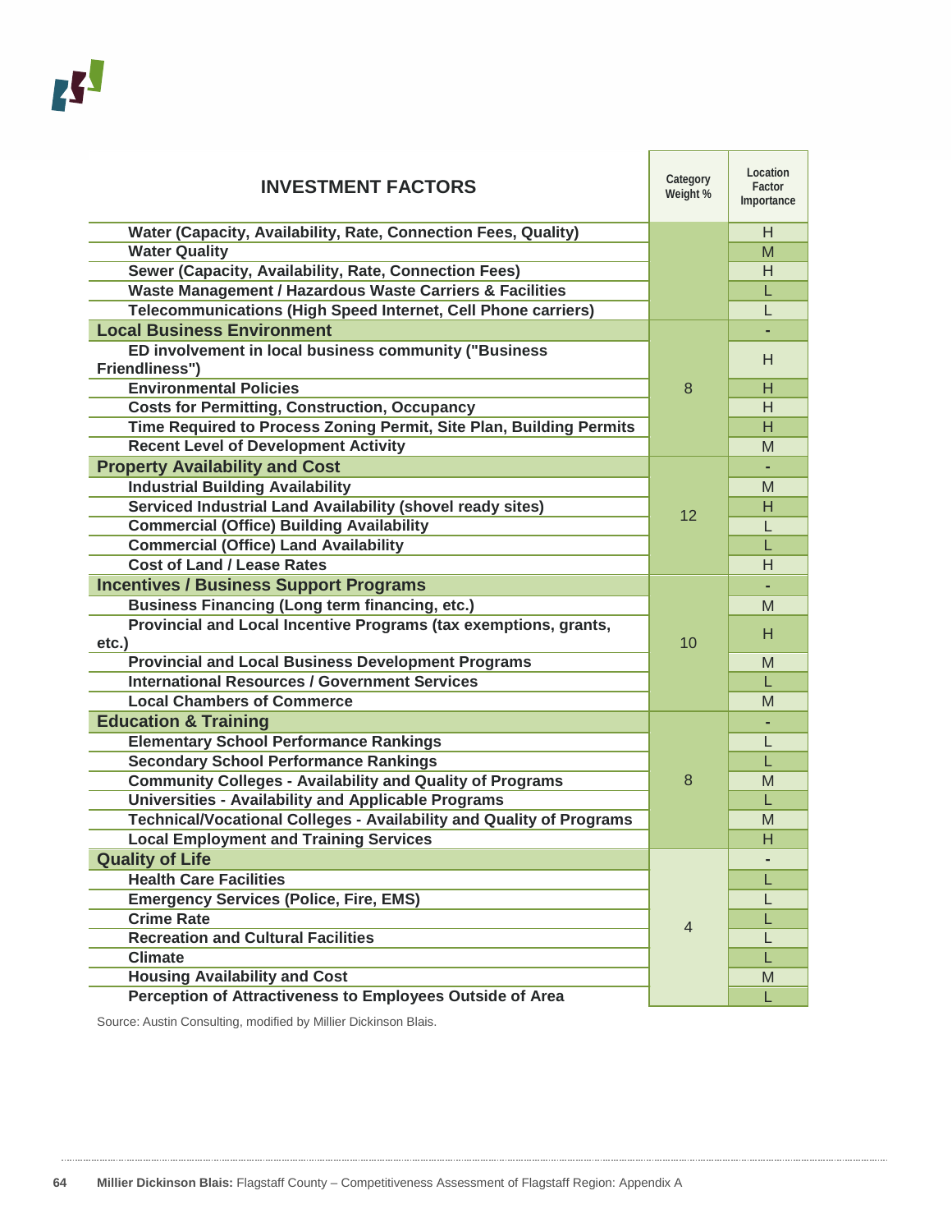| INVESTMENT FACTORS | Category Weight % | Location Factor Importance |
|---|---|---|
| Water (Capacity, Availability, Rate, Connection Fees, Quality) | | H |
| Water Quality | | M |
| Sewer (Capacity, Availability, Rate, Connection Fees) | | H |
| Waste Management / Hazardous Waste Carriers & Facilities | | L |
| Telecommunications (High Speed Internet, Cell Phone carriers) | | L |
| **Local Business Environment** | 8 | - |
| ED involvement in local business community ("Business Friendliness") | | H |
| Environmental Policies | | H |
| Costs for Permitting, Construction, Occupancy | | H |
| Time Required to Process Zoning Permit, Site Plan, Building Permits | | H |
| Recent Level of Development Activity | | M |
| **Property Availability and Cost** | 12 | - |
| Industrial Building Availability | | M |
| Serviced Industrial Land Availability (shovel ready sites) | | H |
| Commercial (Office) Building Availability | | L |
| Commercial (Office) Land Availability | | L |
| Cost of Land / Lease Rates | | H |
| **Incentives / Business Support Programs** | 10 | - |
| Business Financing (Long term financing, etc.) | | M |
| Provincial and Local Incentive Programs (tax exemptions, grants, etc.) | | H |
| Provincial and Local Business Development Programs | | M |
| International Resources / Government Services | | L |
| Local Chambers of Commerce | | M |
| **Education & Training** | 8 | - |
| Elementary School Performance Rankings | | L |
| Secondary School Performance Rankings | | L |
| Community Colleges - Availability and Quality of Programs | | M |
| Universities - Availability and Applicable Programs | | L |
| Technical/Vocational Colleges - Availability and Quality of Programs | | M |
| Local Employment and Training Services | | H |
| **Quality of Life** | 4 | - |
| Health Care Facilities | | L |
| Emergency Services (Police, Fire, EMS) | | L |
| Crime Rate | | L |
| Recreation and Cultural Facilities | | L |
| Climate | | L |
| Housing Availability and Cost | | M |
| Perception of Attractiveness to Employees Outside of Area | | L |

Source: Austin Consulting, modified by Millier Dickinson Blais.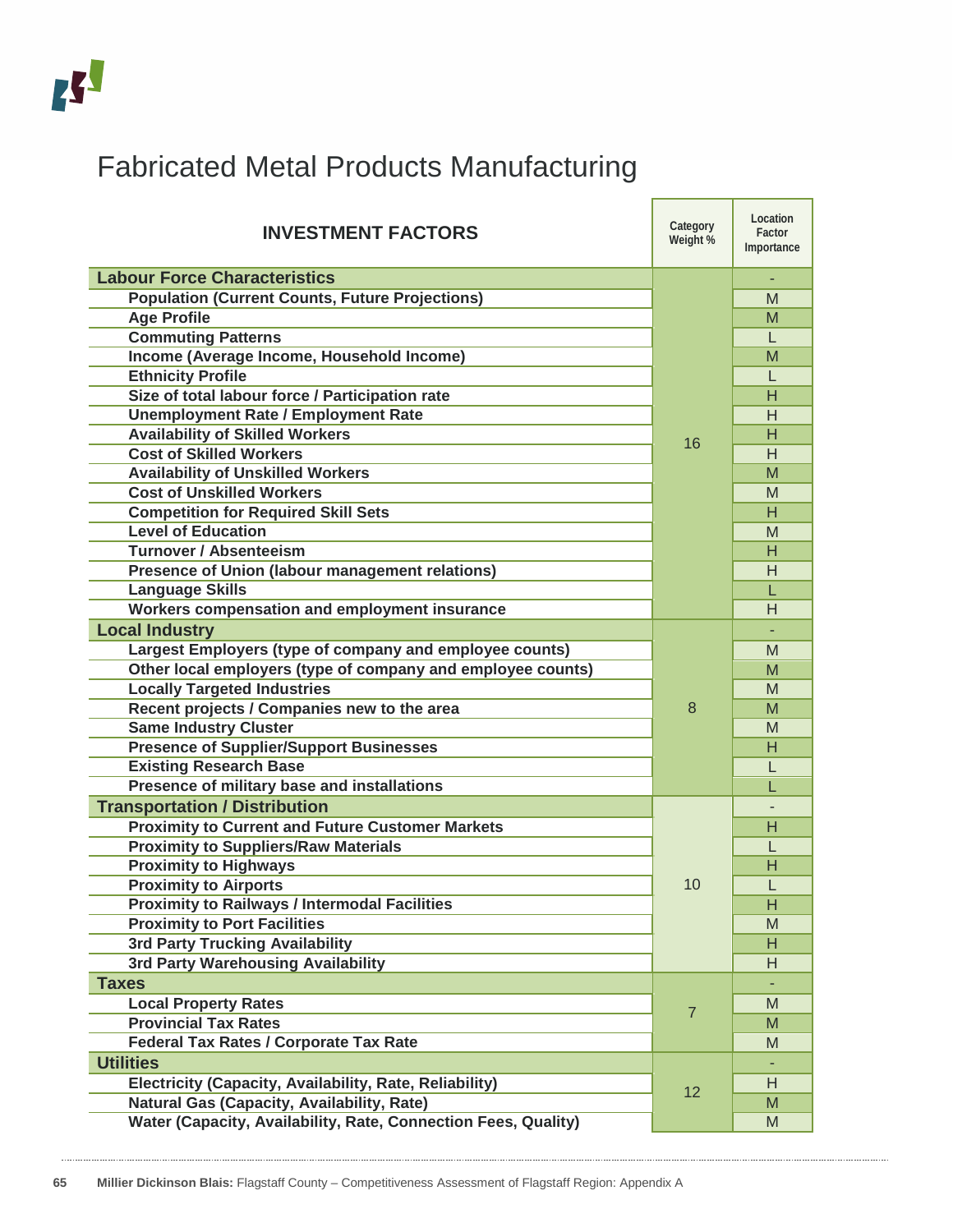# Fabricated Metal Products Manufacturing

| INVESTMENT FACTORS | Category Weight % | Location Factor Importance |
|---|---|---|
| **Labour Force Characteristics** | 16 | - |
| **Population (Current Counts, Future Projections)** | | M |
| **Age Profile** | | M |
| **Commuting Patterns** | | L |
| **Income (Average Income, Household Income)** | | M |
| **Ethnicity Profile** | | L |
| **Size of total labour force / Participation rate** | | H |
| **Unemployment Rate / Employment Rate** | | H |
| **Availability of Skilled Workers** | | H |
| **Cost of Skilled Workers** | | H |
| **Availability of Unskilled Workers** | | M |
| **Cost of Unskilled Workers** | | M |
| **Competition for Required Skill Sets** | | H |
| **Level of Education** | | M |
| **Turnover / Absenteeism** | | H |
| **Presence of Union (labour management relations)** | | H |
| **Language Skills** | | L |
| **Workers compensation and employment insurance** | | H |
| **Local Industry** | 8 | - |
| **Largest Employers (type of company and employee counts)** | | M |
| **Other local employers (type of company and employee counts)** | | M |
| **Locally Targeted Industries** | | M |
| **Recent projects / Companies new to the area** | | M |
| **Same Industry Cluster** | | M |
| **Presence of Supplier/Support Businesses** | | H |
| **Existing Research Base** | | L |
| **Presence of military base and installations** | | L |
| **Transportation / Distribution** | 10 | - |
| **Proximity to Current and Future Customer Markets** | | H |
| **Proximity to Suppliers/Raw Materials** | | L |
| **Proximity to Highways** | | H |
| **Proximity to Airports** | | L |
| **Proximity to Railways / Intermodal Facilities** | | H |
| **Proximity to Port Facilities** | | M |
| **3rd Party Trucking Availability** | | H |
| **3rd Party Warehousing Availability** | | H |
| **Taxes** | 7 | - |
| **Local Property Rates** | | M |
| **Provincial Tax Rates** | | M |
| **Federal Tax Rates / Corporate Tax Rate** | | M |
| **Utilities** | 12 | - |
| **Electricity (Capacity, Availability, Rate, Reliability)** | | H |
| **Natural Gas (Capacity, Availability, Rate)** | | M |
| **Water (Capacity, Availability, Rate, Connection Fees, Quality)** | | M |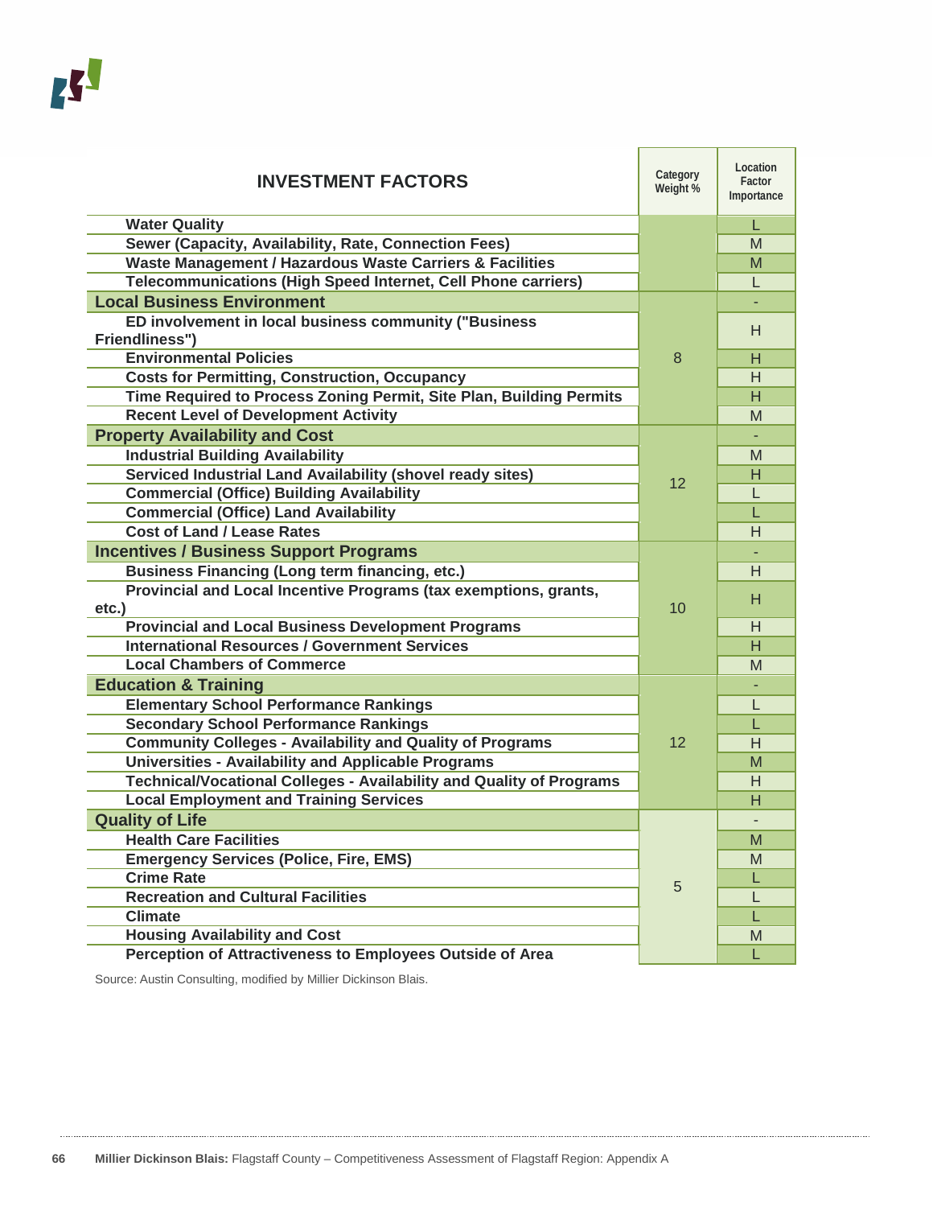| INVESTMENT FACTORS | Category Weight % | Location Factor Importance |
|---|---|---|
| Water Quality | | L |
| Sewer (Capacity, Availability, Rate, Connection Fees) | | M |
| Waste Management / Hazardous Waste Carriers & Facilities | | M |
| Telecommunications (High Speed Internet, Cell Phone carriers) | | L |
| **Local Business Environment** | 8 | - |
| ED involvement in local business community ("Business Friendliness") | | H |
| Environmental Policies | | H |
| Costs for Permitting, Construction, Occupancy | | H |
| Time Required to Process Zoning Permit, Site Plan, Building Permits | | H |
| Recent Level of Development Activity | | M |
| **Property Availability and Cost** | 12 | - |
| Industrial Building Availability | | M |
| Serviced Industrial Land Availability (shovel ready sites) | | H |
| Commercial (Office) Building Availability | | L |
| Commercial (Office) Land Availability | | L |
| Cost of Land / Lease Rates | | H |
| **Incentives / Business Support Programs** | 10 | - |
| Business Financing (Long term financing, etc.) | | H |
| Provincial and Local Incentive Programs (tax exemptions, grants, etc.) | | H |
| Provincial and Local Business Development Programs | | H |
| International Resources / Government Services | | H |
| Local Chambers of Commerce | | M |
| **Education & Training** | 12 | - |
| Elementary School Performance Rankings | | L |
| Secondary School Performance Rankings | | L |
| Community Colleges - Availability and Quality of Programs | | H |
| Universities - Availability and Applicable Programs | | M |
| Technical/Vocational Colleges - Availability and Quality of Programs | | H |
| Local Employment and Training Services | | H |
| **Quality of Life** | 5 | - |
| Health Care Facilities | | M |
| Emergency Services (Police, Fire, EMS) | | M |
| Crime Rate | | L |
| Recreation and Cultural Facilities | | L |
| Climate | | L |
| Housing Availability and Cost | | M |
| Perception of Attractiveness to Employees Outside of Area | | L |

Source: Austin Consulting, modified by Millier Dickinson Blais.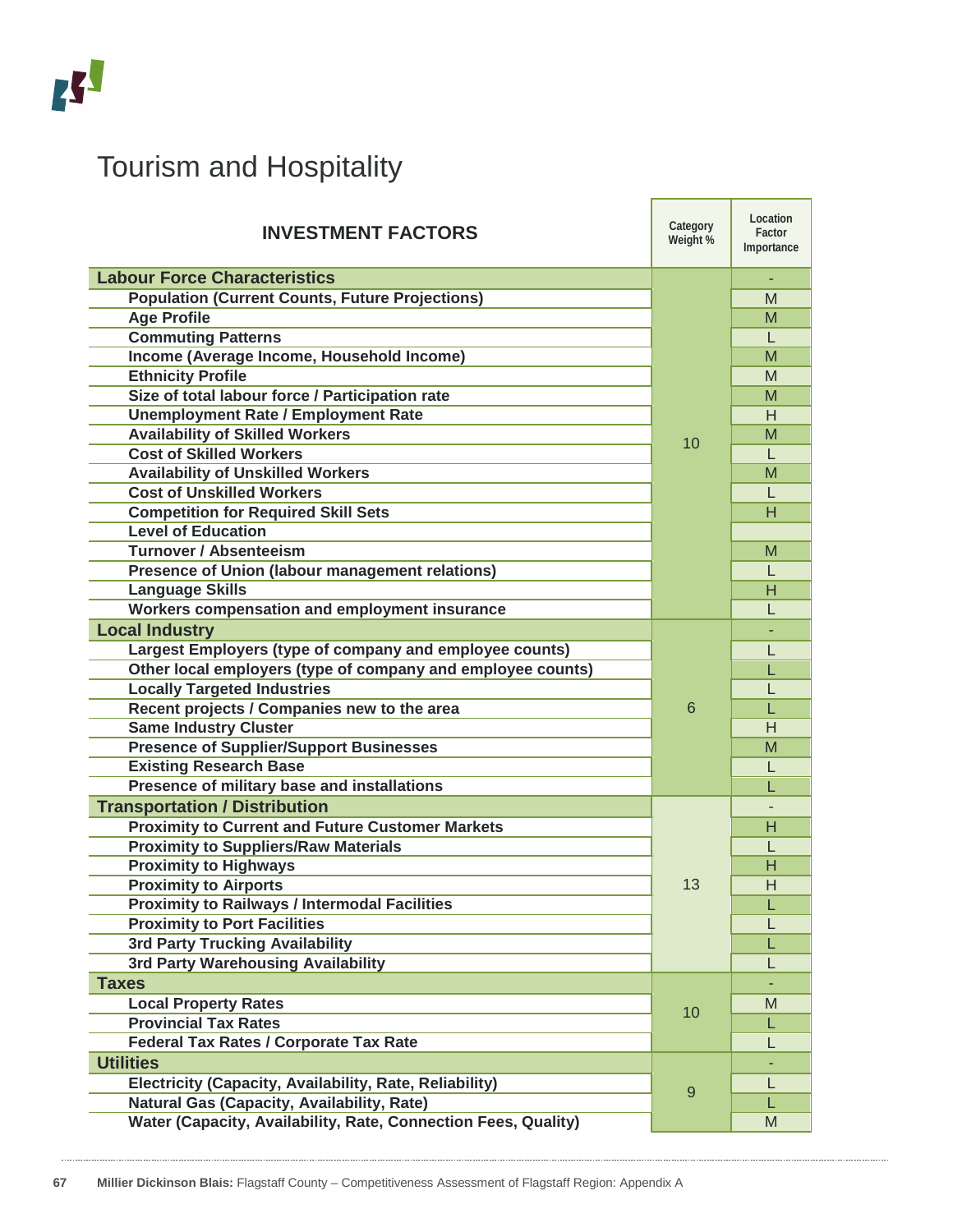# Tourism and Hospitality

| INVESTMENT FACTORS | Category Weight % | Location Factor Importance |
|---|---|---|
| **Labour Force Characteristics** | | - |
| **Population (Current Counts, Future Projections)** | 10 | M |
| **Age Profile** | | M |
| **Commuting Patterns** | | L |
| **Income (Average Income, Household Income)** | | M |
| **Ethnicity Profile** | | M |
| **Size of total labour force / Participation rate** | | M |
| **Unemployment Rate / Employment Rate** | | H |
| **Availability of Skilled Workers** | | M |
| **Cost of Skilled Workers** | | L |
| **Availability of Unskilled Workers** | | M |
| **Cost of Unskilled Workers** | | L |
| **Competition for Required Skill Sets** | | H |
| **Level of Education** | | |
| **Turnover / Absenteeism** | | M |
| **Presence of Union (labour management relations)** | | L |
| **Language Skills** | | H |
| **Workers compensation and employment insurance** | | L |
| **Local Industry** | | - |
| **Largest Employers (type of company and employee counts)** | 6 | L |
| **Other local employers (type of company and employee counts)** | | L |
| **Locally Targeted Industries** | | L |
| **Recent projects / Companies new to the area** | | L |
| **Same Industry Cluster** | | H |
| **Presence of Supplier/Support Businesses** | | M |
| **Existing Research Base** | | L |
| **Presence of military base and installations** | | L |
| **Transportation / Distribution** | | - |
| **Proximity to Current and Future Customer Markets** | 13 | H |
| **Proximity to Suppliers/Raw Materials** | | L |
| **Proximity to Highways** | | H |
| **Proximity to Airports** | | H |
| **Proximity to Railways / Intermodal Facilities** | | L |
| **Proximity to Port Facilities** | | L |
| **3rd Party Trucking Availability** | | L |
| **3rd Party Warehousing Availability** | | L |
| **Taxes** | | - |
| **Local Property Rates** | 10 | M |
| **Provincial Tax Rates** | | L |
| **Federal Tax Rates / Corporate Tax Rate** | | L |
| **Utilities** | | - |
| **Electricity (Capacity, Availability, Rate, Reliability)** | 9 | L |
| **Natural Gas (Capacity, Availability, Rate)** | | L |
| **Water (Capacity, Availability, Rate, Connection Fees, Quality)** | | M |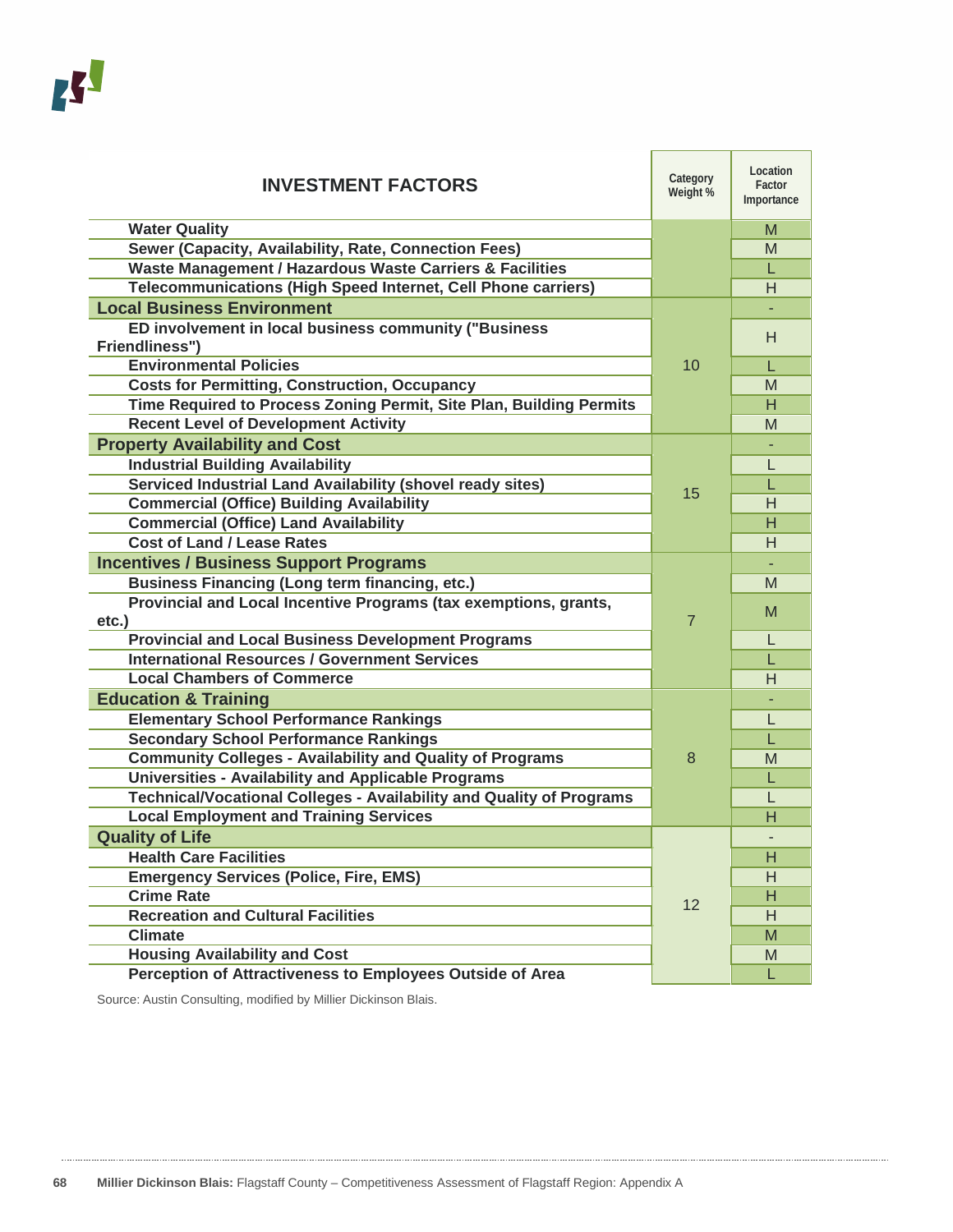| INVESTMENT FACTORS | Category Weight % | Location Factor Importance |
|---|---|---|
| Water Quality | | M |
| Sewer (Capacity, Availability, Rate, Connection Fees) | | M |
| Waste Management / Hazardous Waste Carriers & Facilities | | L |
| Telecommunications (High Speed Internet, Cell Phone carriers) | | H |
| **Local Business Environment** | 10 | - |
| ED involvement in local business community ("Business Friendliness") | | H |
| Environmental Policies | | L |
| Costs for Permitting, Construction, Occupancy | | M |
| Time Required to Process Zoning Permit, Site Plan, Building Permits | | H |
| Recent Level of Development Activity | | M |
| **Property Availability and Cost** | 15 | - |
| Industrial Building Availability | | L |
| Serviced Industrial Land Availability (shovel ready sites) | | L |
| Commercial (Office) Building Availability | | H |
| Commercial (Office) Land Availability | | H |
| Cost of Land / Lease Rates | | H |
| **Incentives / Business Support Programs** | 7 | - |
| Business Financing (Long term financing, etc.) | | M |
| Provincial and Local Incentive Programs (tax exemptions, grants, etc.) | | M |
| Provincial and Local Business Development Programs | | L |
| International Resources / Government Services | | L |
| Local Chambers of Commerce | | H |
| **Education & Training** | 8 | - |
| Elementary School Performance Rankings | | L |
| Secondary School Performance Rankings | | L |
| Community Colleges - Availability and Quality of Programs | | M |
| Universities - Availability and Applicable Programs | | L |
| Technical/Vocational Colleges - Availability and Quality of Programs | | L |
| Local Employment and Training Services | | H |
| **Quality of Life** | 12 | - |
| Health Care Facilities | | H |
| Emergency Services (Police, Fire, EMS) | | H |
| Crime Rate | | H |
| Recreation and Cultural Facilities | | H |
| Climate | | M |
| Housing Availability and Cost | | M |
| Perception of Attractiveness to Employees Outside of Area | | L |

Source: Austin Consulting, modified by Millier Dickinson Blais.